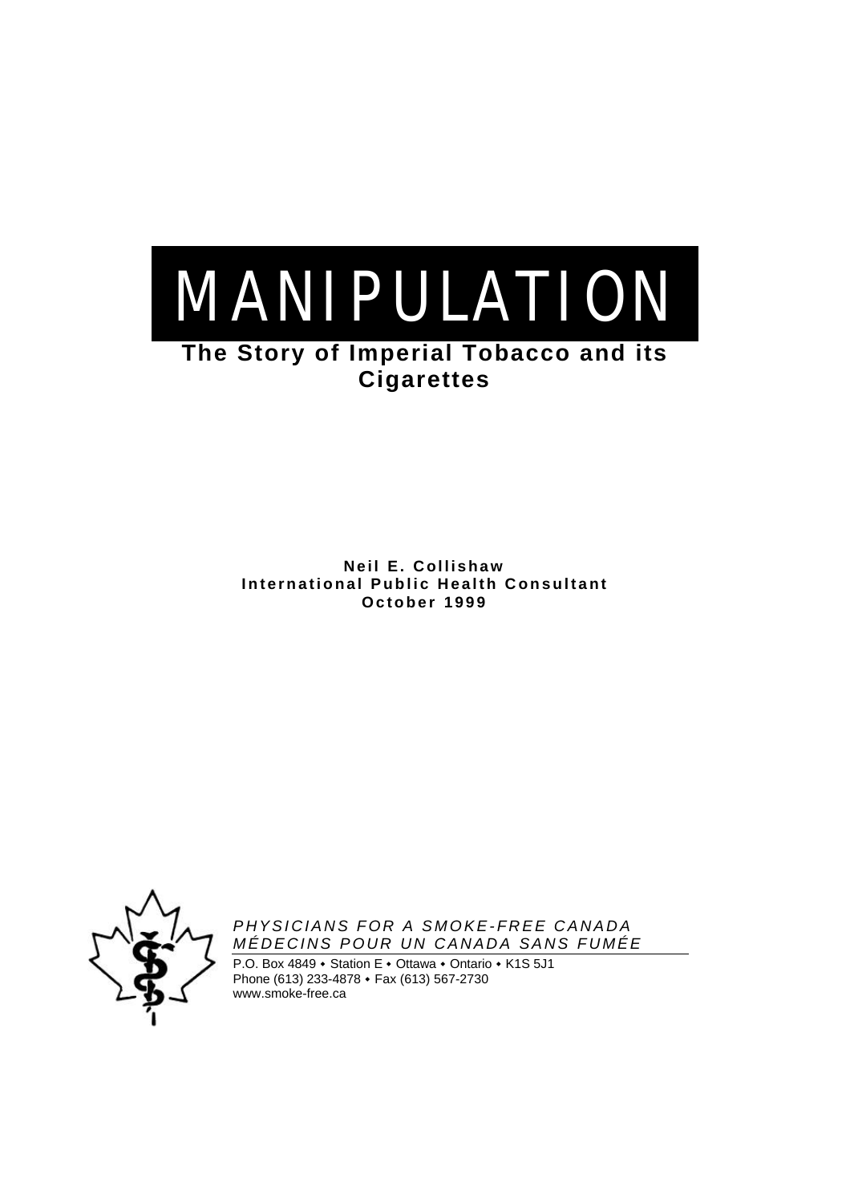# MANIPULATION

## The Story of Imperial Tobacco and its Cigarettes

**Neil E. Collishaw**
**International Public Health Consultant**
**October 1999**

*PHYSICIANS FOR A SMOKE-FREE CANADA*
*MÉDECINS POUR UN CANADA SANS FUMÉE*

P.O. Box 4849 • Station E • Ottawa • Ontario • K1S 5J1
Phone (613) 233-4878 • Fax (613) 567-2730
www.smoke-free.ca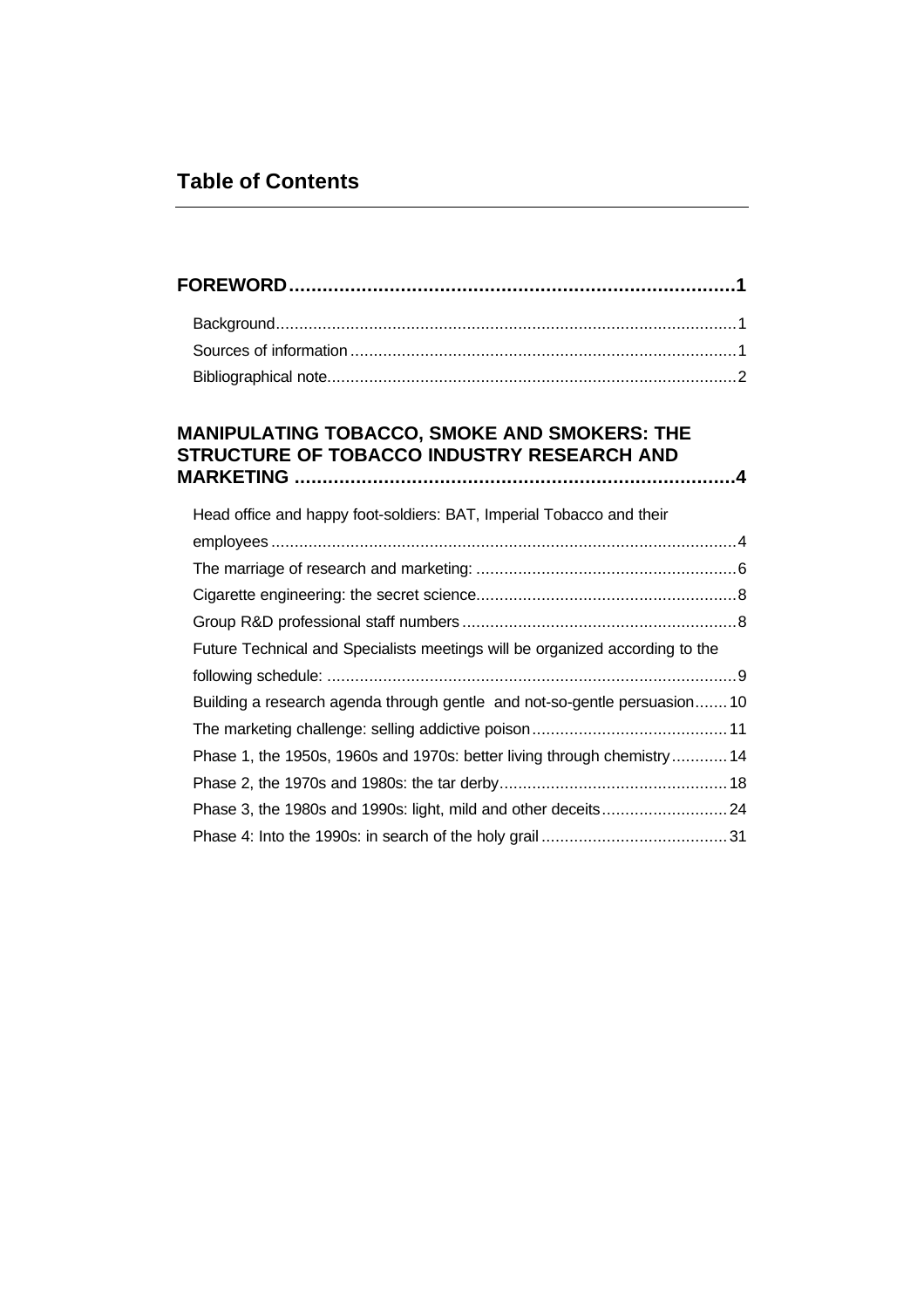## Table of Contents

**FOREWORD ......................................................................... 1**

- Background ......................................................................... 1
- Sources of information ......................................................................... 1
- Bibliographical note ......................................................................... 2

**MANIPULATING TOBACCO, SMOKE AND SMOKERS: THE STRUCTURE OF TOBACCO INDUSTRY RESEARCH AND MARKETING ......................................................................... 4**

- Head office and happy foot-soldiers: BAT, Imperial Tobacco and their employees ......................................................................... 4
- The marriage of research and marketing: ......................................................................... 6
- Cigarette engineering: the secret science ......................................................................... 8
- Group R&D professional staff numbers ......................................................................... 8
- Future Technical and Specialists meetings will be organized according to the following schedule: ......................................................................... 9
- Building a research agenda through gentle and not-so-gentle persuasion ....... 10
- The marketing challenge: selling addictive poison ......................................................................... 11
- Phase 1, the 1950s, 1960s and 1970s: better living through chemistry ............ 14
- Phase 2, the 1970s and 1980s: the tar derby ......................................................................... 18
- Phase 3, the 1980s and 1990s: light, mild and other deceits ......................................................................... 24
- Phase 4: Into the 1990s: in search of the holy grail ......................................................................... 31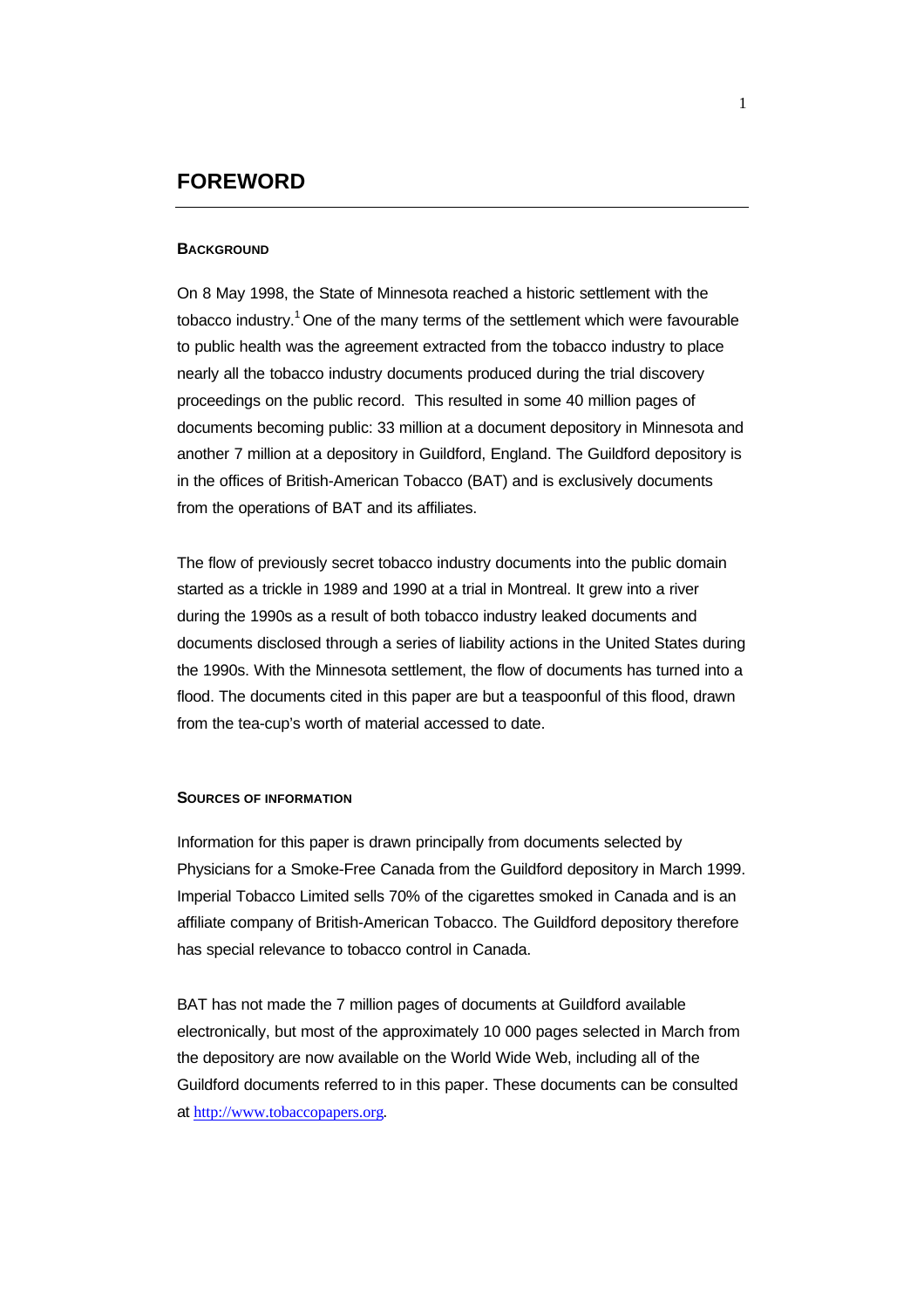# FOREWORD

### BACKGROUND

On 8 May 1998, the State of Minnesota reached a historic settlement with the tobacco industry.[1] One of the many terms of the settlement which were favourable to public health was the agreement extracted from the tobacco industry to place nearly all the tobacco industry documents produced during the trial discovery proceedings on the public record. This resulted in some 40 million pages of documents becoming public: 33 million at a document depository in Minnesota and another 7 million at a depository in Guildford, England. The Guildford depository is in the offices of British-American Tobacco (BAT) and is exclusively documents from the operations of BAT and its affiliates.

The flow of previously secret tobacco industry documents into the public domain started as a trickle in 1989 and 1990 at a trial in Montreal. It grew into a river during the 1990s as a result of both tobacco industry leaked documents and documents disclosed through a series of liability actions in the United States during the 1990s. With the Minnesota settlement, the flow of documents has turned into a flood. The documents cited in this paper are but a teaspoonful of this flood, drawn from the tea-cup's worth of material accessed to date.

### SOURCES OF INFORMATION

Information for this paper is drawn principally from documents selected by Physicians for a Smoke-Free Canada from the Guildford depository in March 1999. Imperial Tobacco Limited sells 70% of the cigarettes smoked in Canada and is an affiliate company of British-American Tobacco. The Guildford depository therefore has special relevance to tobacco control in Canada.

BAT has not made the 7 million pages of documents at Guildford available electronically, but most of the approximately 10 000 pages selected in March from the depository are now available on the World Wide Web, including all of the Guildford documents referred to in this paper. These documents can be consulted at http://www.tobaccopapers.org.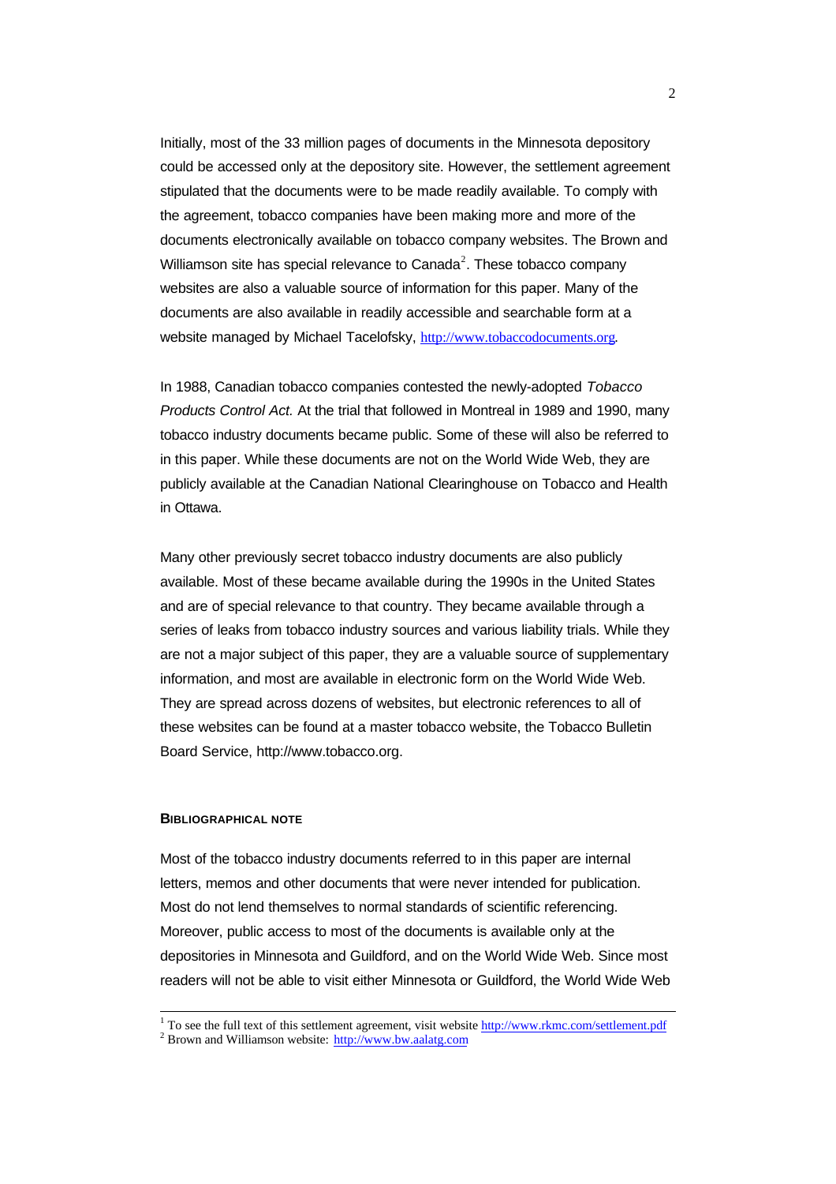Initially, most of the 33 million pages of documents in the Minnesota depository could be accessed only at the depository site. However, the settlement agreement stipulated that the documents were to be made readily available. To comply with the agreement, tobacco companies have been making more and more of the documents electronically available on tobacco company websites. The Brown and Williamson site has special relevance to Canada[2]. These tobacco company websites are also a valuable source of information for this paper. Many of the documents are also available in readily accessible and searchable form at a website managed by Michael Tacelofsky, http://www.tobaccodocuments.org.

In 1988, Canadian tobacco companies contested the newly-adopted *Tobacco Products Control Act.* At the trial that followed in Montreal in 1989 and 1990, many tobacco industry documents became public. Some of these will also be referred to in this paper. While these documents are not on the World Wide Web, they are publicly available at the Canadian National Clearinghouse on Tobacco and Health in Ottawa.

Many other previously secret tobacco industry documents are also publicly available. Most of these became available during the 1990s in the United States and are of special relevance to that country. They became available through a series of leaks from tobacco industry sources and various liability trials. While they are not a major subject of this paper, they are a valuable source of supplementary information, and most are available in electronic form on the World Wide Web. They are spread across dozens of websites, but electronic references to all of these websites can be found at a master tobacco website, the Tobacco Bulletin Board Service, http://www.tobacco.org.

#### BIBLIOGRAPHICAL NOTE

Most of the tobacco industry documents referred to in this paper are internal letters, memos and other documents that were never intended for publication. Most do not lend themselves to normal standards of scientific referencing. Moreover, public access to most of the documents is available only at the depositories in Minnesota and Guildford, and on the World Wide Web. Since most readers will not be able to visit either Minnesota or Guildford, the World Wide Web

---

[1] To see the full text of this settlement agreement, visit website http://www.rkmc.com/settlement.pdf

[2] Brown and Williamson website: http://www.bw.aalatg.com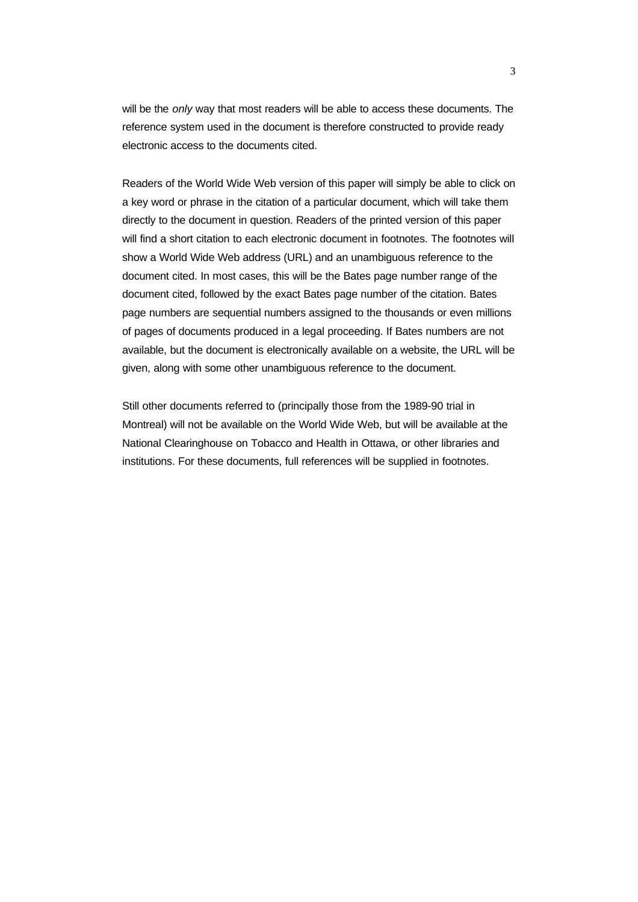will be the *only* way that most readers will be able to access these documents. The reference system used in the document is therefore constructed to provide ready electronic access to the documents cited.

Readers of the World Wide Web version of this paper will simply be able to click on a key word or phrase in the citation of a particular document, which will take them directly to the document in question. Readers of the printed version of this paper will find a short citation to each electronic document in footnotes. The footnotes will show a World Wide Web address (URL) and an unambiguous reference to the document cited. In most cases, this will be the Bates page number range of the document cited, followed by the exact Bates page number of the citation. Bates page numbers are sequential numbers assigned to the thousands or even millions of pages of documents produced in a legal proceeding. If Bates numbers are not available, but the document is electronically available on a website, the URL will be given, along with some other unambiguous reference to the document.

Still other documents referred to (principally those from the 1989-90 trial in Montreal) will not be available on the World Wide Web, but will be available at the National Clearinghouse on Tobacco and Health in Ottawa, or other libraries and institutions. For these documents, full references will be supplied in footnotes.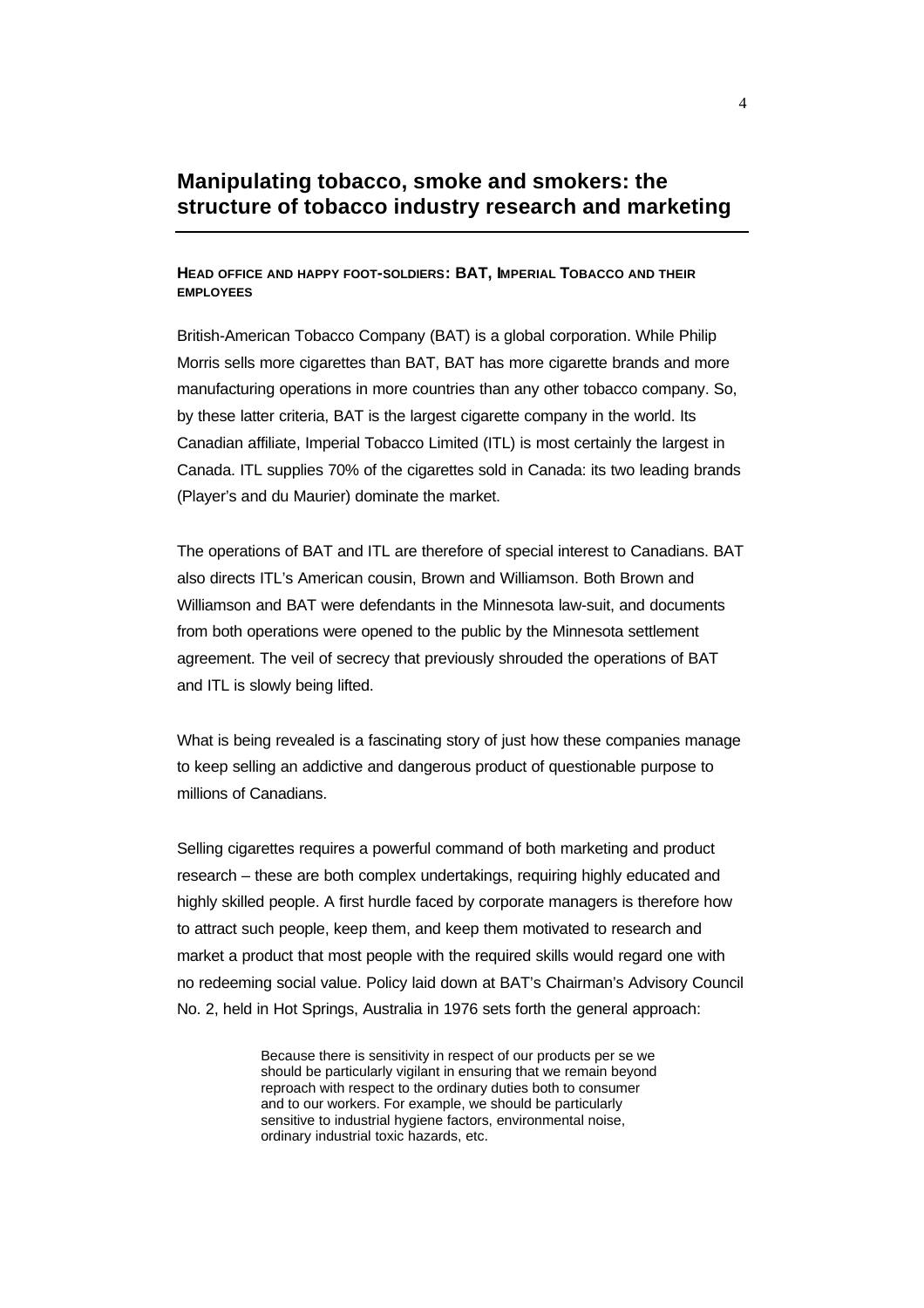## Manipulating tobacco, smoke and smokers: the structure of tobacco industry research and marketing

### HEAD OFFICE AND HAPPY FOOT-SOLDIERS: BAT, IMPERIAL TOBACCO AND THEIR EMPLOYEES

British-American Tobacco Company (BAT) is a global corporation. While Philip Morris sells more cigarettes than BAT, BAT has more cigarette brands and more manufacturing operations in more countries than any other tobacco company. So, by these latter criteria, BAT is the largest cigarette company in the world. Its Canadian affiliate, Imperial Tobacco Limited (ITL) is most certainly the largest in Canada. ITL supplies 70% of the cigarettes sold in Canada: its two leading brands (Player's and du Maurier) dominate the market.

The operations of BAT and ITL are therefore of special interest to Canadians. BAT also directs ITL's American cousin, Brown and Williamson. Both Brown and Williamson and BAT were defendants in the Minnesota law-suit, and documents from both operations were opened to the public by the Minnesota settlement agreement. The veil of secrecy that previously shrouded the operations of BAT and ITL is slowly being lifted.

What is being revealed is a fascinating story of just how these companies manage to keep selling an addictive and dangerous product of questionable purpose to millions of Canadians.

Selling cigarettes requires a powerful command of both marketing and product research – these are both complex undertakings, requiring highly educated and highly skilled people. A first hurdle faced by corporate managers is therefore how to attract such people, keep them, and keep them motivated to research and market a product that most people with the required skills would regard one with no redeeming social value. Policy laid down at BAT's Chairman's Advisory Council No. 2, held in Hot Springs, Australia in 1976 sets forth the general approach:

> Because there is sensitivity in respect of our products per se we should be particularly vigilant in ensuring that we remain beyond reproach with respect to the ordinary duties both to consumer and to our workers. For example, we should be particularly sensitive to industrial hygiene factors, environmental noise, ordinary industrial toxic hazards, etc.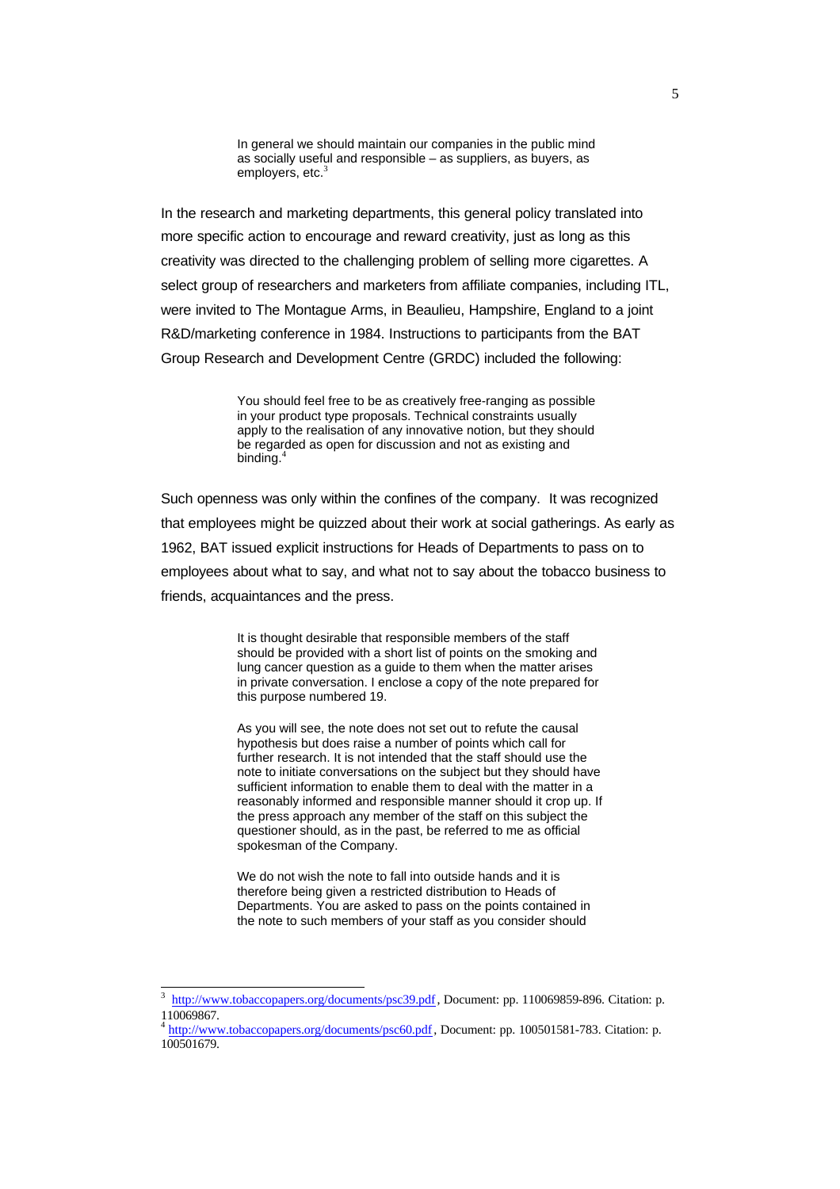> In general we should maintain our companies in the public mind as socially useful and responsible – as suppliers, as buyers, as employers, etc.[3]

In the research and marketing departments, this general policy translated into more specific action to encourage and reward creativity, just as long as this creativity was directed to the challenging problem of selling more cigarettes. A select group of researchers and marketers from affiliate companies, including ITL, were invited to The Montague Arms, in Beaulieu, Hampshire, England to a joint R&D/marketing conference in 1984. Instructions to participants from the BAT Group Research and Development Centre (GRDC) included the following:

> You should feel free to be as creatively free-ranging as possible in your product type proposals. Technical constraints usually apply to the realisation of any innovative notion, but they should be regarded as open for discussion and not as existing and binding.[4]

Such openness was only within the confines of the company. It was recognized that employees might be quizzed about their work at social gatherings. As early as 1962, BAT issued explicit instructions for Heads of Departments to pass on to employees about what to say, and what not to say about the tobacco business to friends, acquaintances and the press.

> It is thought desirable that responsible members of the staff should be provided with a short list of points on the smoking and lung cancer question as a guide to them when the matter arises in private conversation. I enclose a copy of the note prepared for this purpose numbered 19.
>
> As you will see, the note does not set out to refute the causal hypothesis but does raise a number of points which call for further research. It is not intended that the staff should use the note to initiate conversations on the subject but they should have sufficient information to enable them to deal with the matter in a reasonably informed and responsible manner should it crop up. If the press approach any member of the staff on this subject the questioner should, as in the past, be referred to me as official spokesman of the Company.
>
> We do not wish the note to fall into outside hands and it is therefore being given a restricted distribution to Heads of Departments. You are asked to pass on the points contained in the note to such members of your staff as you consider should

---

[3] http://www.tobaccopapers.org/documents/psc39.pdf, Document: pp. 110069859-896. Citation: p. 110069867.

[4] http://www.tobaccopapers.org/documents/psc60.pdf, Document: pp. 100501581-783. Citation: p. 100501679.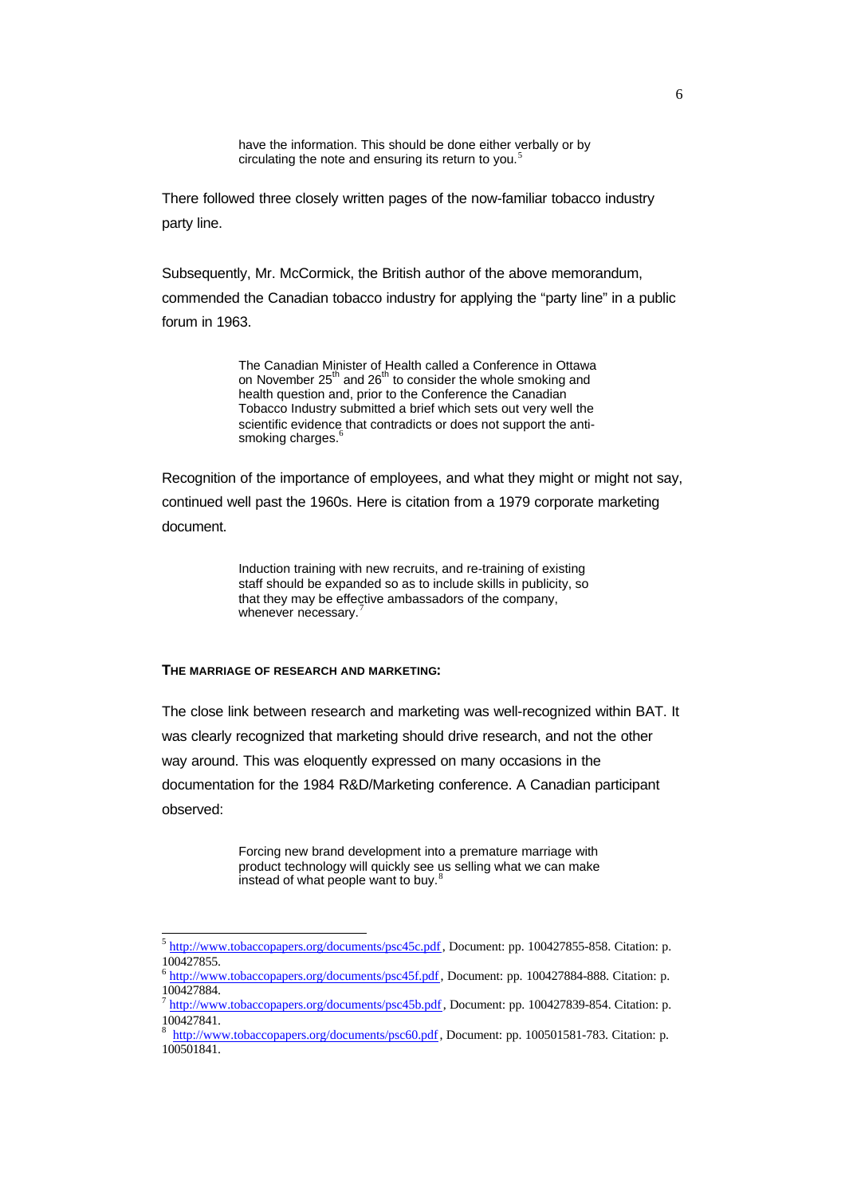> have the information. This should be done either verbally or by circulating the note and ensuring its return to you.[5]

There followed three closely written pages of the now-familiar tobacco industry party line.

Subsequently, Mr. McCormick, the British author of the above memorandum, commended the Canadian tobacco industry for applying the "party line" in a public forum in 1963.

> The Canadian Minister of Health called a Conference in Ottawa on November 25th and 26th to consider the whole smoking and health question and, prior to the Conference the Canadian Tobacco Industry submitted a brief which sets out very well the scientific evidence that contradicts or does not support the anti-smoking charges.[6]

Recognition of the importance of employees, and what they might or might not say, continued well past the 1960s. Here is citation from a 1979 corporate marketing document.

> Induction training with new recruits, and re-training of existing staff should be expanded so as to include skills in publicity, so that they may be effective ambassadors of the company, whenever necessary.[7]

### THE MARRIAGE OF RESEARCH AND MARKETING:

The close link between research and marketing was well-recognized within BAT. It was clearly recognized that marketing should drive research, and not the other way around. This was eloquently expressed on many occasions in the documentation for the 1984 R&D/Marketing conference. A Canadian participant observed:

> Forcing new brand development into a premature marriage with product technology will quickly see us selling what we can make instead of what people want to buy.[8]

---

[5] http://www.tobaccopapers.org/documents/psc45c.pdf, Document: pp. 100427855-858. Citation: p. 100427855.

[6] http://www.tobaccopapers.org/documents/psc45f.pdf, Document: pp. 100427884-888. Citation: p. 100427884.

[7] http://www.tobaccopapers.org/documents/psc45b.pdf, Document: pp. 100427839-854. Citation: p. 100427841.

[8] http://www.tobaccopapers.org/documents/psc60.pdf, Document: pp. 100501581-783. Citation: p. 100501841.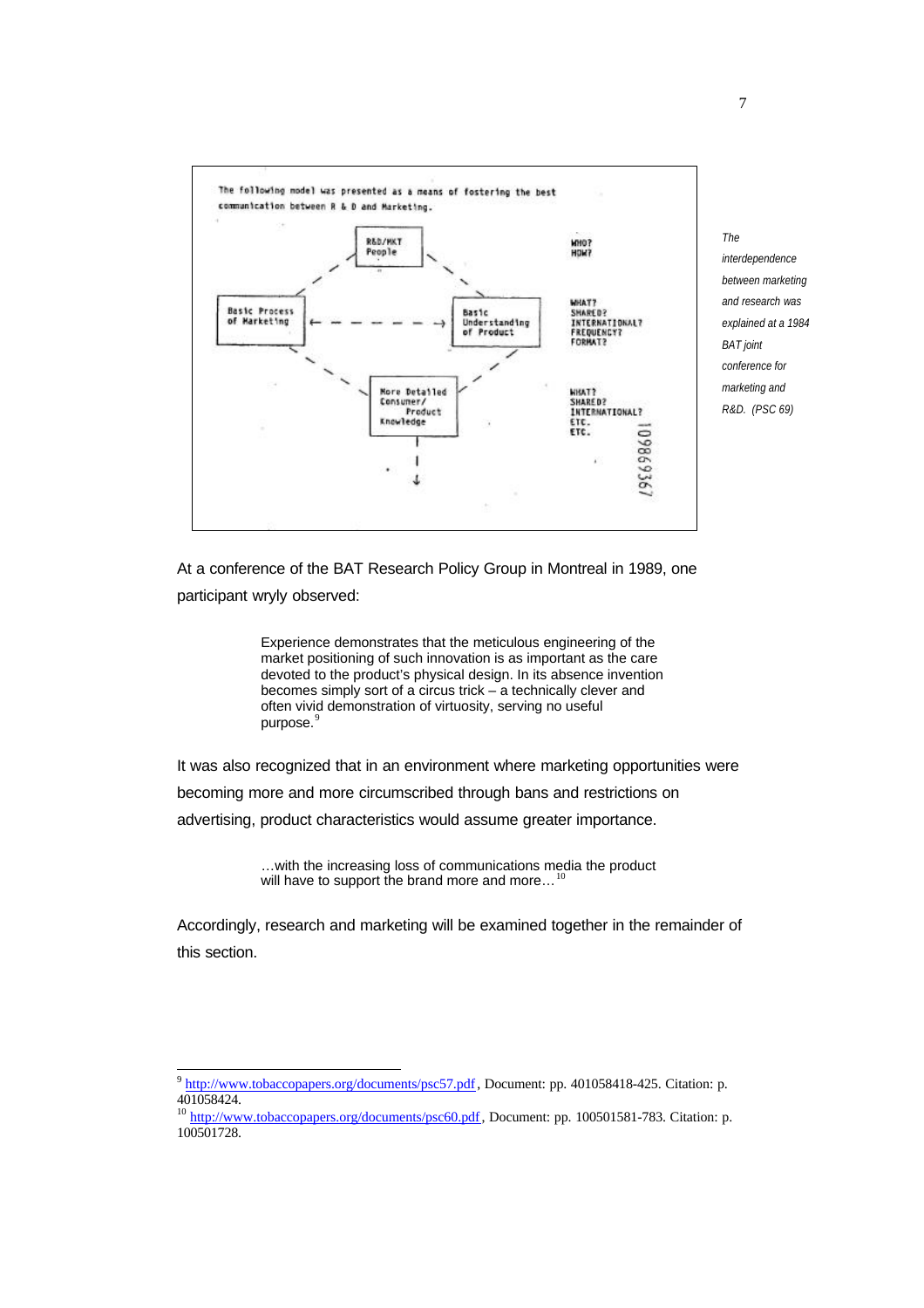The following model was presented as a means of fostering the best communication between R & D and Marketing.

R&D/MKT People

Basic Process of Marketing

Basic Understanding of Product

More Detailed Consumer/ Product Knowledge

WHO?
HOW?

WHAT?
SHARED?
INTERNATIONAL?
FREQUENCY?
FORMAT?

WHAT?
SHARED?
INTERNATIONAL?
ETC.
ETC.

109869367

*The interdependence between marketing and research was explained at a 1984 BAT joint conference for marketing and R&D. (PSC 69)*

At a conference of the BAT Research Policy Group in Montreal in 1989, one participant wryly observed:

> Experience demonstrates that the meticulous engineering of the market positioning of such innovation is as important as the care devoted to the product's physical design. In its absence invention becomes simply sort of a circus trick – a technically clever and often vivid demonstration of virtuosity, serving no useful purpose.[9]

It was also recognized that in an environment where marketing opportunities were becoming more and more circumscribed through bans and restrictions on advertising, product characteristics would assume greater importance.

> …with the increasing loss of communications media the product will have to support the brand more and more…[10]

Accordingly, research and marketing will be examined together in the remainder of this section.

---

[9] http://www.tobaccopapers.org/documents/psc57.pdf, Document: pp. 401058418-425. Citation: p. 401058424.

[10] http://www.tobaccopapers.org/documents/psc60.pdf, Document: pp. 100501581-783. Citation: p. 100501728.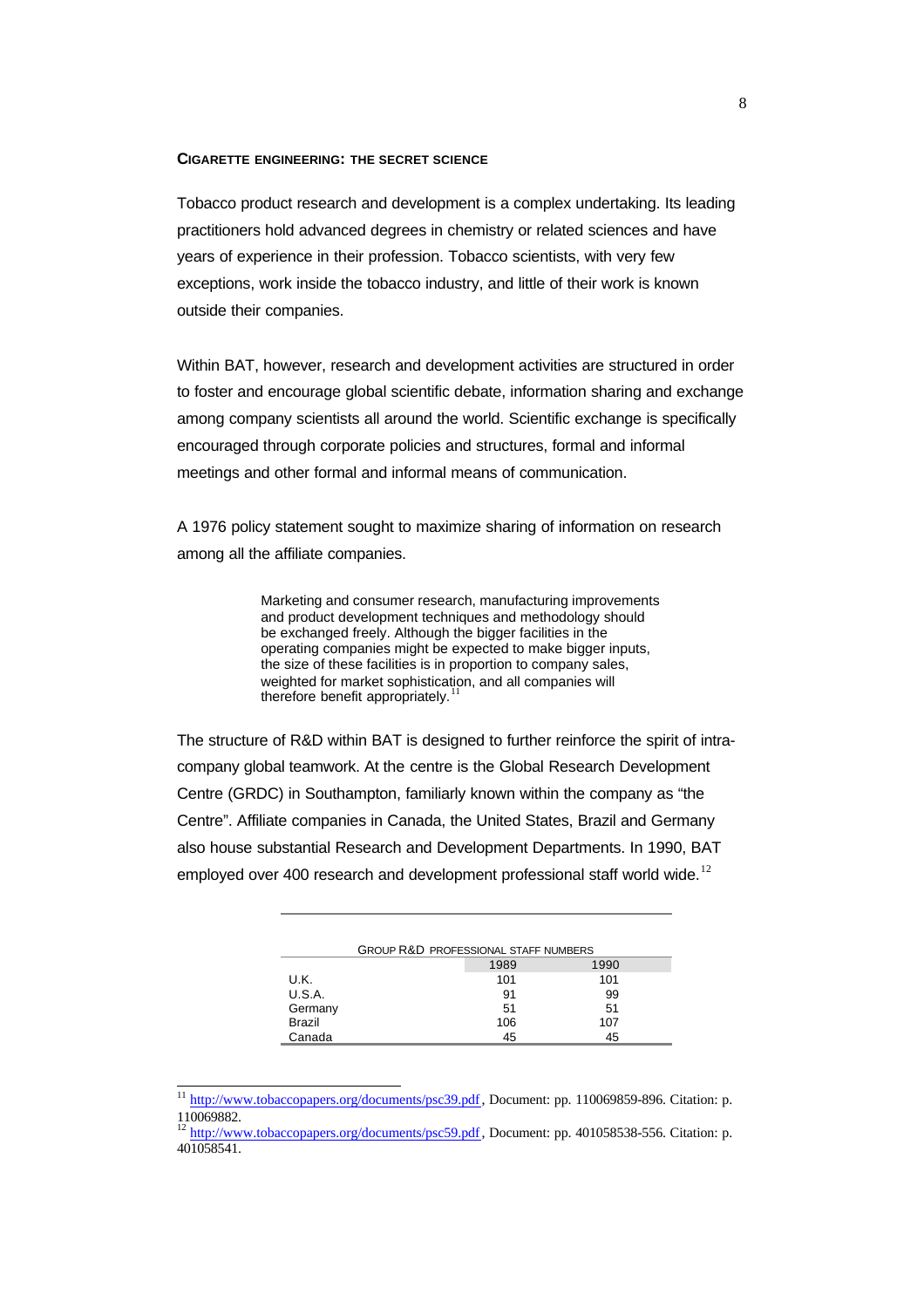## CIGARETTE ENGINEERING: THE SECRET SCIENCE

Tobacco product research and development is a complex undertaking. Its leading practitioners hold advanced degrees in chemistry or related sciences and have years of experience in their profession. Tobacco scientists, with very few exceptions, work inside the tobacco industry, and little of their work is known outside their companies.

Within BAT, however, research and development activities are structured in order to foster and encourage global scientific debate, information sharing and exchange among company scientists all around the world. Scientific exchange is specifically encouraged through corporate policies and structures, formal and informal meetings and other formal and informal means of communication.

A 1976 policy statement sought to maximize sharing of information on research among all the affiliate companies.

> Marketing and consumer research, manufacturing improvements and product development techniques and methodology should be exchanged freely. Although the bigger facilities in the operating companies might be expected to make bigger inputs, the size of these facilities is in proportion to company sales, weighted for market sophistication, and all companies will therefore benefit appropriately.[11]

The structure of R&D within BAT is designed to further reinforce the spirit of intra-company global teamwork. At the centre is the Global Research Development Centre (GRDC) in Southampton, familiarly known within the company as "the Centre". Affiliate companies in Canada, the United States, Brazil and Germany also house substantial Research and Development Departments. In 1990, BAT employed over 400 research and development professional staff world wide.[12]

GROUP R&D PROFESSIONAL STAFF NUMBERS

| | 1989 | 1990 |
|---|---|---|
| U.K. | 101 | 101 |
| U.S.A. | 91 | 99 |
| Germany | 51 | 51 |
| Brazil | 106 | 107 |
| Canada | 45 | 45 |

---

[11] http://www.tobaccopapers.org/documents/psc39.pdf, Document: pp. 110069859-896. Citation: p. 110069882.

[12] http://www.tobaccopapers.org/documents/psc59.pdf, Document: pp. 401058538-556. Citation: p. 401058541.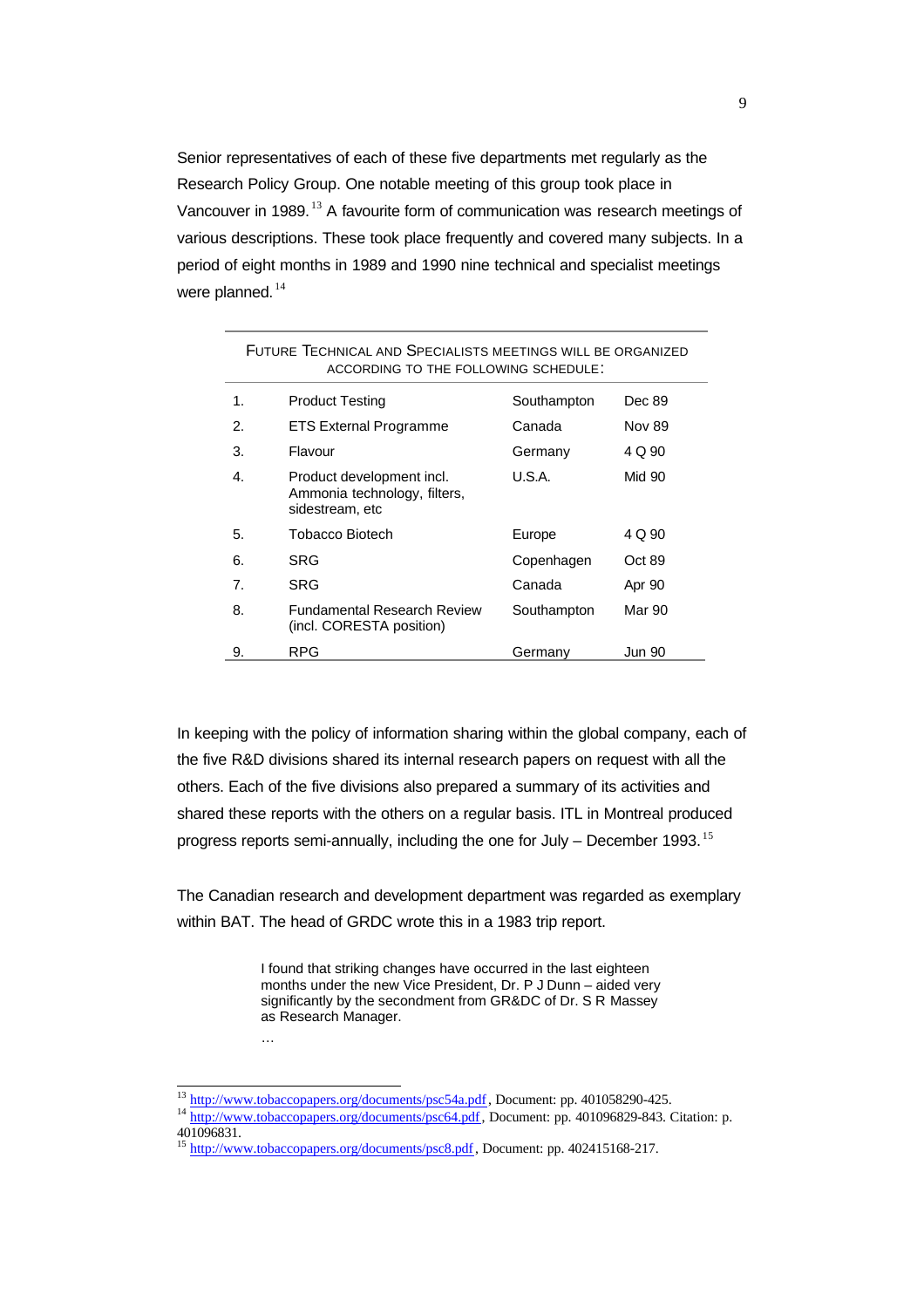Senior representatives of each of these five departments met regularly as the Research Policy Group. One notable meeting of this group took place in Vancouver in 1989.[13] A favourite form of communication was research meetings of various descriptions. These took place frequently and covered many subjects. In a period of eight months in 1989 and 1990 nine technical and specialist meetings were planned.[14]

| FUTURE TECHNICAL AND SPECIALISTS MEETINGS WILL BE ORGANIZED ACCORDING TO THE FOLLOWING SCHEDULE: | | | |
|---|---|---|---|
| 1. | Product Testing | Southampton | Dec 89 |
| 2. | ETS External Programme | Canada | Nov 89 |
| 3. | Flavour | Germany | 4 Q 90 |
| 4. | Product development incl. Ammonia technology, filters, sidestream, etc | U.S.A. | Mid 90 |
| 5. | Tobacco Biotech | Europe | 4 Q 90 |
| 6. | SRG | Copenhagen | Oct 89 |
| 7. | SRG | Canada | Apr 90 |
| 8. | Fundamental Research Review (incl. CORESTA position) | Southampton | Mar 90 |
| 9. | RPG | Germany | Jun 90 |

In keeping with the policy of information sharing within the global company, each of the five R&D divisions shared its internal research papers on request with all the others. Each of the five divisions also prepared a summary of its activities and shared these reports with the others on a regular basis. ITL in Montreal produced progress reports semi-annually, including the one for July – December 1993.[15]

The Canadian research and development department was regarded as exemplary within BAT. The head of GRDC wrote this in a 1983 trip report.

> I found that striking changes have occurred in the last eighteen months under the new Vice President, Dr. P J Dunn – aided very significantly by the secondment from GR&DC of Dr. S R Massey as Research Manager.
>
> …

---

[13] http://www.tobaccopapers.org/documents/psc54a.pdf, Document: pp. 401058290-425.

[14] http://www.tobaccopapers.org/documents/psc64.pdf, Document: pp. 401096829-843. Citation: p. 401096831.

[15] http://www.tobaccopapers.org/documents/psc8.pdf, Document: pp. 402415168-217.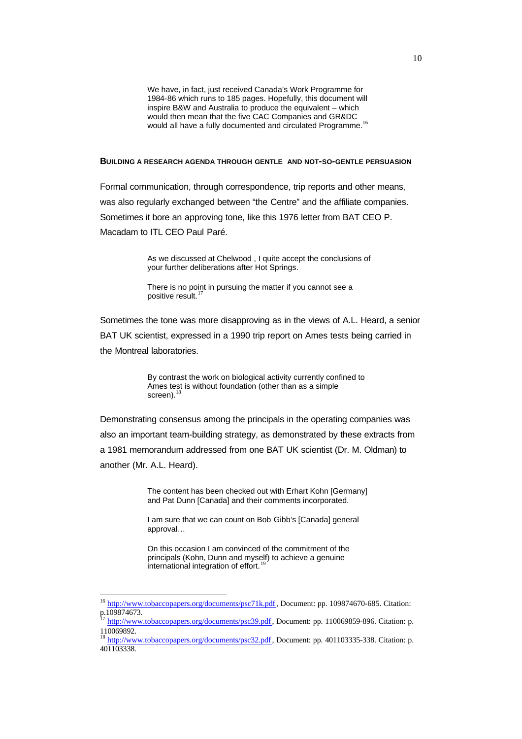> We have, in fact, just received Canada's Work Programme for 1984-86 which runs to 185 pages. Hopefully, this document will inspire B&W and Australia to produce the equivalent – which would then mean that the five CAC Companies and GR&DC would all have a fully documented and circulated Programme.[16]

#### BUILDING A RESEARCH AGENDA THROUGH GENTLE AND NOT-SO-GENTLE PERSUASION

Formal communication, through correspondence, trip reports and other means, was also regularly exchanged between "the Centre" and the affiliate companies. Sometimes it bore an approving tone, like this 1976 letter from BAT CEO P. Macadam to ITL CEO Paul Paré.

> As we discussed at Chelwood , I quite accept the conclusions of your further deliberations after Hot Springs.
>
> There is no point in pursuing the matter if you cannot see a positive result.[17]

Sometimes the tone was more disapproving as in the views of A.L. Heard, a senior BAT UK scientist, expressed in a 1990 trip report on Ames tests being carried in the Montreal laboratories.

> By contrast the work on biological activity currently confined to Ames test is without foundation (other than as a simple screen).[18]

Demonstrating consensus among the principals in the operating companies was also an important team-building strategy, as demonstrated by these extracts from a 1981 memorandum addressed from one BAT UK scientist (Dr. M. Oldman) to another (Mr. A.L. Heard).

> The content has been checked out with Erhart Kohn [Germany] and Pat Dunn [Canada] and their comments incorporated.
>
> I am sure that we can count on Bob Gibb's [Canada] general approval…
>
> On this occasion I am convinced of the commitment of the principals (Kohn, Dunn and myself) to achieve a genuine international integration of effort.[19]

---

[16] http://www.tobaccopapers.org/documents/psc71k.pdf, Document: pp. 109874670-685. Citation: p.109874673.

[17] http://www.tobaccopapers.org/documents/psc39.pdf, Document: pp. 110069859-896. Citation: p. 110069892.

[18] http://www.tobaccopapers.org/documents/psc32.pdf, Document: pp. 401103335-338. Citation: p. 401103338.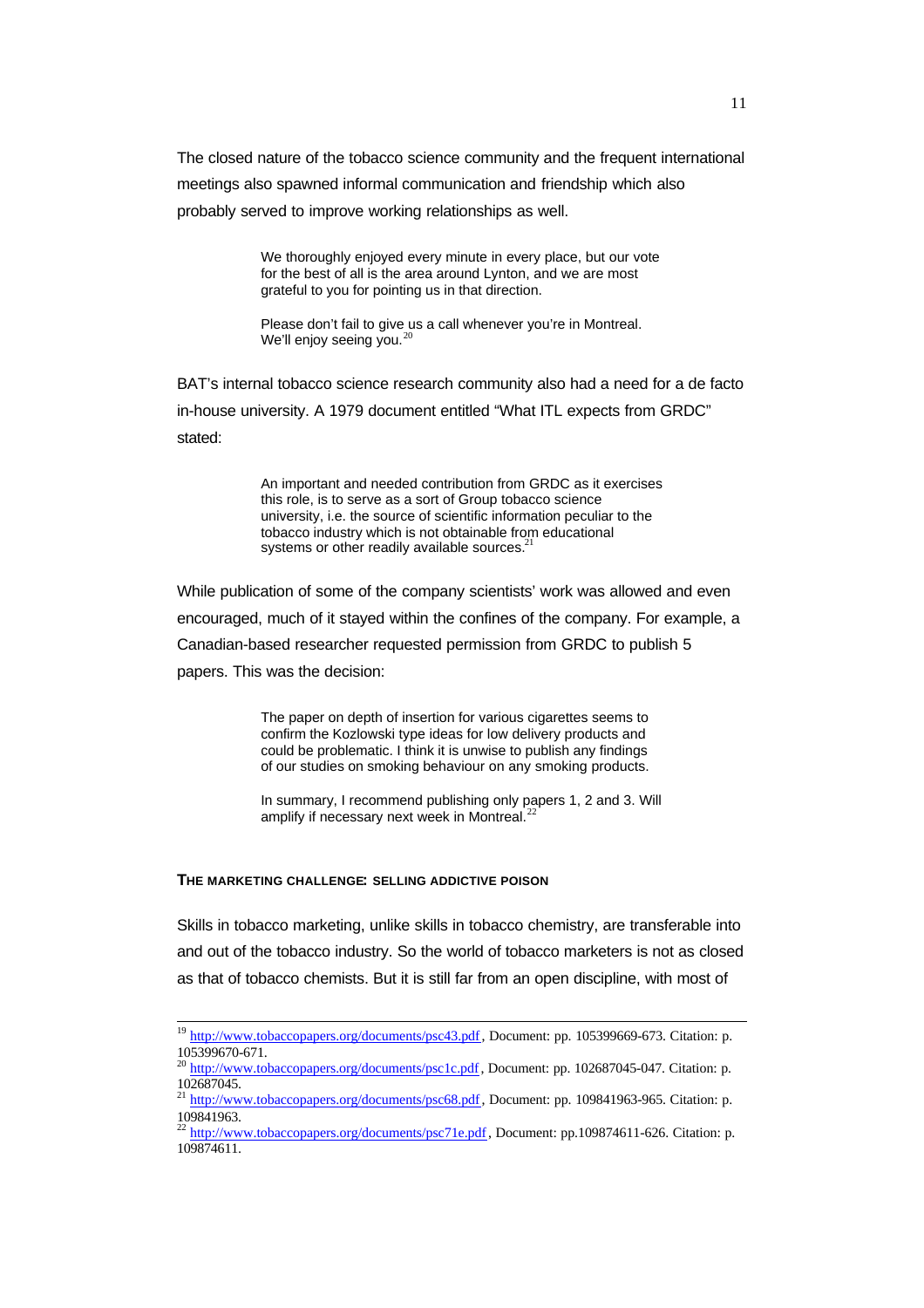The closed nature of the tobacco science community and the frequent international meetings also spawned informal communication and friendship which also probably served to improve working relationships as well.

> We thoroughly enjoyed every minute in every place, but our vote for the best of all is the area around Lynton, and we are most grateful to you for pointing us in that direction.
>
> Please don't fail to give us a call whenever you're in Montreal. We'll enjoy seeing you.[20]

BAT's internal tobacco science research community also had a need for a de facto in-house university. A 1979 document entitled "What ITL expects from GRDC" stated:

> An important and needed contribution from GRDC as it exercises this role, is to serve as a sort of Group tobacco science university, i.e. the source of scientific information peculiar to the tobacco industry which is not obtainable from educational systems or other readily available sources.[21]

While publication of some of the company scientists' work was allowed and even encouraged, much of it stayed within the confines of the company. For example, a Canadian-based researcher requested permission from GRDC to publish 5 papers. This was the decision:

> The paper on depth of insertion for various cigarettes seems to confirm the Kozlowski type ideas for low delivery products and could be problematic. I think it is unwise to publish any findings of our studies on smoking behaviour on any smoking products.
>
> In summary, I recommend publishing only papers 1, 2 and 3. Will amplify if necessary next week in Montreal.[22]

#### THE MARKETING CHALLENGE: SELLING ADDICTIVE POISON

Skills in tobacco marketing, unlike skills in tobacco chemistry, are transferable into and out of the tobacco industry. So the world of tobacco marketers is not as closed as that of tobacco chemists. But it is still far from an open discipline, with most of

---

[19] http://www.tobaccopapers.org/documents/psc43.pdf, Document: pp. 105399669-673. Citation: p. 105399670-671.

[20] http://www.tobaccopapers.org/documents/psc1c.pdf, Document: pp. 102687045-047. Citation: p. 102687045.

[21] http://www.tobaccopapers.org/documents/psc68.pdf, Document: pp. 109841963-965. Citation: p. 109841963.

[22] http://www.tobaccopapers.org/documents/psc71e.pdf, Document: pp.109874611-626. Citation: p. 109874611.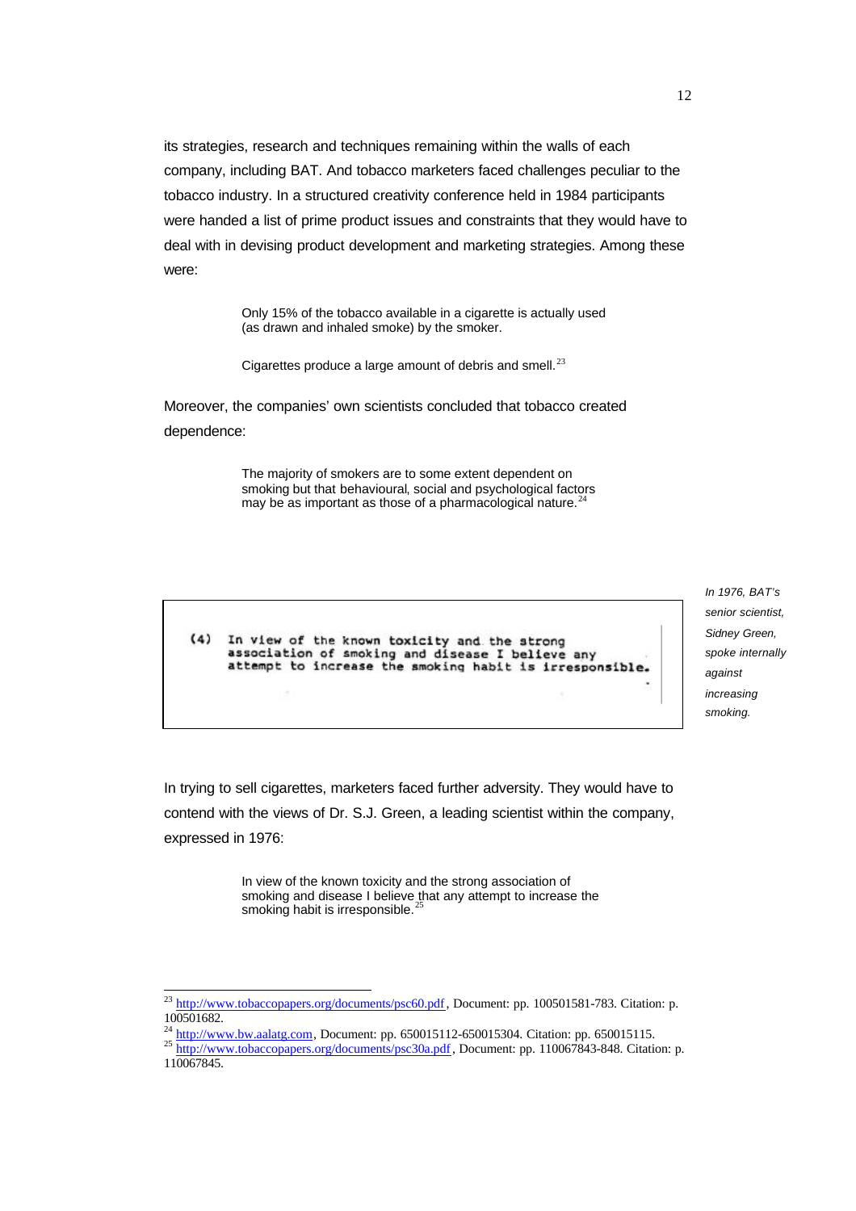its strategies, research and techniques remaining within the walls of each company, including BAT. And tobacco marketers faced challenges peculiar to the tobacco industry. In a structured creativity conference held in 1984 participants were handed a list of prime product issues and constraints that they would have to deal with in devising product development and marketing strategies. Among these were:

> Only 15% of the tobacco available in a cigarette is actually used (as drawn and inhaled smoke) by the smoker.
>
> Cigarettes produce a large amount of debris and smell.[23]

Moreover, the companies' own scientists concluded that tobacco created dependence:

> The majority of smokers are to some extent dependent on smoking but that behavioural, social and psychological factors may be as important as those of a pharmacological nature.[24]

(4) In view of the known toxicity and the strong association of smoking and disease I believe any attempt to increase the smoking habit is irresponsible.

*In 1976, BAT's senior scientist, Sidney Green, spoke internally against increasing smoking.*

In trying to sell cigarettes, marketers faced further adversity. They would have to contend with the views of Dr. S.J. Green, a leading scientist within the company, expressed in 1976:

> In view of the known toxicity and the strong association of smoking and disease I believe that any attempt to increase the smoking habit is irresponsible.[25]

---

[23] http://www.tobaccopapers.org/documents/psc60.pdf, Document: pp. 100501581-783. Citation: p. 100501682.

[24] http://www.bw.aalatg.com, Document: pp. 650015112-650015304. Citation: pp. 650015115.

[25] http://www.tobaccopapers.org/documents/psc30a.pdf, Document: pp. 110067843-848. Citation: p. 110067845.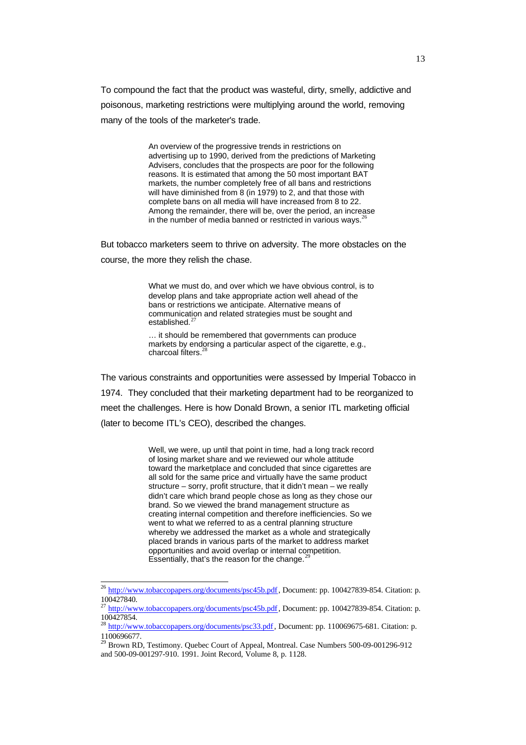To compound the fact that the product was wasteful, dirty, smelly, addictive and poisonous, marketing restrictions were multiplying around the world, removing many of the tools of the marketer's trade.

> An overview of the progressive trends in restrictions on advertising up to 1990, derived from the predictions of Marketing Advisers, concludes that the prospects are poor for the following reasons. It is estimated that among the 50 most important BAT markets, the number completely free of all bans and restrictions will have diminished from 8 (in 1979) to 2, and that those with complete bans on all media will have increased from 8 to 22. Among the remainder, there will be, over the period, an increase in the number of media banned or restricted in various ways.[26]

But tobacco marketers seem to thrive on adversity. The more obstacles on the course, the more they relish the chase.

> What we must do, and over which we have obvious control, is to develop plans and take appropriate action well ahead of the bans or restrictions we anticipate. Alternative means of communication and related strategies must be sought and established.[27]
>
> … it should be remembered that governments can produce markets by endorsing a particular aspect of the cigarette, e.g., charcoal filters.[28]

The various constraints and opportunities were assessed by Imperial Tobacco in 1974. They concluded that their marketing department had to be reorganized to meet the challenges. Here is how Donald Brown, a senior ITL marketing official (later to become ITL's CEO), described the changes.

> Well, we were, up until that point in time, had a long track record of losing market share and we reviewed our whole attitude toward the marketplace and concluded that since cigarettes are all sold for the same price and virtually have the same product structure – sorry, profit structure, that it didn't mean – we really didn't care which brand people chose as long as they chose our brand. So we viewed the brand management structure as creating internal competition and therefore inefficiencies. So we went to what we referred to as a central planning structure whereby we addressed the market as a whole and strategically placed brands in various parts of the market to address market opportunities and avoid overlap or internal competition. Essentially, that's the reason for the change.[29]

---

[26] http://www.tobaccopapers.org/documents/psc45b.pdf, Document: pp. 100427839-854. Citation: p. 100427840.

[27] http://www.tobaccopapers.org/documents/psc45b.pdf, Document: pp. 100427839-854. Citation: p. 100427854.

[28] http://www.tobaccopapers.org/documents/psc33.pdf, Document: pp. 110069675-681. Citation: p. 1100696677.

[29] Brown RD, Testimony. Quebec Court of Appeal, Montreal. Case Numbers 500-09-001296-912 and 500-09-001297-910. 1991. Joint Record, Volume 8, p. 1128.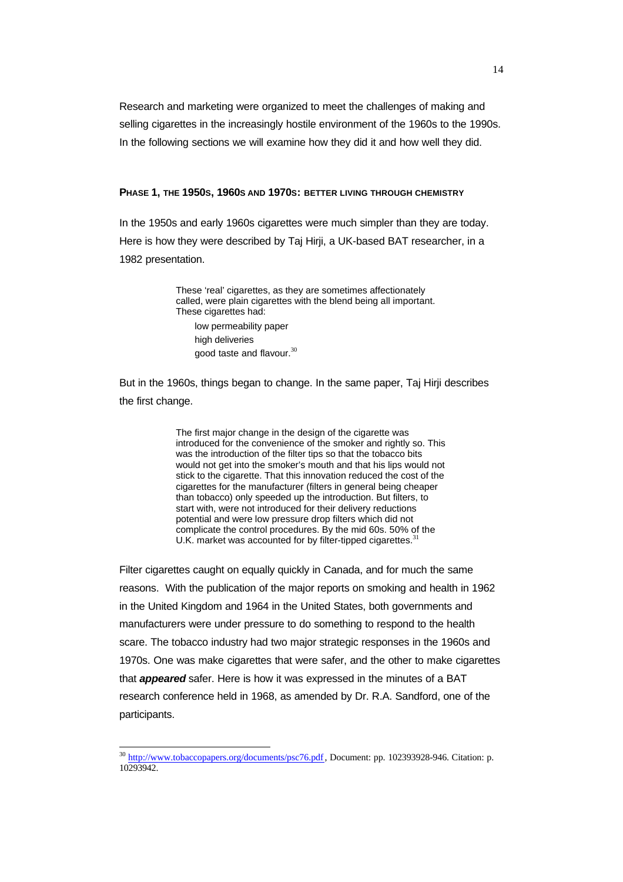Research and marketing were organized to meet the challenges of making and selling cigarettes in the increasingly hostile environment of the 1960s to the 1990s. In the following sections we will examine how they did it and how well they did.

**PHASE 1, THE 1950S, 1960S AND 1970S: BETTER LIVING THROUGH CHEMISTRY**

In the 1950s and early 1960s cigarettes were much simpler than they are today. Here is how they were described by Taj Hirji, a UK-based BAT researcher, in a 1982 presentation.

> These 'real' cigarettes, as they are sometimes affectionately called, were plain cigarettes with the blend being all important. These cigarettes had:
>
> low permeability paper
> high deliveries
> good taste and flavour.[30]

But in the 1960s, things began to change. In the same paper, Taj Hirji describes the first change.

> The first major change in the design of the cigarette was introduced for the convenience of the smoker and rightly so. This was the introduction of the filter tips so that the tobacco bits would not get into the smoker's mouth and that his lips would not stick to the cigarette. That this innovation reduced the cost of the cigarettes for the manufacturer (filters in general being cheaper than tobacco) only speeded up the introduction. But filters, to start with, were not introduced for their delivery reductions potential and were low pressure drop filters which did not complicate the control procedures. By the mid 60s. 50% of the U.K. market was accounted for by filter-tipped cigarettes.[31]

Filter cigarettes caught on equally quickly in Canada, and for much the same reasons. With the publication of the major reports on smoking and health in 1962 in the United Kingdom and 1964 in the United States, both governments and manufacturers were under pressure to do something to respond to the health scare. The tobacco industry had two major strategic responses in the 1960s and 1970s. One was make cigarettes that were safer, and the other to make cigarettes that ***appeared*** safer. Here is how it was expressed in the minutes of a BAT research conference held in 1968, as amended by Dr. R.A. Sandford, one of the participants.

---

[30] http://www.tobaccopapers.org/documents/psc76.pdf, Document: pp. 102393928-946. Citation: p. 10293942.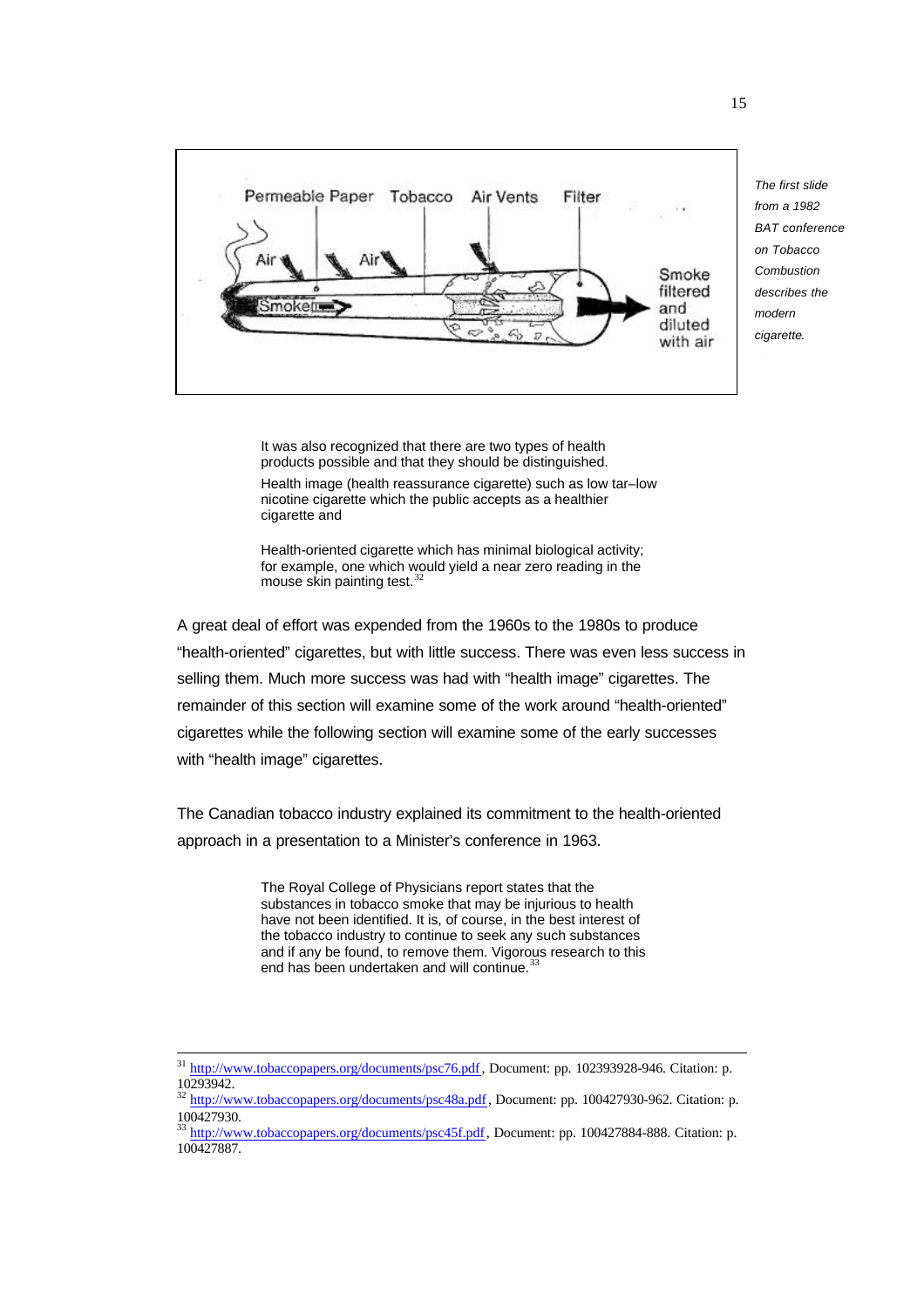*The first slide from a 1982 BAT conference on Tobacco Combustion describes the modern cigarette.*

> It was also recognized that there are two types of health products possible and that they should be distinguished.
>
> Health image (health reassurance cigarette) such as low tar–low nicotine cigarette which the public accepts as a healthier cigarette and
>
> Health-oriented cigarette which has minimal biological activity; for example, one which would yield a near zero reading in the mouse skin painting test.[32]

A great deal of effort was expended from the 1960s to the 1980s to produce "health-oriented" cigarettes, but with little success. There was even less success in selling them. Much more success was had with "health image" cigarettes. The remainder of this section will examine some of the work around "health-oriented" cigarettes while the following section will examine some of the early successes with "health image" cigarettes.

The Canadian tobacco industry explained its commitment to the health-oriented approach in a presentation to a Minister's conference in 1963.

> The Royal College of Physicians report states that the substances in tobacco smoke that may be injurious to health have not been identified. It is, of course, in the best interest of the tobacco industry to continue to seek any such substances and if any be found, to remove them. Vigorous research to this end has been undertaken and will continue.[33]

---

[31] http://www.tobaccopapers.org/documents/psc76.pdf, Document: pp. 102393928-946. Citation: p. 10293942.

[32] http://www.tobaccopapers.org/documents/psc48a.pdf, Document: pp. 100427930-962. Citation: p. 100427930.

[33] http://www.tobaccopapers.org/documents/psc45f.pdf, Document: pp. 100427884-888. Citation: p. 100427887.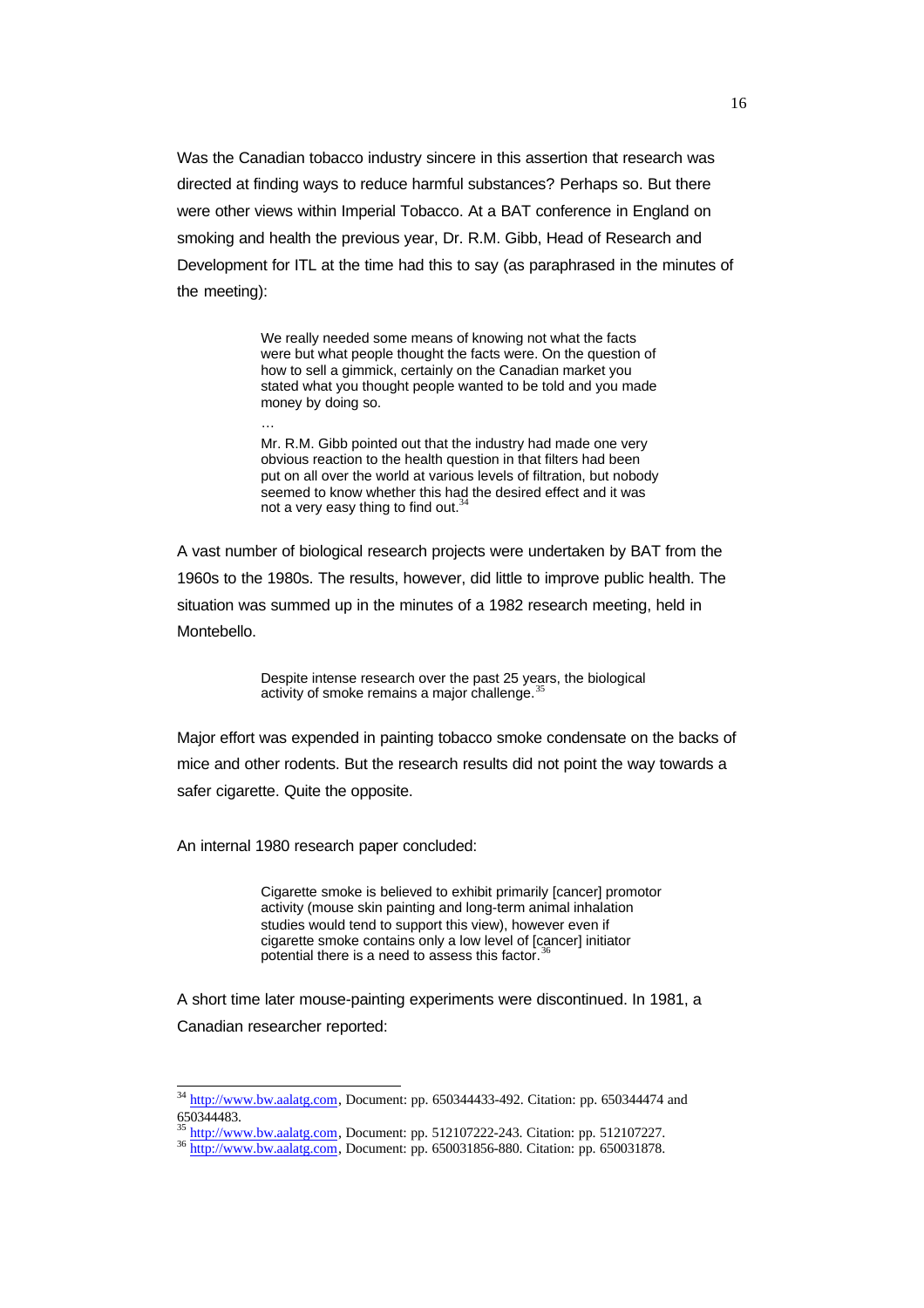Was the Canadian tobacco industry sincere in this assertion that research was directed at finding ways to reduce harmful substances? Perhaps so. But there were other views within Imperial Tobacco. At a BAT conference in England on smoking and health the previous year, Dr. R.M. Gibb, Head of Research and Development for ITL at the time had this to say (as paraphrased in the minutes of the meeting):

> We really needed some means of knowing not what the facts were but what people thought the facts were. On the question of how to sell a gimmick, certainly on the Canadian market you stated what you thought people wanted to be told and you made money by doing so.
>
> …
>
> Mr. R.M. Gibb pointed out that the industry had made one very obvious reaction to the health question in that filters had been put on all over the world at various levels of filtration, but nobody seemed to know whether this had the desired effect and it was not a very easy thing to find out.[34]

A vast number of biological research projects were undertaken by BAT from the 1960s to the 1980s. The results, however, did little to improve public health. The situation was summed up in the minutes of a 1982 research meeting, held in Montebello.

> Despite intense research over the past 25 years, the biological activity of smoke remains a major challenge.[35]

Major effort was expended in painting tobacco smoke condensate on the backs of mice and other rodents. But the research results did not point the way towards a safer cigarette. Quite the opposite.

An internal 1980 research paper concluded:

> Cigarette smoke is believed to exhibit primarily [cancer] promotor activity (mouse skin painting and long-term animal inhalation studies would tend to support this view), however even if cigarette smoke contains only a low level of [cancer] initiator potential there is a need to assess this factor.[36]

A short time later mouse-painting experiments were discontinued. In 1981, a Canadian researcher reported:

---

[34] http://www.bw.aalatg.com, Document: pp. 650344433-492. Citation: pp. 650344474 and 650344483.

[35] http://www.bw.aalatg.com, Document: pp. 512107222-243. Citation: pp. 512107227.

[36] http://www.bw.aalatg.com, Document: pp. 650031856-880. Citation: pp. 650031878.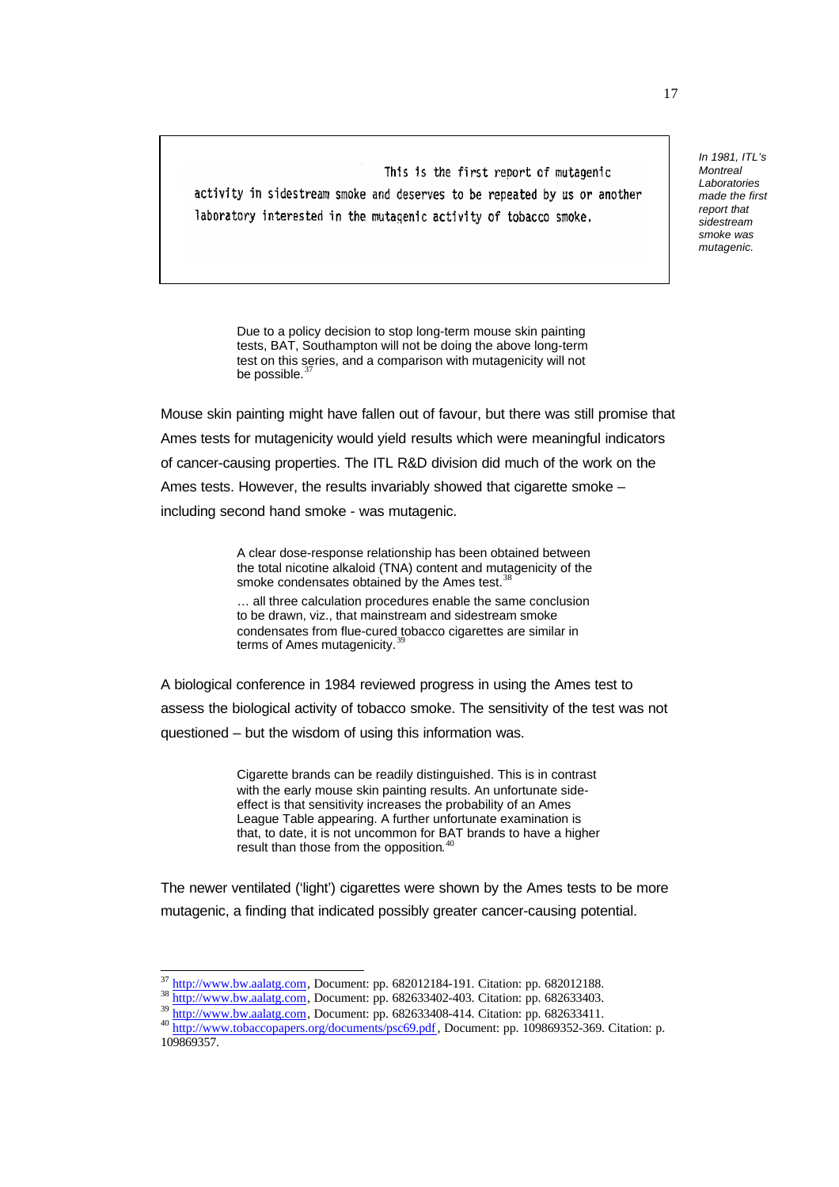> This is the first report of mutagenic activity in sidestream smoke and deserves to be repeated by us or another laboratory interested in the mutagenic activity of tobacco smoke.

*In 1981, ITL's Montreal Laboratories made the first report that sidestream smoke was mutagenic.*

> Due to a policy decision to stop long-term mouse skin painting tests, BAT, Southampton will not be doing the above long-term test on this series, and a comparison with mutagenicity will not be possible.[37]

Mouse skin painting might have fallen out of favour, but there was still promise that Ames tests for mutagenicity would yield results which were meaningful indicators of cancer-causing properties. The ITL R&D division did much of the work on the Ames tests. However, the results invariably showed that cigarette smoke – including second hand smoke - was mutagenic.

> A clear dose-response relationship has been obtained between the total nicotine alkaloid (TNA) content and mutagenicity of the smoke condensates obtained by the Ames test.[38]
>
> … all three calculation procedures enable the same conclusion to be drawn, viz., that mainstream and sidestream smoke condensates from flue-cured tobacco cigarettes are similar in terms of Ames mutagenicity.[39]

A biological conference in 1984 reviewed progress in using the Ames test to assess the biological activity of tobacco smoke. The sensitivity of the test was not questioned – but the wisdom of using this information was.

> Cigarette brands can be readily distinguished. This is in contrast with the early mouse skin painting results. An unfortunate side-effect is that sensitivity increases the probability of an Ames League Table appearing. A further unfortunate examination is that, to date, it is not uncommon for BAT brands to have a higher result than those from the opposition.[40]

The newer ventilated ('light') cigarettes were shown by the Ames tests to be more mutagenic, a finding that indicated possibly greater cancer-causing potential.

---

[37] http://www.bw.aalatg.com, Document: pp. 682012184-191. Citation: pp. 682012188.

[38] http://www.bw.aalatg.com, Document: pp. 682633402-403. Citation: pp. 682633403.

[39] http://www.bw.aalatg.com, Document: pp. 682633408-414. Citation: pp. 682633411.

[40] http://www.tobaccopapers.org/documents/psc69.pdf, Document: pp. 109869352-369. Citation: p. 109869357.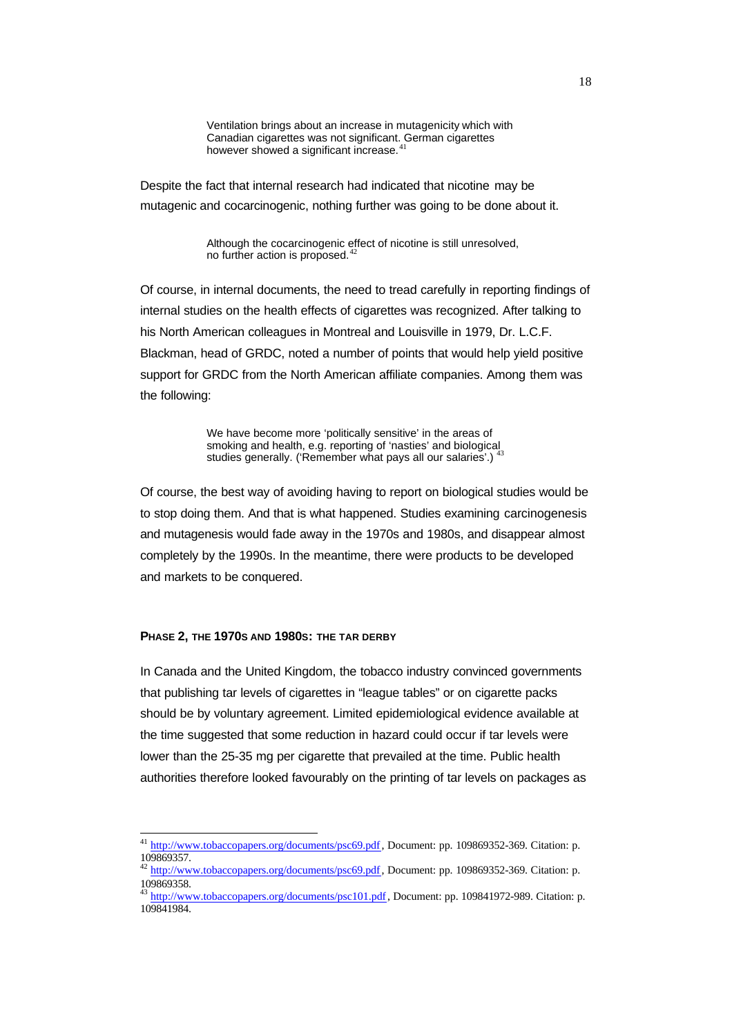> Ventilation brings about an increase in mutagenicity which with Canadian cigarettes was not significant. German cigarettes however showed a significant increase.[41]

Despite the fact that internal research had indicated that nicotine may be mutagenic and cocarcinogenic, nothing further was going to be done about it.

> Although the cocarcinogenic effect of nicotine is still unresolved, no further action is proposed.[42]

Of course, in internal documents, the need to tread carefully in reporting findings of internal studies on the health effects of cigarettes was recognized. After talking to his North American colleagues in Montreal and Louisville in 1979, Dr. L.C.F. Blackman, head of GRDC, noted a number of points that would help yield positive support for GRDC from the North American affiliate companies. Among them was the following:

> We have become more 'politically sensitive' in the areas of smoking and health, e.g. reporting of 'nasties' and biological studies generally. ('Remember what pays all our salaries'.)[43]

Of course, the best way of avoiding having to report on biological studies would be to stop doing them. And that is what happened. Studies examining carcinogenesis and mutagenesis would fade away in the 1970s and 1980s, and disappear almost completely by the 1990s. In the meantime, there were products to be developed and markets to be conquered.

### PHASE 2, THE 1970S AND 1980S: THE TAR DERBY

In Canada and the United Kingdom, the tobacco industry convinced governments that publishing tar levels of cigarettes in "league tables" or on cigarette packs should be by voluntary agreement. Limited epidemiological evidence available at the time suggested that some reduction in hazard could occur if tar levels were lower than the 25-35 mg per cigarette that prevailed at the time. Public health authorities therefore looked favourably on the printing of tar levels on packages as

---

[41] http://www.tobaccopapers.org/documents/psc69.pdf, Document: pp. 109869352-369. Citation: p. 109869357.

[42] http://www.tobaccopapers.org/documents/psc69.pdf, Document: pp. 109869352-369. Citation: p. 109869358.

[43] http://www.tobaccopapers.org/documents/psc101.pdf, Document: pp. 109841972-989. Citation: p. 109841984.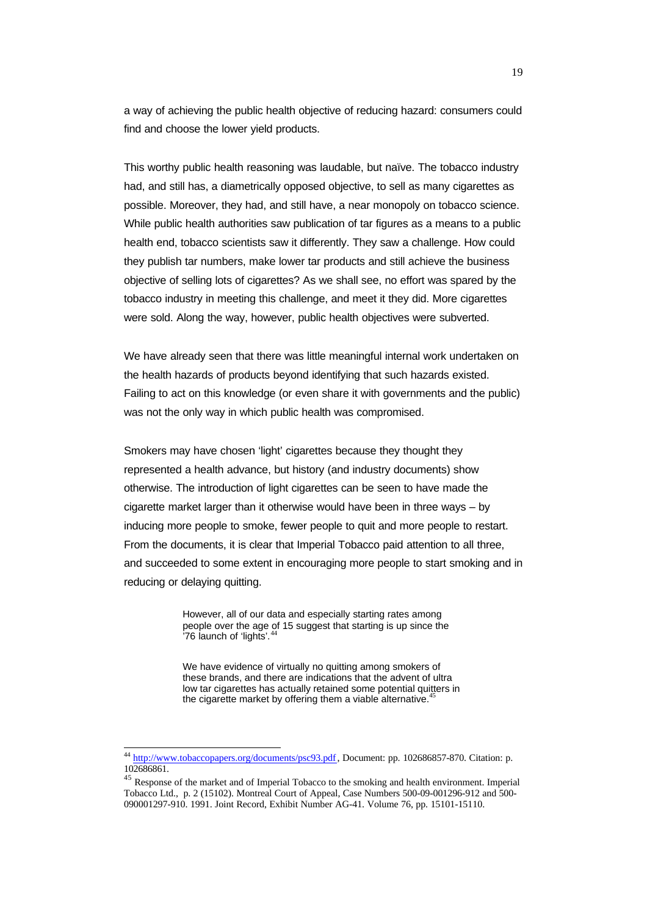a way of achieving the public health objective of reducing hazard: consumers could find and choose the lower yield products.

This worthy public health reasoning was laudable, but naïve. The tobacco industry had, and still has, a diametrically opposed objective, to sell as many cigarettes as possible. Moreover, they had, and still have, a near monopoly on tobacco science. While public health authorities saw publication of tar figures as a means to a public health end, tobacco scientists saw it differently. They saw a challenge. How could they publish tar numbers, make lower tar products and still achieve the business objective of selling lots of cigarettes? As we shall see, no effort was spared by the tobacco industry in meeting this challenge, and meet it they did. More cigarettes were sold. Along the way, however, public health objectives were subverted.

We have already seen that there was little meaningful internal work undertaken on the health hazards of products beyond identifying that such hazards existed. Failing to act on this knowledge (or even share it with governments and the public) was not the only way in which public health was compromised.

Smokers may have chosen 'light' cigarettes because they thought they represented a health advance, but history (and industry documents) show otherwise. The introduction of light cigarettes can be seen to have made the cigarette market larger than it otherwise would have been in three ways – by inducing more people to smoke, fewer people to quit and more people to restart. From the documents, it is clear that Imperial Tobacco paid attention to all three, and succeeded to some extent in encouraging more people to start smoking and in reducing or delaying quitting.

> However, all of our data and especially starting rates among people over the age of 15 suggest that starting is up since the '76 launch of 'lights'.[44]

> We have evidence of virtually no quitting among smokers of these brands, and there are indications that the advent of ultra low tar cigarettes has actually retained some potential quitters in the cigarette market by offering them a viable alternative.[45]

---

[44] http://www.tobaccopapers.org/documents/psc93.pdf, Document: pp. 102686857-870. Citation: p. 102686861.

[45] Response of the market and of Imperial Tobacco to the smoking and health environment. Imperial Tobacco Ltd., p. 2 (15102). Montreal Court of Appeal, Case Numbers 500-09-001296-912 and 500-090001297-910. 1991. Joint Record, Exhibit Number AG-41. Volume 76, pp. 15101-15110.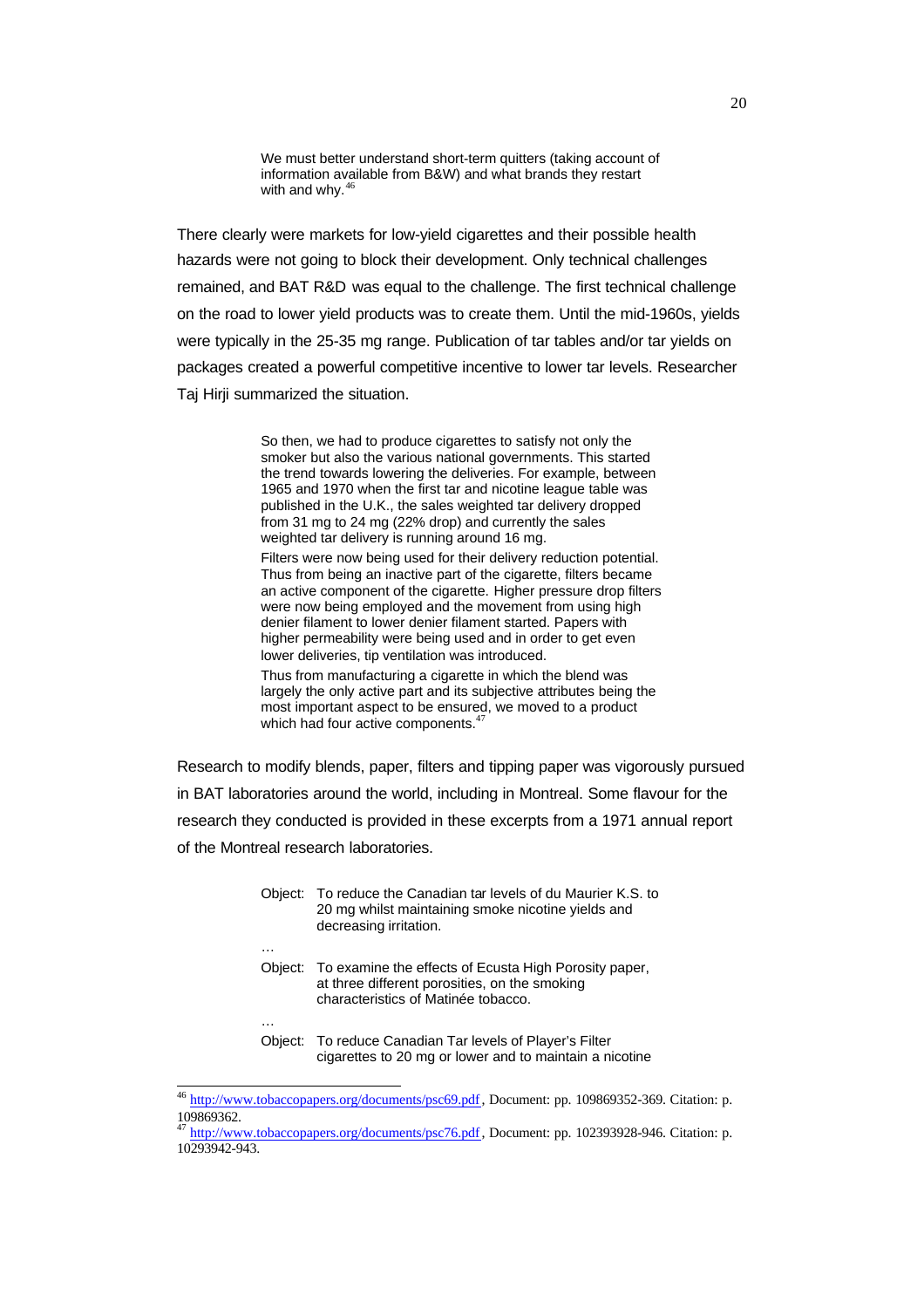> We must better understand short-term quitters (taking account of information available from B&W) and what brands they restart with and why.[46]

There clearly were markets for low-yield cigarettes and their possible health hazards were not going to block their development. Only technical challenges remained, and BAT R&D was equal to the challenge. The first technical challenge on the road to lower yield products was to create them. Until the mid-1960s, yields were typically in the 25-35 mg range. Publication of tar tables and/or tar yields on packages created a powerful competitive incentive to lower tar levels. Researcher Taj Hirji summarized the situation.

> So then, we had to produce cigarettes to satisfy not only the smoker but also the various national governments. This started the trend towards lowering the deliveries. For example, between 1965 and 1970 when the first tar and nicotine league table was published in the U.K., the sales weighted tar delivery dropped from 31 mg to 24 mg (22% drop) and currently the sales weighted tar delivery is running around 16 mg.
>
> Filters were now being used for their delivery reduction potential. Thus from being an inactive part of the cigarette, filters became an active component of the cigarette. Higher pressure drop filters were now being employed and the movement from using high denier filament to lower denier filament started. Papers with higher permeability were being used and in order to get even lower deliveries, tip ventilation was introduced.
>
> Thus from manufacturing a cigarette in which the blend was largely the only active part and its subjective attributes being the most important aspect to be ensured, we moved to a product which had four active components.[47]

Research to modify blends, paper, filters and tipping paper was vigorously pursued in BAT laboratories around the world, including in Montreal. Some flavour for the research they conducted is provided in these excerpts from a 1971 annual report of the Montreal research laboratories.

> Object: To reduce the Canadian tar levels of du Maurier K.S. to 20 mg whilst maintaining smoke nicotine yields and decreasing irritation.
>
> …
>
> Object: To examine the effects of Ecusta High Porosity paper, at three different porosities, on the smoking characteristics of Matinée tobacco.
>
> …
>
> Object: To reduce Canadian Tar levels of Player's Filter cigarettes to 20 mg or lower and to maintain a nicotine

---

[46] http://www.tobaccopapers.org/documents/psc69.pdf, Document: pp. 109869352-369. Citation: p. 109869362.

[47] http://www.tobaccopapers.org/documents/psc76.pdf, Document: pp. 102393928-946. Citation: p. 10293942-943.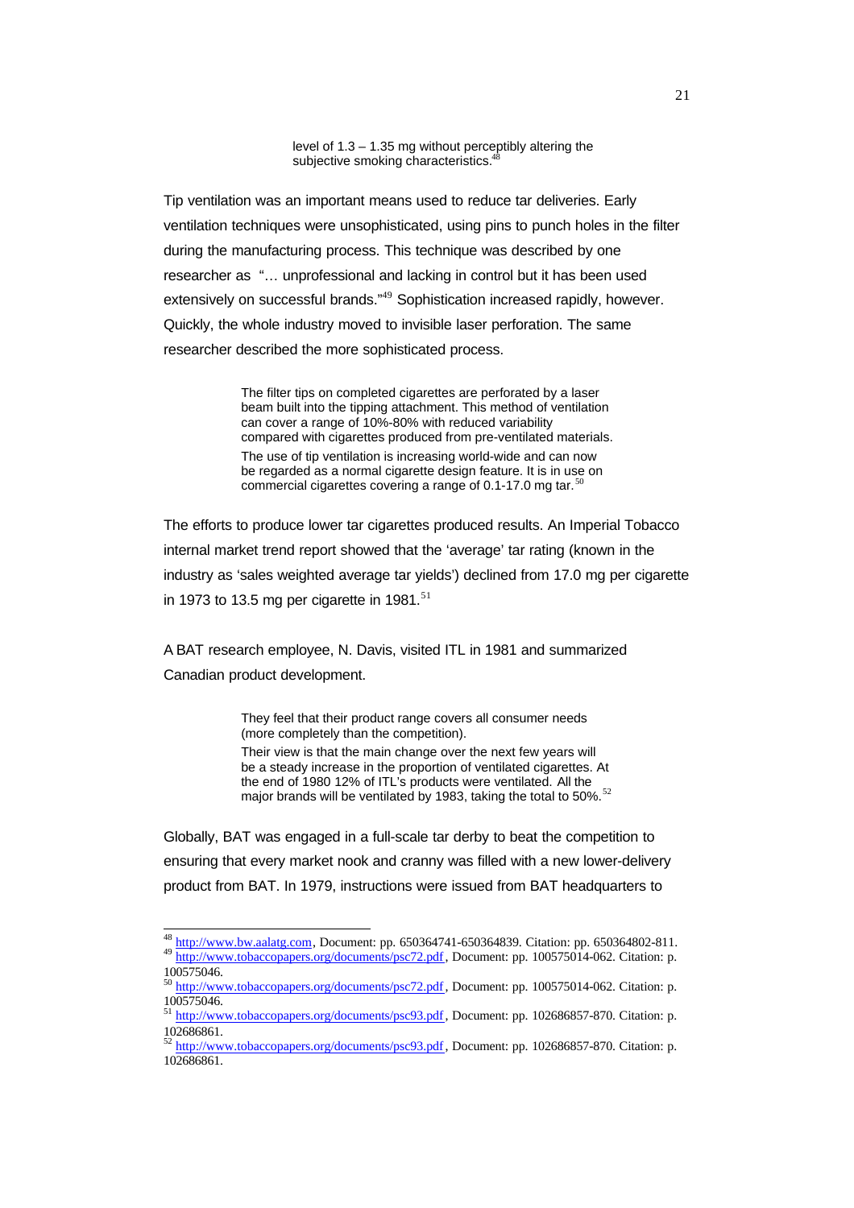> level of 1.3 – 1.35 mg without perceptibly altering the subjective smoking characteristics.[48]

Tip ventilation was an important means used to reduce tar deliveries. Early ventilation techniques were unsophisticated, using pins to punch holes in the filter during the manufacturing process. This technique was described by one researcher as "… unprofessional and lacking in control but it has been used extensively on successful brands."[49] Sophistication increased rapidly, however. Quickly, the whole industry moved to invisible laser perforation. The same researcher described the more sophisticated process.

> The filter tips on completed cigarettes are perforated by a laser beam built into the tipping attachment. This method of ventilation can cover a range of 10%-80% with reduced variability compared with cigarettes produced from pre-ventilated materials.
>
> The use of tip ventilation is increasing world-wide and can now be regarded as a normal cigarette design feature. It is in use on commercial cigarettes covering a range of 0.1-17.0 mg tar.[50]

The efforts to produce lower tar cigarettes produced results. An Imperial Tobacco internal market trend report showed that the 'average' tar rating (known in the industry as 'sales weighted average tar yields') declined from 17.0 mg per cigarette in 1973 to 13.5 mg per cigarette in 1981.[51]

A BAT research employee, N. Davis, visited ITL in 1981 and summarized Canadian product development.

> They feel that their product range covers all consumer needs (more completely than the competition).
>
> Their view is that the main change over the next few years will be a steady increase in the proportion of ventilated cigarettes. At the end of 1980 12% of ITL's products were ventilated. All the major brands will be ventilated by 1983, taking the total to 50%.[52]

Globally, BAT was engaged in a full-scale tar derby to beat the competition to ensuring that every market nook and cranny was filled with a new lower-delivery product from BAT. In 1979, instructions were issued from BAT headquarters to

---

[48] http://www.bw.aalatg.com, Document: pp. 650364741-650364839. Citation: pp. 650364802-811.

[49] http://www.tobaccopapers.org/documents/psc72.pdf, Document: pp. 100575014-062. Citation: p. 100575046.

[50] http://www.tobaccopapers.org/documents/psc72.pdf, Document: pp. 100575014-062. Citation: p. 100575046.

[51] http://www.tobaccopapers.org/documents/psc93.pdf, Document: pp. 102686857-870. Citation: p. 102686861.

[52] http://www.tobaccopapers.org/documents/psc93.pdf, Document: pp. 102686857-870. Citation: p. 102686861.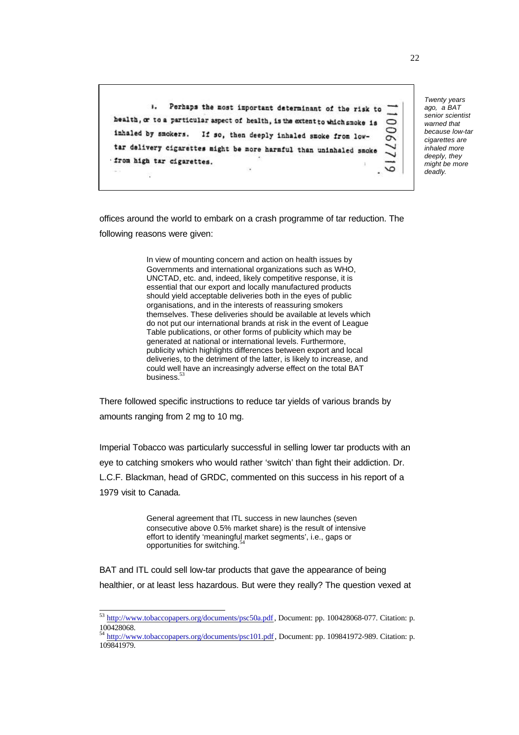> 1. Perhaps the most important determinant of the risk to health, or to a particular aspect of health, is the extent to which smoke is inhaled by smokers. If so, then deeply inhaled smoke from low-tar delivery cigarettes might be more harmful than uninhaled smoke from high tar cigarettes.
>
> 110067719

*Twenty years ago, a BAT senior scientist warned that because low-tar cigarettes are inhaled more deeply, they might be more deadly.*

offices around the world to embark on a crash programme of tar reduction. The following reasons were given:

> In view of mounting concern and action on health issues by Governments and international organizations such as WHO, UNCTAD, etc. and, indeed, likely competitive response, it is essential that our export and locally manufactured products should yield acceptable deliveries both in the eyes of public organisations, and in the interests of reassuring smokers themselves. These deliveries should be available at levels which do not put our international brands at risk in the event of League Table publications, or other forms of publicity which may be generated at national or international levels. Furthermore, publicity which highlights differences between export and local deliveries, to the detriment of the latter, is likely to increase, and could well have an increasingly adverse effect on the total BAT business.[53]

There followed specific instructions to reduce tar yields of various brands by amounts ranging from 2 mg to 10 mg.

Imperial Tobacco was particularly successful in selling lower tar products with an eye to catching smokers who would rather 'switch' than fight their addiction. Dr. L.C.F. Blackman, head of GRDC, commented on this success in his report of a 1979 visit to Canada.

> General agreement that ITL success in new launches (seven consecutive above 0.5% market share) is the result of intensive effort to identify 'meaningful market segments', i.e., gaps or opportunities for switching.[54]

BAT and ITL could sell low-tar products that gave the appearance of being healthier, or at least less hazardous. But were they really? The question vexed at

---

[53] http://www.tobaccopapers.org/documents/psc50a.pdf, Document: pp. 100428068-077. Citation: p. 100428068.

[54] http://www.tobaccopapers.org/documents/psc101.pdf, Document: pp. 109841972-989. Citation: p. 109841979.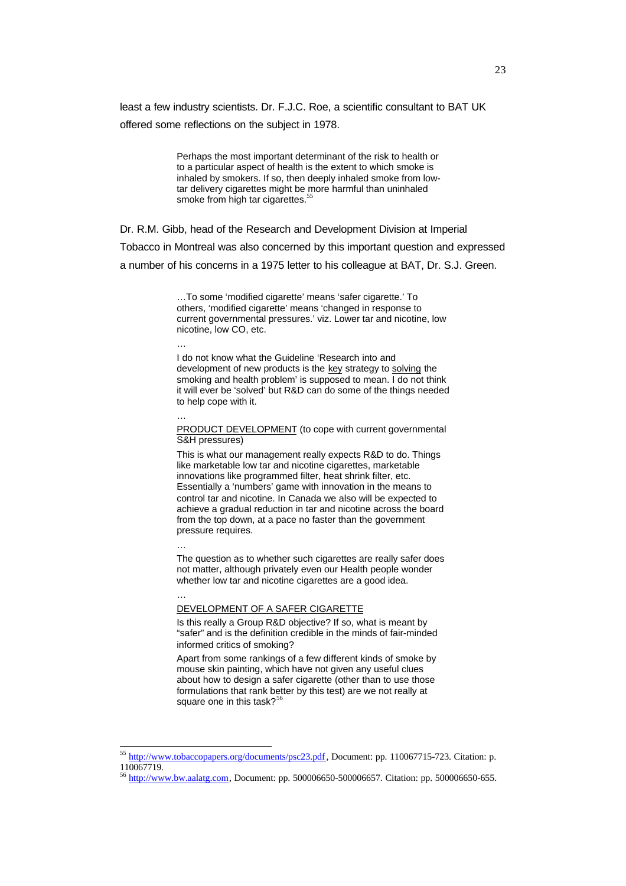least a few industry scientists. Dr. F.J.C. Roe, a scientific consultant to BAT UK offered some reflections on the subject in 1978.

> Perhaps the most important determinant of the risk to health or to a particular aspect of health is the extent to which smoke is inhaled by smokers. If so, then deeply inhaled smoke from low-tar delivery cigarettes might be more harmful than uninhaled smoke from high tar cigarettes.[55]

Dr. R.M. Gibb, head of the Research and Development Division at Imperial Tobacco in Montreal was also concerned by this important question and expressed a number of his concerns in a 1975 letter to his colleague at BAT, Dr. S.J. Green.

> …To some 'modified cigarette' means 'safer cigarette.' To others, 'modified cigarette' means 'changed in response to current governmental pressures.' viz. Lower tar and nicotine, low nicotine, low CO, etc.
>
> …
>
> I do not know what the Guideline 'Research into and development of new products is the <u>key</u> strategy to <u>solving</u> the smoking and health problem' is supposed to mean. I do not think it will ever be 'solved' but R&D can do some of the things needed to help cope with it.
>
> …
>
> <u>PRODUCT DEVELOPMENT</u> (to cope with current governmental S&H pressures)
>
> This is what our management really expects R&D to do. Things like marketable low tar and nicotine cigarettes, marketable innovations like programmed filter, heat shrink filter, etc. Essentially a 'numbers' game with innovation in the means to control tar and nicotine. In Canada we also will be expected to achieve a gradual reduction in tar and nicotine across the board from the top down, at a pace no faster than the government pressure requires.
>
> …
>
> The question as to whether such cigarettes are really safer does not matter, although privately even our Health people wonder whether low tar and nicotine cigarettes are a good idea.
>
> …
>
> <u>DEVELOPMENT OF A SAFER CIGARETTE</u>
>
> Is this really a Group R&D objective? If so, what is meant by "safer" and is the definition credible in the minds of fair-minded informed critics of smoking?
>
> Apart from some rankings of a few different kinds of smoke by mouse skin painting, which have not given any useful clues about how to design a safer cigarette (other than to use those formulations that rank better by this test) are we not really at square one in this task?[56]

---

[55] http://www.tobaccopapers.org/documents/psc23.pdf, Document: pp. 110067715-723. Citation: p. 110067719.

[56] http://www.bw.aalatg.com, Document: pp. 500006650-500006657. Citation: pp. 500006650-655.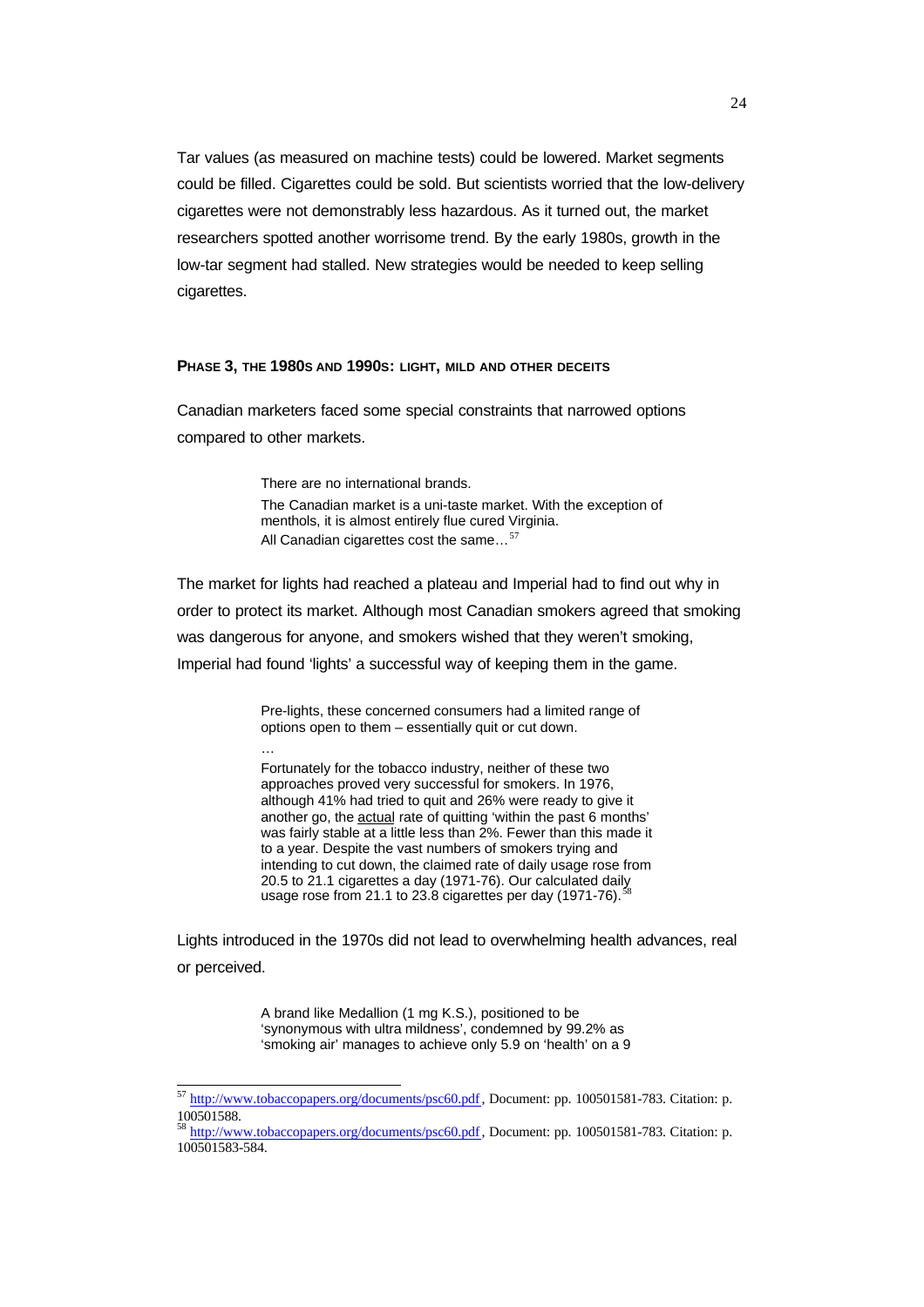Tar values (as measured on machine tests) could be lowered. Market segments could be filled. Cigarettes could be sold. But scientists worried that the low-delivery cigarettes were not demonstrably less hazardous. As it turned out, the market researchers spotted another worrisome trend. By the early 1980s, growth in the low-tar segment had stalled. New strategies would be needed to keep selling cigarettes.

#### PHASE 3, THE 1980S AND 1990S: LIGHT, MILD AND OTHER DECEITS

Canadian marketers faced some special constraints that narrowed options compared to other markets.

> There are no international brands.
> The Canadian market is a uni-taste market. With the exception of menthols, it is almost entirely flue cured Virginia.
> All Canadian cigarettes cost the same…[57]

The market for lights had reached a plateau and Imperial had to find out why in order to protect its market. Although most Canadian smokers agreed that smoking was dangerous for anyone, and smokers wished that they weren't smoking, Imperial had found 'lights' a successful way of keeping them in the game.

> Pre-lights, these concerned consumers had a limited range of options open to them – essentially quit or cut down.
> …
> Fortunately for the tobacco industry, neither of these two approaches proved very successful for smokers. In 1976, although 41% had tried to quit and 26% were ready to give it another go, the actual rate of quitting 'within the past 6 months' was fairly stable at a little less than 2%. Fewer than this made it to a year. Despite the vast numbers of smokers trying and intending to cut down, the claimed rate of daily usage rose from 20.5 to 21.1 cigarettes a day (1971-76). Our calculated daily usage rose from 21.1 to 23.8 cigarettes per day (1971-76).[58]

Lights introduced in the 1970s did not lead to overwhelming health advances, real or perceived.

> A brand like Medallion (1 mg K.S.), positioned to be 'synonymous with ultra mildness', condemned by 99.2% as 'smoking air' manages to achieve only 5.9 on 'health' on a 9

---

[57] http://www.tobaccopapers.org/documents/psc60.pdf, Document: pp. 100501581-783. Citation: p. 100501588.

[58] http://www.tobaccopapers.org/documents/psc60.pdf, Document: pp. 100501581-783. Citation: p. 100501583-584.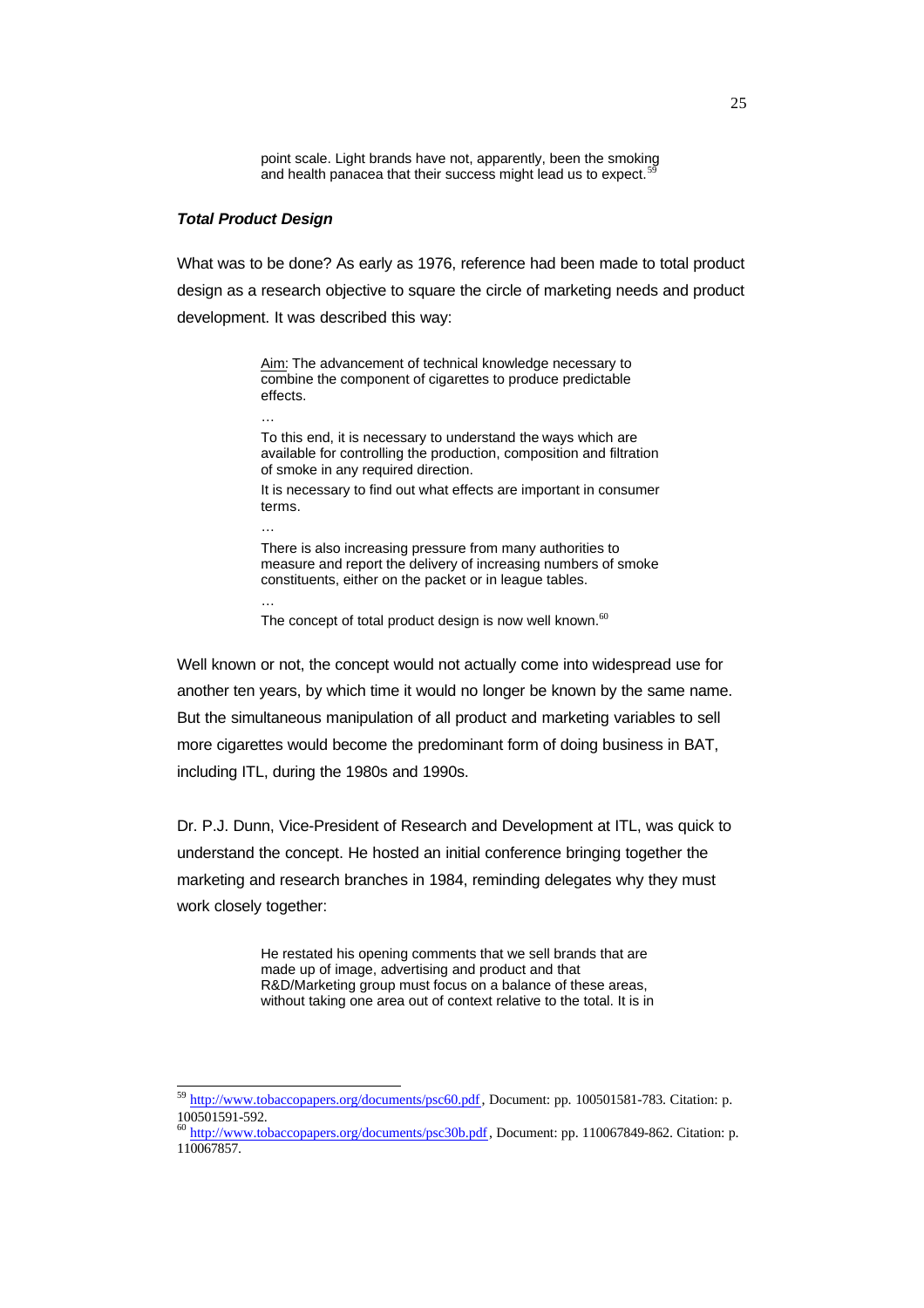> point scale. Light brands have not, apparently, been the smoking and health panacea that their success might lead us to expect.[59]

### *Total Product Design*

What was to be done? As early as 1976, reference had been made to total product design as a research objective to square the circle of marketing needs and product development. It was described this way:

> Aim: The advancement of technical knowledge necessary to combine the component of cigarettes to produce predictable effects.
>
> …
>
> To this end, it is necessary to understand the ways which are available for controlling the production, composition and filtration of smoke in any required direction.
>
> It is necessary to find out what effects are important in consumer terms.
>
> …
>
> There is also increasing pressure from many authorities to measure and report the delivery of increasing numbers of smoke constituents, either on the packet or in league tables.
>
> …
>
> The concept of total product design is now well known.[60]

Well known or not, the concept would not actually come into widespread use for another ten years, by which time it would no longer be known by the same name. But the simultaneous manipulation of all product and marketing variables to sell more cigarettes would become the predominant form of doing business in BAT, including ITL, during the 1980s and 1990s.

Dr. P.J. Dunn, Vice-President of Research and Development at ITL, was quick to understand the concept. He hosted an initial conference bringing together the marketing and research branches in 1984, reminding delegates why they must work closely together:

> He restated his opening comments that we sell brands that are made up of image, advertising and product and that R&D/Marketing group must focus on a balance of these areas, without taking one area out of context relative to the total. It is in

---

[59] http://www.tobaccopapers.org/documents/psc60.pdf, Document: pp. 100501581-783. Citation: p. 100501591-592.

[60] http://www.tobaccopapers.org/documents/psc30b.pdf, Document: pp. 110067849-862. Citation: p. 110067857.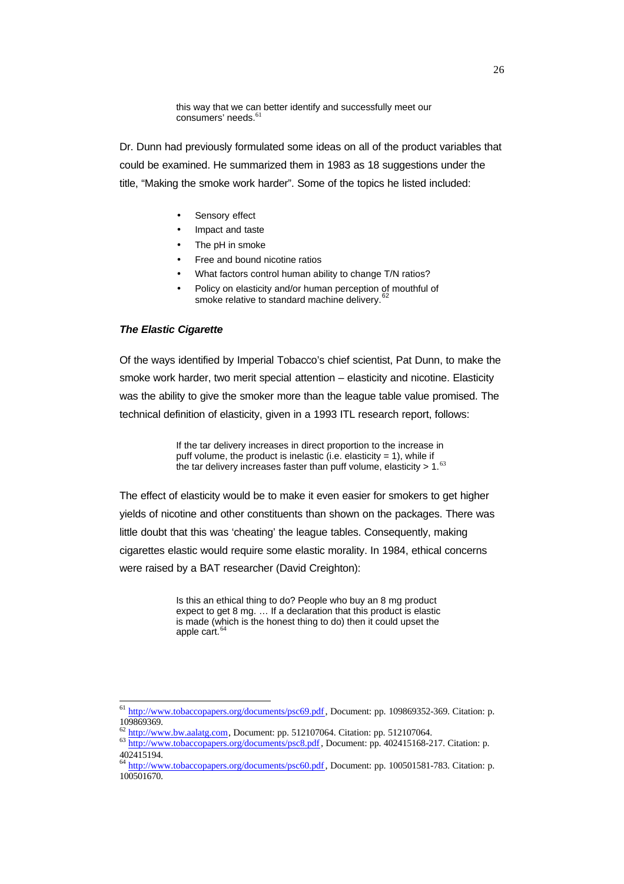> this way that we can better identify and successfully meet our consumers' needs.[61]

Dr. Dunn had previously formulated some ideas on all of the product variables that could be examined. He summarized them in 1983 as 18 suggestions under the title, "Making the smoke work harder". Some of the topics he listed included:

- Sensory effect
- Impact and taste
- The pH in smoke
- Free and bound nicotine ratios
- What factors control human ability to change T/N ratios?
- Policy on elasticity and/or human perception of mouthful of smoke relative to standard machine delivery.[62]

### *The Elastic Cigarette*

Of the ways identified by Imperial Tobacco's chief scientist, Pat Dunn, to make the smoke work harder, two merit special attention – elasticity and nicotine. Elasticity was the ability to give the smoker more than the league table value promised. The technical definition of elasticity, given in a 1993 ITL research report, follows:

> If the tar delivery increases in direct proportion to the increase in puff volume, the product is inelastic (i.e. elasticity = 1), while if the tar delivery increases faster than puff volume, elasticity > 1.[63]

The effect of elasticity would be to make it even easier for smokers to get higher yields of nicotine and other constituents than shown on the packages. There was little doubt that this was 'cheating' the league tables. Consequently, making cigarettes elastic would require some elastic morality. In 1984, ethical concerns were raised by a BAT researcher (David Creighton):

> Is this an ethical thing to do? People who buy an 8 mg product expect to get 8 mg. … If a declaration that this product is elastic is made (which is the honest thing to do) then it could upset the apple cart.[64]

---

[61] http://www.tobaccopapers.org/documents/psc69.pdf, Document: pp. 109869352-369. Citation: p. 109869369.

[62] http://www.bw.aalatg.com, Document: pp. 512107064. Citation: pp. 512107064.

[63] http://www.tobaccopapers.org/documents/psc8.pdf, Document: pp. 402415168-217. Citation: p. 402415194.

[64] http://www.tobaccopapers.org/documents/psc60.pdf, Document: pp. 100501581-783. Citation: p. 100501670.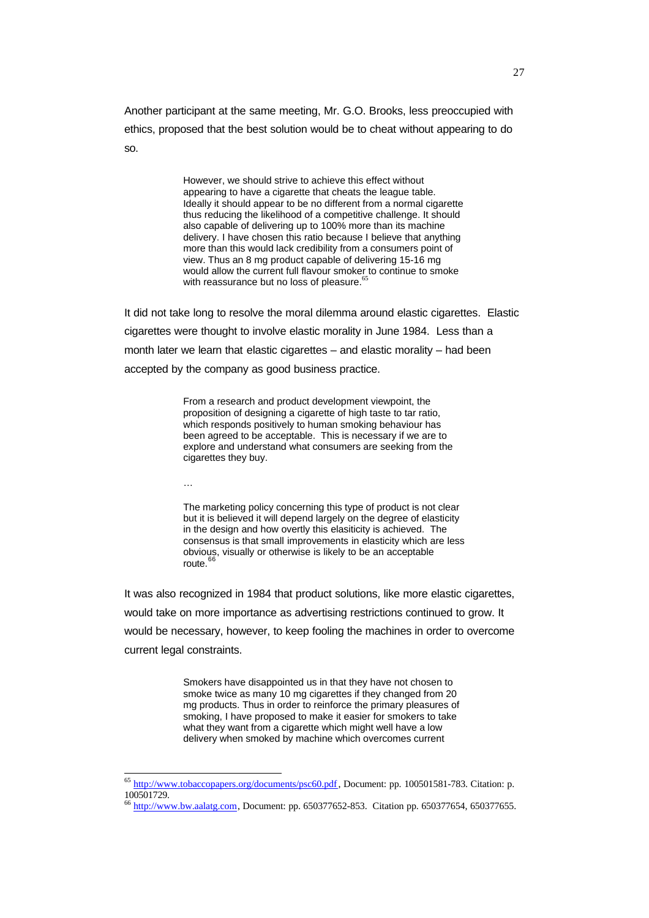Another participant at the same meeting, Mr. G.O. Brooks, less preoccupied with ethics, proposed that the best solution would be to cheat without appearing to do so.

> However, we should strive to achieve this effect without appearing to have a cigarette that cheats the league table. Ideally it should appear to be no different from a normal cigarette thus reducing the likelihood of a competitive challenge. It should also capable of delivering up to 100% more than its machine delivery. I have chosen this ratio because I believe that anything more than this would lack credibility from a consumers point of view. Thus an 8 mg product capable of delivering 15-16 mg would allow the current full flavour smoker to continue to smoke with reassurance but no loss of pleasure.[65]

It did not take long to resolve the moral dilemma around elastic cigarettes. Elastic cigarettes were thought to involve elastic morality in June 1984. Less than a month later we learn that elastic cigarettes – and elastic morality – had been accepted by the company as good business practice.

> From a research and product development viewpoint, the proposition of designing a cigarette of high taste to tar ratio, which responds positively to human smoking behaviour has been agreed to be acceptable. This is necessary if we are to explore and understand what consumers are seeking from the cigarettes they buy.
>
> …
>
> The marketing policy concerning this type of product is not clear but it is believed it will depend largely on the degree of elasticity in the design and how overtly this elasiticity is achieved. The consensus is that small improvements in elasticity which are less obvious, visually or otherwise is likely to be an acceptable route.[66]

It was also recognized in 1984 that product solutions, like more elastic cigarettes, would take on more importance as advertising restrictions continued to grow. It would be necessary, however, to keep fooling the machines in order to overcome current legal constraints.

> Smokers have disappointed us in that they have not chosen to smoke twice as many 10 mg cigarettes if they changed from 20 mg products. Thus in order to reinforce the primary pleasures of smoking, I have proposed to make it easier for smokers to take what they want from a cigarette which might well have a low delivery when smoked by machine which overcomes current

---

[65] http://www.tobaccopapers.org/documents/psc60.pdf, Document: pp. 100501581-783. Citation: p. 100501729.

[66] http://www.bw.aalatg.com, Document: pp. 650377652-853. Citation pp. 650377654, 650377655.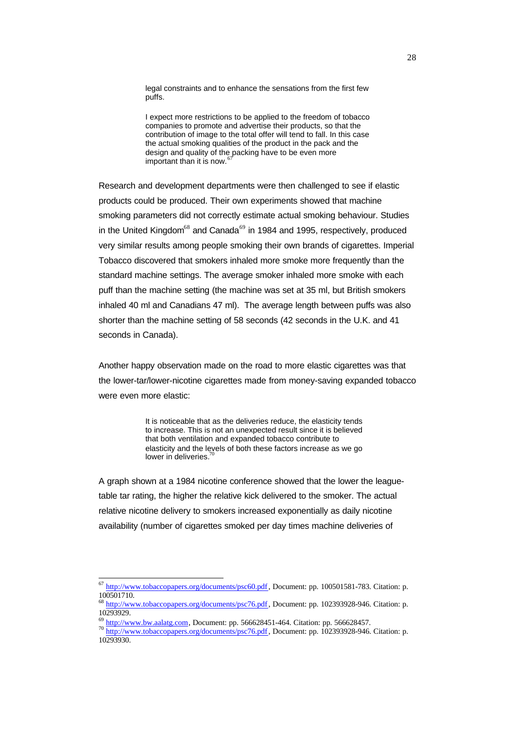> legal constraints and to enhance the sensations from the first few puffs.
>
> I expect more restrictions to be applied to the freedom of tobacco companies to promote and advertise their products, so that the contribution of image to the total offer will tend to fall. In this case the actual smoking qualities of the product in the pack and the design and quality of the packing have to be even more important than it is now.[67]

Research and development departments were then challenged to see if elastic products could be produced. Their own experiments showed that machine smoking parameters did not correctly estimate actual smoking behaviour. Studies in the United Kingdom[68] and Canada[69] in 1984 and 1995, respectively, produced very similar results among people smoking their own brands of cigarettes. Imperial Tobacco discovered that smokers inhaled more smoke more frequently than the standard machine settings. The average smoker inhaled more smoke with each puff than the machine setting (the machine was set at 35 ml, but British smokers inhaled 40 ml and Canadians 47 ml). The average length between puffs was also shorter than the machine setting of 58 seconds (42 seconds in the U.K. and 41 seconds in Canada).

Another happy observation made on the road to more elastic cigarettes was that the lower-tar/lower-nicotine cigarettes made from money-saving expanded tobacco were even more elastic:

> It is noticeable that as the deliveries reduce, the elasticity tends to increase. This is not an unexpected result since it is believed that both ventilation and expanded tobacco contribute to elasticity and the levels of both these factors increase as we go lower in deliveries.[70]

A graph shown at a 1984 nicotine conference showed that the lower the league-table tar rating, the higher the relative kick delivered to the smoker. The actual relative nicotine delivery to smokers increased exponentially as daily nicotine availability (number of cigarettes smoked per day times machine deliveries of

---

[67] http://www.tobaccopapers.org/documents/psc60.pdf, Document: pp. 100501581-783. Citation: p. 100501710.

[68] http://www.tobaccopapers.org/documents/psc76.pdf, Document: pp. 102393928-946. Citation: p. 10293929.

[69] http://www.bw.aalatg.com, Document: pp. 566628451-464. Citation: pp. 566628457.

[70] http://www.tobaccopapers.org/documents/psc76.pdf, Document: pp. 102393928-946. Citation: p. 10293930.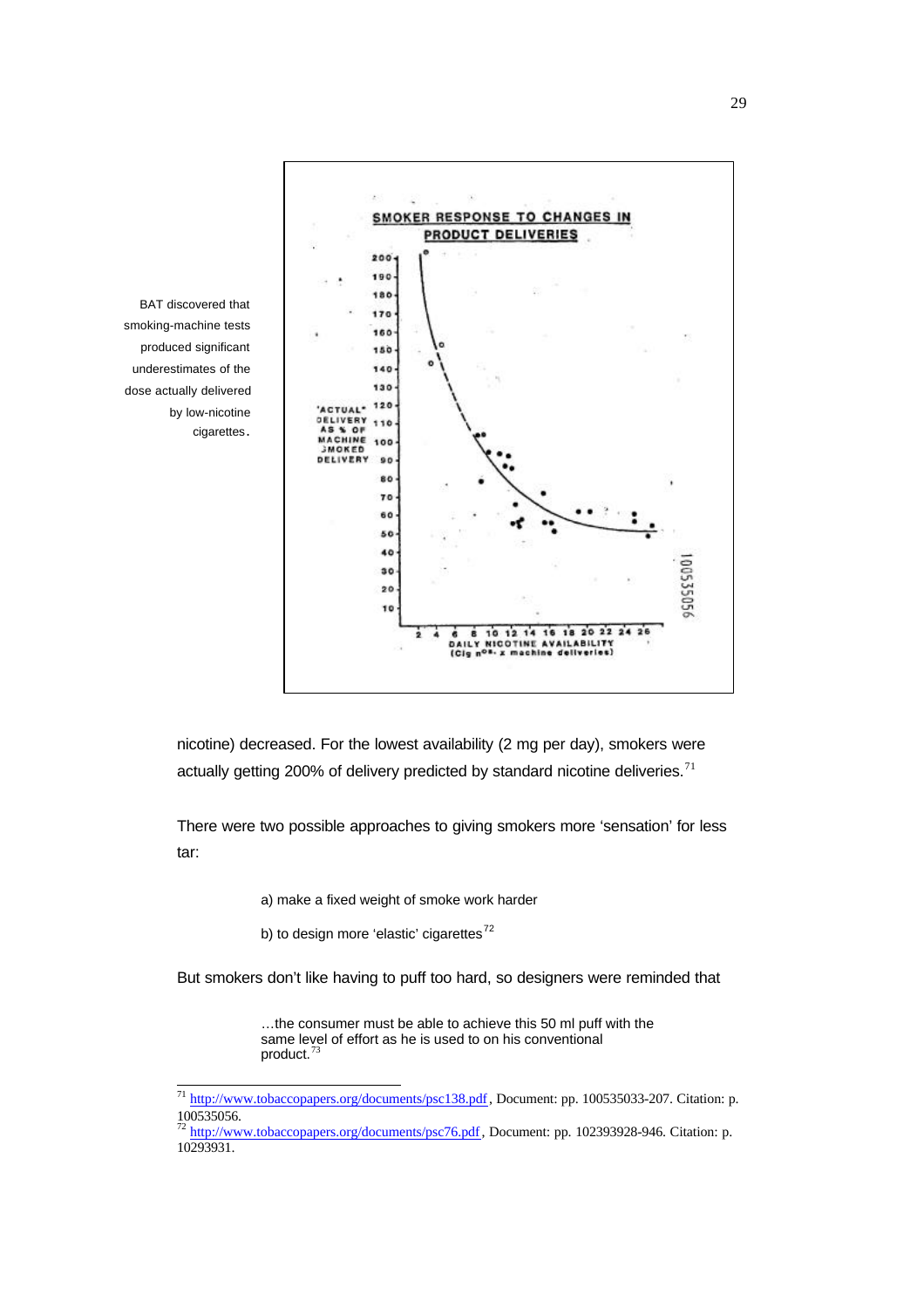BAT discovered that smoking-machine tests produced significant underestimates of the dose actually delivered by low-nicotine cigarettes.

nicotine) decreased. For the lowest availability (2 mg per day), smokers were actually getting 200% of delivery predicted by standard nicotine deliveries.[71]

There were two possible approaches to giving smokers more 'sensation' for less tar:

> a) make a fixed weight of smoke work harder
>
> b) to design more 'elastic' cigarettes[72]

But smokers don't like having to puff too hard, so designers were reminded that

> …the consumer must be able to achieve this 50 ml puff with the same level of effort as he is used to on his conventional product.[73]

---

[71] http://www.tobaccopapers.org/documents/psc138.pdf, Document: pp. 100535033-207. Citation: p. 100535056.

[72] http://www.tobaccopapers.org/documents/psc76.pdf, Document: pp. 102393928-946. Citation: p. 10293931.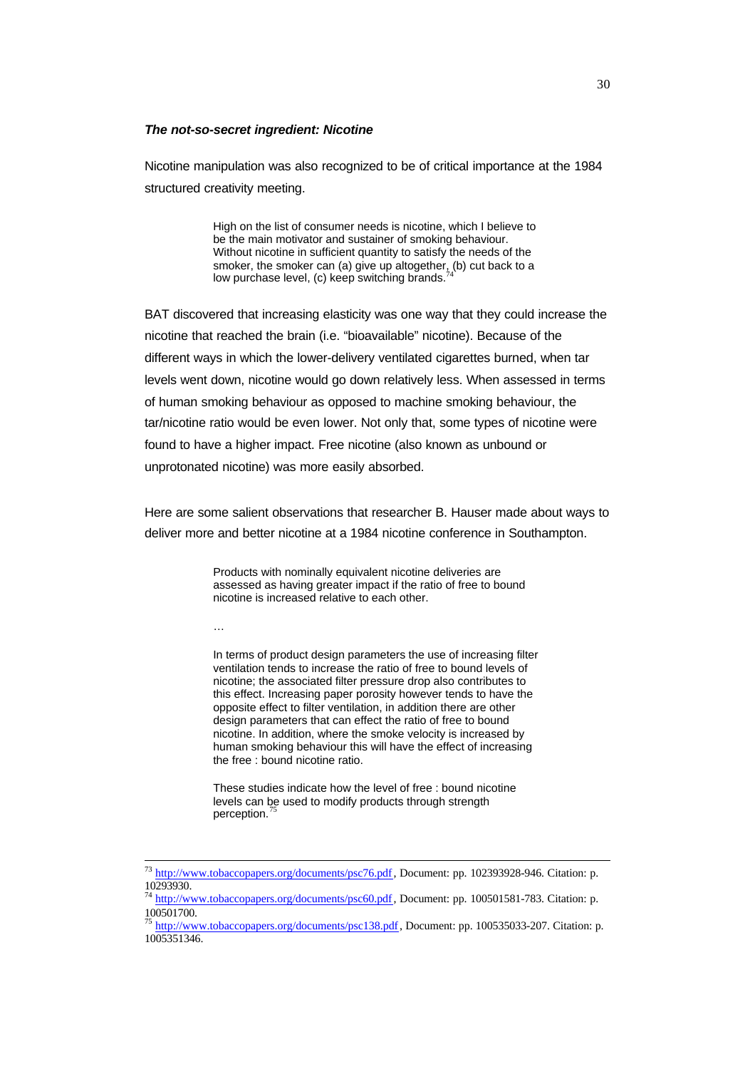***The not-so-secret ingredient: Nicotine***

Nicotine manipulation was also recognized to be of critical importance at the 1984 structured creativity meeting.

> High on the list of consumer needs is nicotine, which I believe to be the main motivator and sustainer of smoking behaviour. Without nicotine in sufficient quantity to satisfy the needs of the smoker, the smoker can (a) give up altogether, (b) cut back to a low purchase level, (c) keep switching brands.[74]

BAT discovered that increasing elasticity was one way that they could increase the nicotine that reached the brain (i.e. "bioavailable" nicotine). Because of the different ways in which the lower-delivery ventilated cigarettes burned, when tar levels went down, nicotine would go down relatively less. When assessed in terms of human smoking behaviour as opposed to machine smoking behaviour, the tar/nicotine ratio would be even lower. Not only that, some types of nicotine were found to have a higher impact. Free nicotine (also known as unbound or unprotonated nicotine) was more easily absorbed.

Here are some salient observations that researcher B. Hauser made about ways to deliver more and better nicotine at a 1984 nicotine conference in Southampton.

> Products with nominally equivalent nicotine deliveries are assessed as having greater impact if the ratio of free to bound nicotine is increased relative to each other.
>
> …
>
> In terms of product design parameters the use of increasing filter ventilation tends to increase the ratio of free to bound levels of nicotine; the associated filter pressure drop also contributes to this effect. Increasing paper porosity however tends to have the opposite effect to filter ventilation, in addition there are other design parameters that can effect the ratio of free to bound nicotine. In addition, where the smoke velocity is increased by human smoking behaviour this will have the effect of increasing the free : bound nicotine ratio.
>
> These studies indicate how the level of free : bound nicotine levels can be used to modify products through strength perception.[75]

---

[73] http://www.tobaccopapers.org/documents/psc76.pdf, Document: pp. 102393928-946. Citation: p. 10293930.

[74] http://www.tobaccopapers.org/documents/psc60.pdf, Document: pp. 100501581-783. Citation: p. 100501700.

[75] http://www.tobaccopapers.org/documents/psc138.pdf, Document: pp. 100535033-207. Citation: p. 1005351346.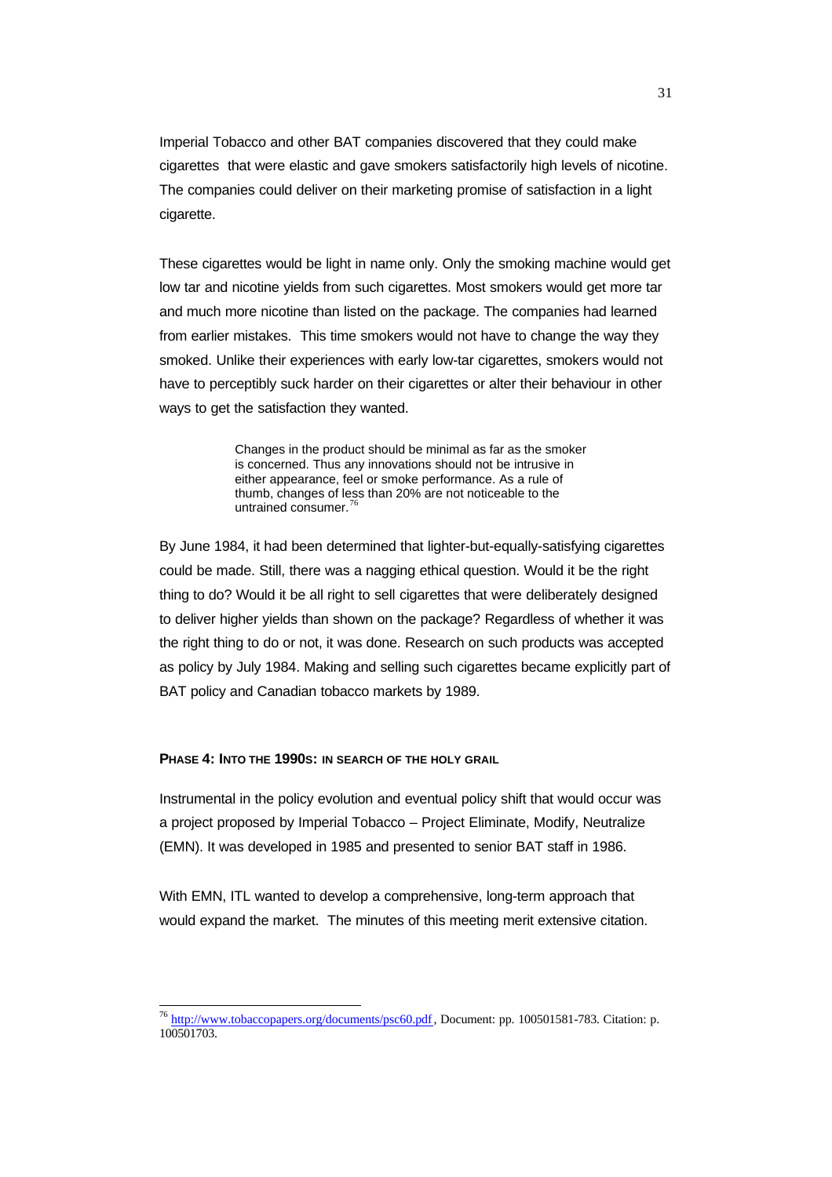Imperial Tobacco and other BAT companies discovered that they could make cigarettes that were elastic and gave smokers satisfactorily high levels of nicotine. The companies could deliver on their marketing promise of satisfaction in a light cigarette.

These cigarettes would be light in name only. Only the smoking machine would get low tar and nicotine yields from such cigarettes. Most smokers would get more tar and much more nicotine than listed on the package. The companies had learned from earlier mistakes. This time smokers would not have to change the way they smoked. Unlike their experiences with early low-tar cigarettes, smokers would not have to perceptibly suck harder on their cigarettes or alter their behaviour in other ways to get the satisfaction they wanted.

> Changes in the product should be minimal as far as the smoker is concerned. Thus any innovations should not be intrusive in either appearance, feel or smoke performance. As a rule of thumb, changes of less than 20% are not noticeable to the untrained consumer.[76]

By June 1984, it had been determined that lighter-but-equally-satisfying cigarettes could be made. Still, there was a nagging ethical question. Would it be the right thing to do? Would it be all right to sell cigarettes that were deliberately designed to deliver higher yields than shown on the package? Regardless of whether it was the right thing to do or not, it was done. Research on such products was accepted as policy by July 1984. Making and selling such cigarettes became explicitly part of BAT policy and Canadian tobacco markets by 1989.

#### PHASE 4: INTO THE 1990S: IN SEARCH OF THE HOLY GRAIL

Instrumental in the policy evolution and eventual policy shift that would occur was a project proposed by Imperial Tobacco – Project Eliminate, Modify, Neutralize (EMN). It was developed in 1985 and presented to senior BAT staff in 1986.

With EMN, ITL wanted to develop a comprehensive, long-term approach that would expand the market. The minutes of this meeting merit extensive citation.

---

[76] http://www.tobaccopapers.org/documents/psc60.pdf, Document: pp. 100501581-783. Citation: p. 100501703.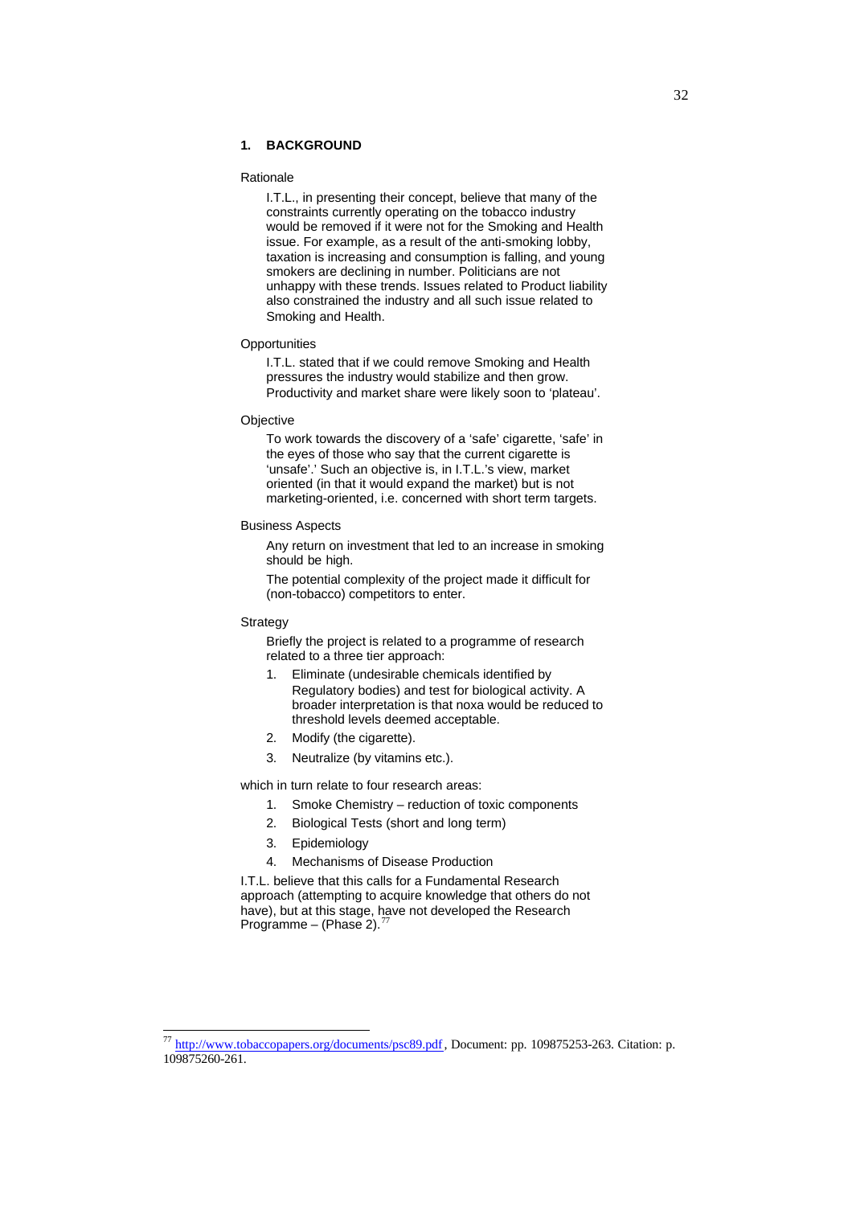## 1. BACKGROUND

Rationale

I.T.L., in presenting their concept, believe that many of the constraints currently operating on the tobacco industry would be removed if it were not for the Smoking and Health issue. For example, as a result of the anti-smoking lobby, taxation is increasing and consumption is falling, and young smokers are declining in number. Politicians are not unhappy with these trends. Issues related to Product liability also constrained the industry and all such issue related to Smoking and Health.

Opportunities

I.T.L. stated that if we could remove Smoking and Health pressures the industry would stabilize and then grow. Productivity and market share were likely soon to 'plateau'.

Objective

To work towards the discovery of a 'safe' cigarette, 'safe' in the eyes of those who say that the current cigarette is 'unsafe'.' Such an objective is, in I.T.L.'s view, market oriented (in that it would expand the market) but is not marketing-oriented, i.e. concerned with short term targets.

Business Aspects

Any return on investment that led to an increase in smoking should be high.

The potential complexity of the project made it difficult for (non-tobacco) competitors to enter.

Strategy

Briefly the project is related to a programme of research related to a three tier approach:

1. Eliminate (undesirable chemicals identified by Regulatory bodies) and test for biological activity. A broader interpretation is that noxa would be reduced to threshold levels deemed acceptable.
2. Modify (the cigarette).
3. Neutralize (by vitamins etc.).

which in turn relate to four research areas:

1. Smoke Chemistry – reduction of toxic components
2. Biological Tests (short and long term)
3. Epidemiology
4. Mechanisms of Disease Production

I.T.L. believe that this calls for a Fundamental Research approach (attempting to acquire knowledge that others do not have), but at this stage, have not developed the Research Programme – (Phase 2).[77]

[77] http://www.tobaccopapers.org/documents/psc89.pdf, Document: pp. 109875253-263. Citation: p. 109875260-261.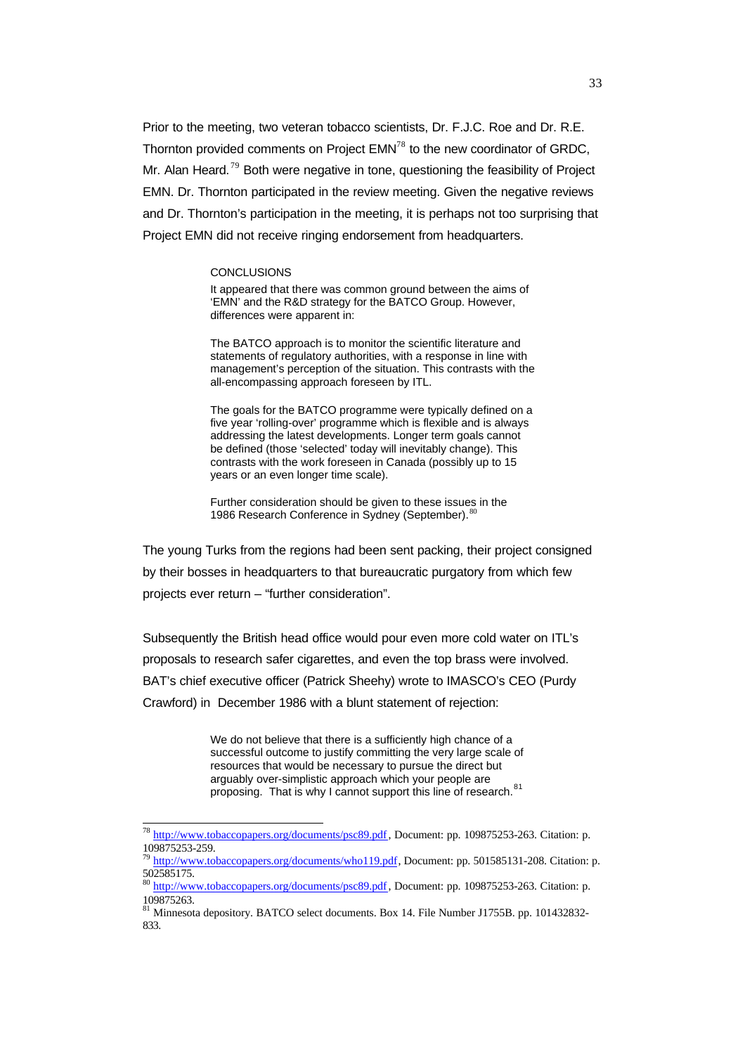Prior to the meeting, two veteran tobacco scientists, Dr. F.J.C. Roe and Dr. R.E. Thornton provided comments on Project EMN[78] to the new coordinator of GRDC, Mr. Alan Heard.[79] Both were negative in tone, questioning the feasibility of Project EMN. Dr. Thornton participated in the review meeting. Given the negative reviews and Dr. Thornton's participation in the meeting, it is perhaps not too surprising that Project EMN did not receive ringing endorsement from headquarters.

> CONCLUSIONS
>
> It appeared that there was common ground between the aims of 'EMN' and the R&D strategy for the BATCO Group. However, differences were apparent in:
>
> The BATCO approach is to monitor the scientific literature and statements of regulatory authorities, with a response in line with management's perception of the situation. This contrasts with the all-encompassing approach foreseen by ITL.
>
> The goals for the BATCO programme were typically defined on a five year 'rolling-over' programme which is flexible and is always addressing the latest developments. Longer term goals cannot be defined (those 'selected' today will inevitably change). This contrasts with the work foreseen in Canada (possibly up to 15 years or an even longer time scale).
>
> Further consideration should be given to these issues in the 1986 Research Conference in Sydney (September).[80]

The young Turks from the regions had been sent packing, their project consigned by their bosses in headquarters to that bureaucratic purgatory from which few projects ever return – "further consideration".

Subsequently the British head office would pour even more cold water on ITL's proposals to research safer cigarettes, and even the top brass were involved. BAT's chief executive officer (Patrick Sheehy) wrote to IMASCO's CEO (Purdy Crawford) in December 1986 with a blunt statement of rejection:

> We do not believe that there is a sufficiently high chance of a successful outcome to justify committing the very large scale of resources that would be necessary to pursue the direct but arguably over-simplistic approach which your people are proposing. That is why I cannot support this line of research.[81]

---

[78] http://www.tobaccopapers.org/documents/psc89.pdf, Document: pp. 109875253-263. Citation: p. 109875253-259.

[79] http://www.tobaccopapers.org/documents/who119.pdf, Document: pp. 501585131-208. Citation: p. 502585175.

[80] http://www.tobaccopapers.org/documents/psc89.pdf, Document: pp. 109875253-263. Citation: p. 109875263.

[81] Minnesota depository. BATCO select documents. Box 14. File Number J1755B. pp. 101432832-833.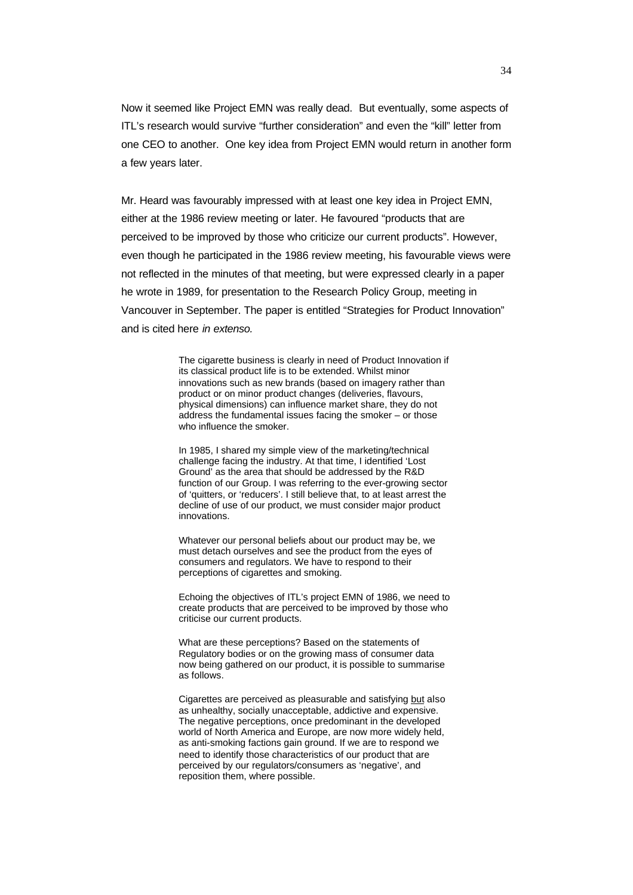Now it seemed like Project EMN was really dead. But eventually, some aspects of ITL's research would survive "further consideration" and even the "kill" letter from one CEO to another. One key idea from Project EMN would return in another form a few years later.

Mr. Heard was favourably impressed with at least one key idea in Project EMN, either at the 1986 review meeting or later. He favoured "products that are perceived to be improved by those who criticize our current products". However, even though he participated in the 1986 review meeting, his favourable views were not reflected in the minutes of that meeting, but were expressed clearly in a paper he wrote in 1989, for presentation to the Research Policy Group, meeting in Vancouver in September. The paper is entitled "Strategies for Product Innovation" and is cited here *in extenso.*

> The cigarette business is clearly in need of Product Innovation if its classical product life is to be extended. Whilst minor innovations such as new brands (based on imagery rather than product or on minor product changes (deliveries, flavours, physical dimensions) can influence market share, they do not address the fundamental issues facing the smoker – or those who influence the smoker.
>
> In 1985, I shared my simple view of the marketing/technical challenge facing the industry. At that time, I identified 'Lost Ground' as the area that should be addressed by the R&D function of our Group. I was referring to the ever-growing sector of 'quitters, or 'reducers'. I still believe that, to at least arrest the decline of use of our product, we must consider major product innovations.
>
> Whatever our personal beliefs about our product may be, we must detach ourselves and see the product from the eyes of consumers and regulators. We have to respond to their perceptions of cigarettes and smoking.
>
> Echoing the objectives of ITL's project EMN of 1986, we need to create products that are perceived to be improved by those who criticise our current products.
>
> What are these perceptions? Based on the statements of Regulatory bodies or on the growing mass of consumer data now being gathered on our product, it is possible to summarise as follows.
>
> Cigarettes are perceived as pleasurable and satisfying <u>but</u> also as unhealthy, socially unacceptable, addictive and expensive. The negative perceptions, once predominant in the developed world of North America and Europe, are now more widely held, as anti-smoking factions gain ground. If we are to respond we need to identify those characteristics of our product that are perceived by our regulators/consumers as 'negative', and reposition them, where possible.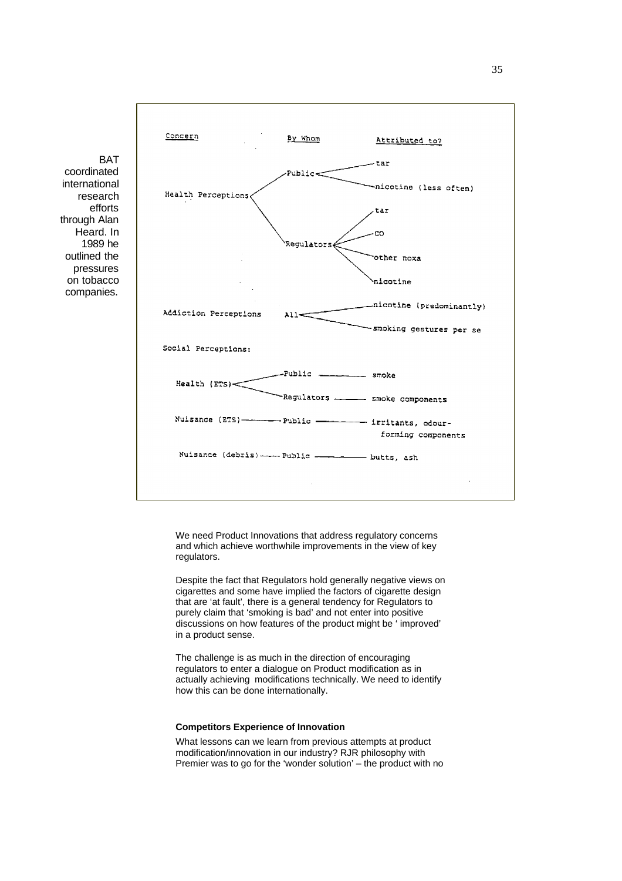BAT coordinated international research efforts through Alan Heard. In 1989 he outlined the pressures on tobacco companies.

| Concern | By Whom | Attributed to? |
| --- | --- | --- |
| Health Perceptions | Public | tar |
| | | nicotine (less often) |
| | Regulators | tar |
| | | CO |
| | | other noxa |
| | | nicotine |
| Addiction Perceptions | All | nicotine (predominantly) |
| | | smoking gestures per se |
| **Social Perceptions:** | | |
| Health (ETS) | Public | smoke |
| | Regulators | smoke components |
| Nuisance (ETS) | Public | irritants, odour-forming components |
| Nuisance (debris) | Public | butts, ash |

We need Product Innovations that address regulatory concerns and which achieve worthwhile improvements in the view of key regulators.

Despite the fact that Regulators hold generally negative views on cigarettes and some have implied the factors of cigarette design that are 'at fault', there is a general tendency for Regulators to purely claim that 'smoking is bad' and not enter into positive discussions on how features of the product might be ' improved' in a product sense.

The challenge is as much in the direction of encouraging regulators to enter a dialogue on Product modification as in actually achieving modifications technically. We need to identify how this can be done internationally.

**Competitors Experience of Innovation**

What lessons can we learn from previous attempts at product modification/innovation in our industry? RJR philosophy with Premier was to go for the 'wonder solution' – the product with no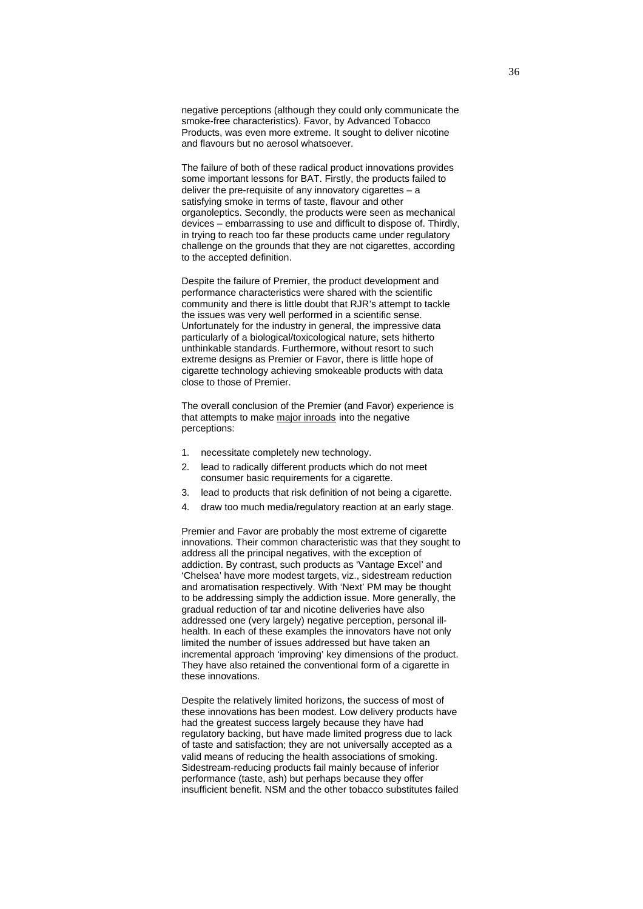negative perceptions (although they could only communicate the smoke-free characteristics). Favor, by Advanced Tobacco Products, was even more extreme. It sought to deliver nicotine and flavours but no aerosol whatsoever.

The failure of both of these radical product innovations provides some important lessons for BAT. Firstly, the products failed to deliver the pre-requisite of any innovatory cigarettes – a satisfying smoke in terms of taste, flavour and other organoleptics. Secondly, the products were seen as mechanical devices – embarrassing to use and difficult to dispose of. Thirdly, in trying to reach too far these products came under regulatory challenge on the grounds that they are not cigarettes, according to the accepted definition.

Despite the failure of Premier, the product development and performance characteristics were shared with the scientific community and there is little doubt that RJR's attempt to tackle the issues was very well performed in a scientific sense. Unfortunately for the industry in general, the impressive data particularly of a biological/toxicological nature, sets hitherto unthinkable standards. Furthermore, without resort to such extreme designs as Premier or Favor, there is little hope of cigarette technology achieving smokeable products with data close to those of Premier.

The overall conclusion of the Premier (and Favor) experience is that attempts to make <u>major inroads</u> into the negative perceptions:

1. necessitate completely new technology.
2. lead to radically different products which do not meet consumer basic requirements for a cigarette.
3. lead to products that risk definition of not being a cigarette.
4. draw too much media/regulatory reaction at an early stage.

Premier and Favor are probably the most extreme of cigarette innovations. Their common characteristic was that they sought to address all the principal negatives, with the exception of addiction. By contrast, such products as 'Vantage Excel' and 'Chelsea' have more modest targets, viz., sidestream reduction and aromatisation respectively. With 'Next' PM may be thought to be addressing simply the addiction issue. More generally, the gradual reduction of tar and nicotine deliveries have also addressed one (very largely) negative perception, personal ill-health. In each of these examples the innovators have not only limited the number of issues addressed but have taken an incremental approach 'improving' key dimensions of the product. They have also retained the conventional form of a cigarette in these innovations.

Despite the relatively limited horizons, the success of most of these innovations has been modest. Low delivery products have had the greatest success largely because they have had regulatory backing, but have made limited progress due to lack of taste and satisfaction; they are not universally accepted as a valid means of reducing the health associations of smoking. Sidestream-reducing products fail mainly because of inferior performance (taste, ash) but perhaps because they offer insufficient benefit. NSM and the other tobacco substitutes failed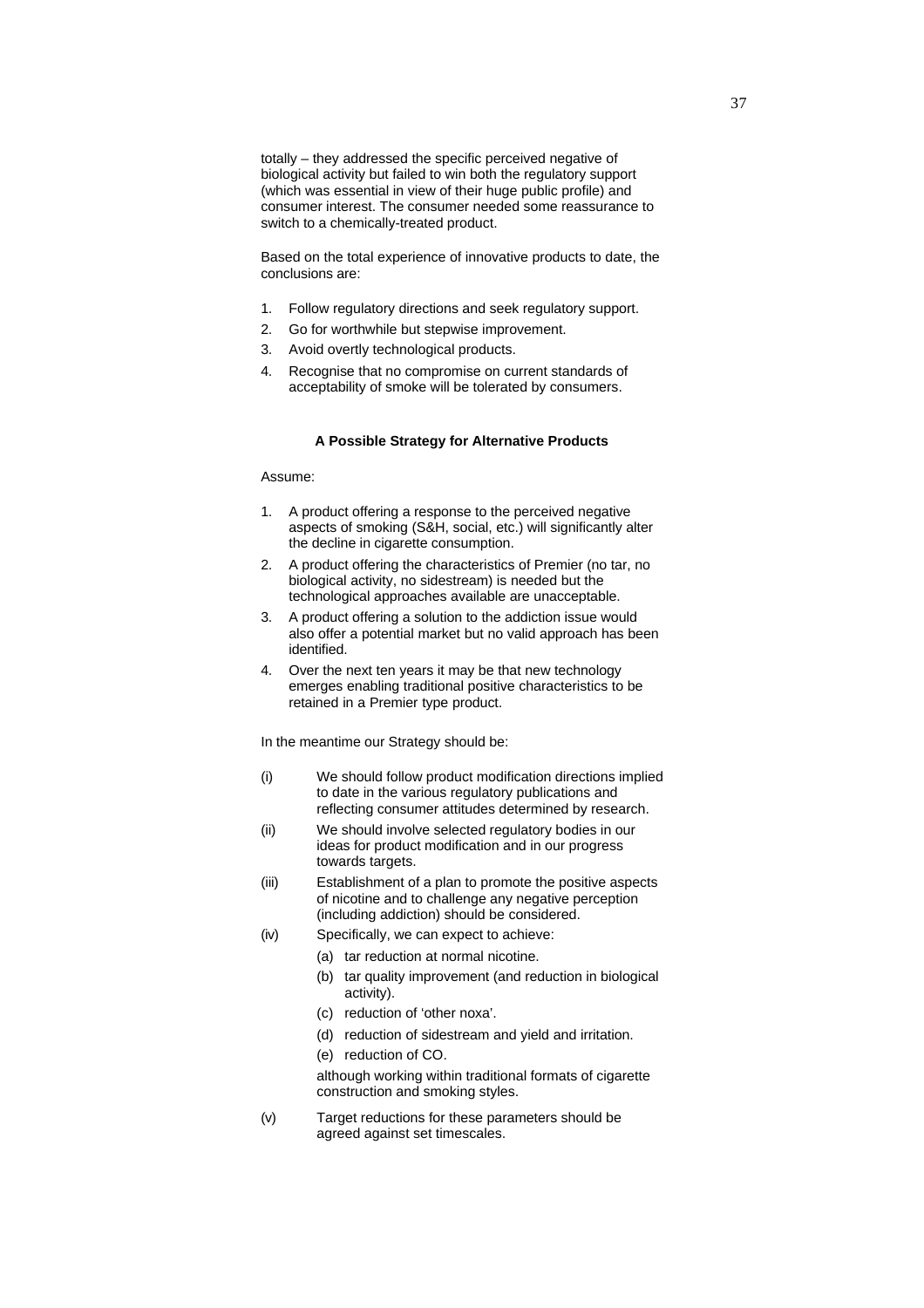totally – they addressed the specific perceived negative of biological activity but failed to win both the regulatory support (which was essential in view of their huge public profile) and consumer interest. The consumer needed some reassurance to switch to a chemically-treated product.

Based on the total experience of innovative products to date, the conclusions are:

1. Follow regulatory directions and seek regulatory support.
2. Go for worthwhile but stepwise improvement.
3. Avoid overtly technological products.
4. Recognise that no compromise on current standards of acceptability of smoke will be tolerated by consumers.

### A Possible Strategy for Alternative Products

Assume:

1. A product offering a response to the perceived negative aspects of smoking (S&H, social, etc.) will significantly alter the decline in cigarette consumption.
2. A product offering the characteristics of Premier (no tar, no biological activity, no sidestream) is needed but the technological approaches available are unacceptable.
3. A product offering a solution to the addiction issue would also offer a potential market but no valid approach has been identified.
4. Over the next ten years it may be that new technology emerges enabling traditional positive characteristics to be retained in a Premier type product.

In the meantime our Strategy should be:

(i) We should follow product modification directions implied to date in the various regulatory publications and reflecting consumer attitudes determined by research.

(ii) We should involve selected regulatory bodies in our ideas for product modification and in our progress towards targets.

(iii) Establishment of a plan to promote the positive aspects of nicotine and to challenge any negative perception (including addiction) should be considered.

(iv) Specifically, we can expect to achieve:

   (a) tar reduction at normal nicotine.
   (b) tar quality improvement (and reduction in biological activity).
   (c) reduction of 'other noxa'.
   (d) reduction of sidestream and yield and irritation.
   (e) reduction of CO.

   although working within traditional formats of cigarette construction and smoking styles.

(v) Target reductions for these parameters should be agreed against set timescales.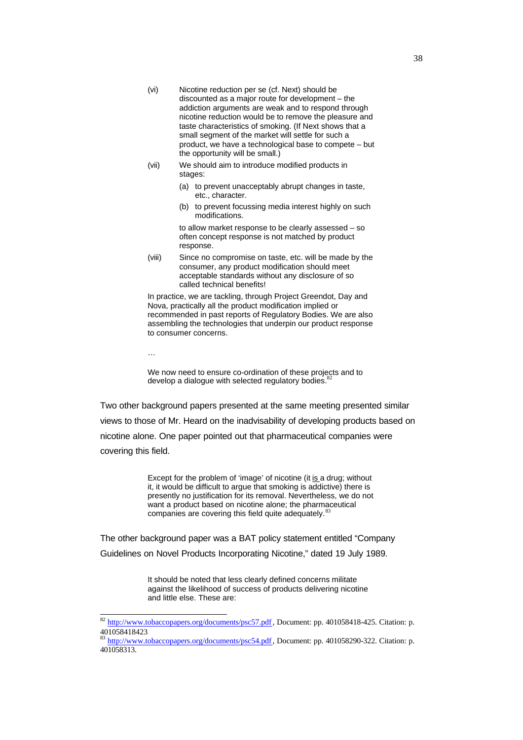(vi) Nicotine reduction per se (cf. Next) should be discounted as a major route for development – the addiction arguments are weak and to respond through nicotine reduction would be to remove the pleasure and taste characteristics of smoking. (If Next shows that a small segment of the market will settle for such a product, we have a technological base to compete – but the opportunity will be small.)

(vii) We should aim to introduce modified products in stages:

  (a) to prevent unacceptably abrupt changes in taste, etc., character.

  (b) to prevent focussing media interest highly on such modifications.

  to allow market response to be clearly assessed – so often concept response is not matched by product response.

(viii) Since no compromise on taste, etc. will be made by the consumer, any product modification should meet acceptable standards without any disclosure of so called technical benefits!

> In practice, we are tackling, through Project Greendot, Day and Nova, practically all the product modification implied or recommended in past reports of Regulatory Bodies. We are also assembling the technologies that underpin our product response to consumer concerns.
>
> …
>
> We now need to ensure co-ordination of these projects and to develop a dialogue with selected regulatory bodies.[82]

Two other background papers presented at the same meeting presented similar views to those of Mr. Heard on the inadvisability of developing products based on nicotine alone. One paper pointed out that pharmaceutical companies were covering this field.

> Except for the problem of 'image' of nicotine (it is a drug; without it, it would be difficult to argue that smoking is addictive) there is presently no justification for its removal. Nevertheless, we do not want a product based on nicotine alone; the pharmaceutical companies are covering this field quite adequately.[83]

The other background paper was a BAT policy statement entitled "Company Guidelines on Novel Products Incorporating Nicotine," dated 19 July 1989.

> It should be noted that less clearly defined concerns militate against the likelihood of success of products delivering nicotine and little else. These are:

---

[82] http://www.tobaccopapers.org/documents/psc57.pdf, Document: pp. 401058418-425. Citation: p. 401058418423

[83] http://www.tobaccopapers.org/documents/psc54.pdf, Document: pp. 401058290-322. Citation: p. 401058313.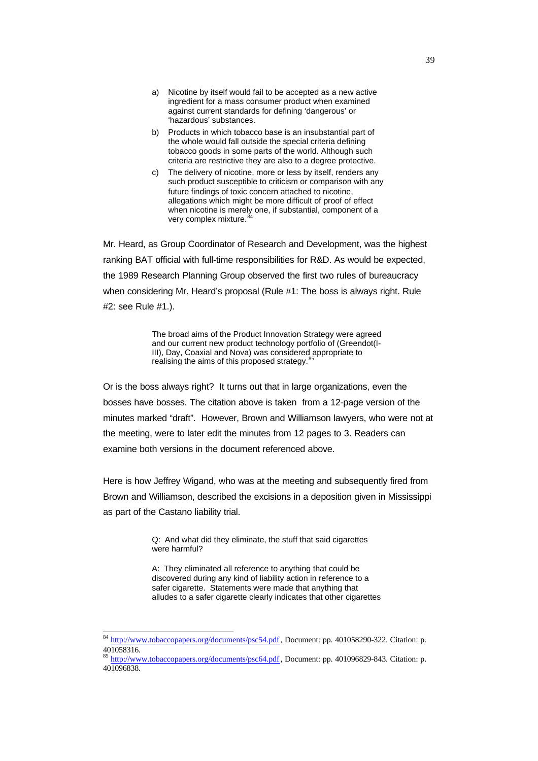> a) Nicotine by itself would fail to be accepted as a new active ingredient for a mass consumer product when examined against current standards for defining 'dangerous' or 'hazardous' substances.
>
> b) Products in which tobacco base is an insubstantial part of the whole would fall outside the special criteria defining tobacco goods in some parts of the world. Although such criteria are restrictive they are also to a degree protective.
>
> c) The delivery of nicotine, more or less by itself, renders any such product susceptible to criticism or comparison with any future findings of toxic concern attached to nicotine, allegations which might be more difficult of proof of effect when nicotine is merely one, if substantial, component of a very complex mixture.[84]

Mr. Heard, as Group Coordinator of Research and Development, was the highest ranking BAT official with full-time responsibilities for R&D. As would be expected, the 1989 Research Planning Group observed the first two rules of bureaucracy when considering Mr. Heard's proposal (Rule #1: The boss is always right. Rule #2: see Rule #1.).

> The broad aims of the Product Innovation Strategy were agreed and our current new product technology portfolio of (Greendot(I-III), Day, Coaxial and Nova) was considered appropriate to realising the aims of this proposed strategy.[85]

Or is the boss always right? It turns out that in large organizations, even the bosses have bosses. The citation above is taken from a 12-page version of the minutes marked "draft". However, Brown and Williamson lawyers, who were not at the meeting, were to later edit the minutes from 12 pages to 3. Readers can examine both versions in the document referenced above.

Here is how Jeffrey Wigand, who was at the meeting and subsequently fired from Brown and Williamson, described the excisions in a deposition given in Mississippi as part of the Castano liability trial.

> Q: And what did they eliminate, the stuff that said cigarettes were harmful?
>
> A: They eliminated all reference to anything that could be discovered during any kind of liability action in reference to a safer cigarette. Statements were made that anything that alludes to a safer cigarette clearly indicates that other cigarettes

---

[84] http://www.tobaccopapers.org/documents/psc54.pdf, Document: pp. 401058290-322. Citation: p. 401058316.

[85] http://www.tobaccopapers.org/documents/psc64.pdf, Document: pp. 401096829-843. Citation: p. 401096838.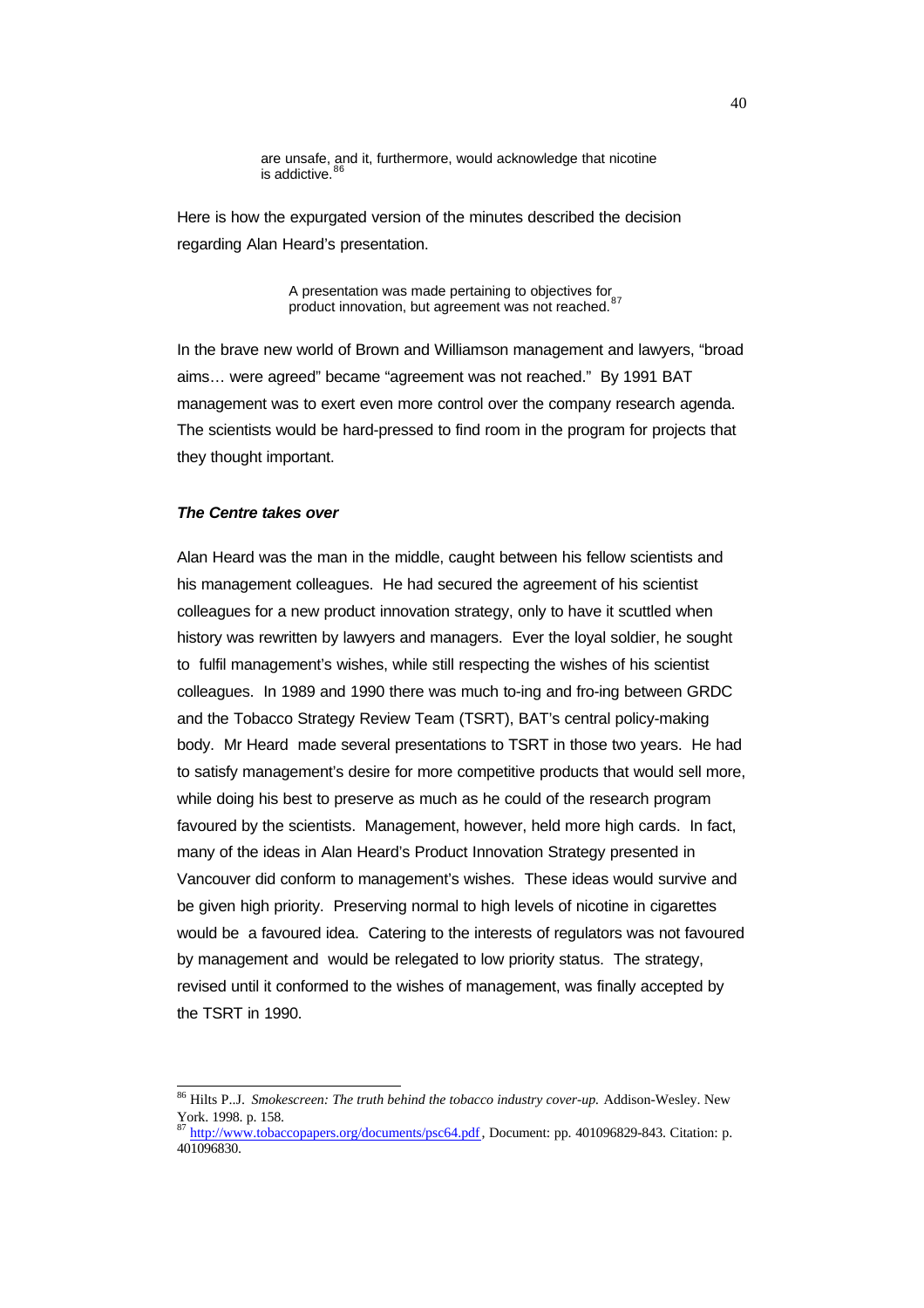> are unsafe, and it, furthermore, would acknowledge that nicotine is addictive.[86]

Here is how the expurgated version of the minutes described the decision regarding Alan Heard's presentation.

> A presentation was made pertaining to objectives for product innovation, but agreement was not reached.[87]

In the brave new world of Brown and Williamson management and lawyers, "broad aims… were agreed" became "agreement was not reached." By 1991 BAT management was to exert even more control over the company research agenda. The scientists would be hard-pressed to find room in the program for projects that they thought important.

### *The Centre takes over*

Alan Heard was the man in the middle, caught between his fellow scientists and his management colleagues. He had secured the agreement of his scientist colleagues for a new product innovation strategy, only to have it scuttled when history was rewritten by lawyers and managers. Ever the loyal soldier, he sought to fulfil management's wishes, while still respecting the wishes of his scientist colleagues. In 1989 and 1990 there was much to-ing and fro-ing between GRDC and the Tobacco Strategy Review Team (TSRT), BAT's central policy-making body. Mr Heard made several presentations to TSRT in those two years. He had to satisfy management's desire for more competitive products that would sell more, while doing his best to preserve as much as he could of the research program favoured by the scientists. Management, however, held more high cards. In fact, many of the ideas in Alan Heard's Product Innovation Strategy presented in Vancouver did conform to management's wishes. These ideas would survive and be given high priority. Preserving normal to high levels of nicotine in cigarettes would be a favoured idea. Catering to the interests of regulators was not favoured by management and would be relegated to low priority status. The strategy, revised until it conformed to the wishes of management, was finally accepted by the TSRT in 1990.

---

[86] Hilts P..J. *Smokescreen: The truth behind the tobacco industry cover-up.* Addison-Wesley. New York. 1998. p. 158.

[87] http://www.tobaccopapers.org/documents/psc64.pdf, Document: pp. 401096829-843. Citation: p. 401096830.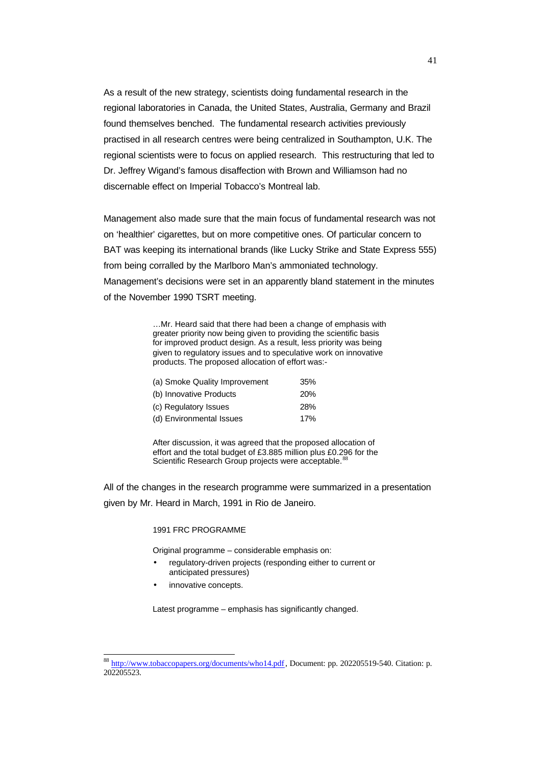As a result of the new strategy, scientists doing fundamental research in the regional laboratories in Canada, the United States, Australia, Germany and Brazil found themselves benched. The fundamental research activities previously practised in all research centres were being centralized in Southampton, U.K. The regional scientists were to focus on applied research. This restructuring that led to Dr. Jeffrey Wigand's famous disaffection with Brown and Williamson had no discernable effect on Imperial Tobacco's Montreal lab.

Management also made sure that the main focus of fundamental research was not on 'healthier' cigarettes, but on more competitive ones. Of particular concern to BAT was keeping its international brands (like Lucky Strike and State Express 555) from being corralled by the Marlboro Man's ammoniated technology. Management's decisions were set in an apparently bland statement in the minutes of the November 1990 TSRT meeting.

> …Mr. Heard said that there had been a change of emphasis with greater priority now being given to providing the scientific basis for improved product design. As a result, less priority was being given to regulatory issues and to speculative work on innovative products. The proposed allocation of effort was:-
>
> | | |
> |---|---|
> | (a) Smoke Quality Improvement | 35% |
> | (b) Innovative Products | 20% |
> | (c) Regulatory Issues | 28% |
> | (d) Environmental Issues | 17% |
>
> After discussion, it was agreed that the proposed allocation of effort and the total budget of £3.885 million plus £0.296 for the Scientific Research Group projects were acceptable.[88]

All of the changes in the research programme were summarized in a presentation given by Mr. Heard in March, 1991 in Rio de Janeiro.

> 1991 FRC PROGRAMME
>
> Original programme – considerable emphasis on:
>
> - regulatory-driven projects (responding either to current or anticipated pressures)
> - innovative concepts.
>
> Latest programme – emphasis has significantly changed.

---

[88] http://www.tobaccopapers.org/documents/who14.pdf, Document: pp. 202205519-540. Citation: p. 202205523.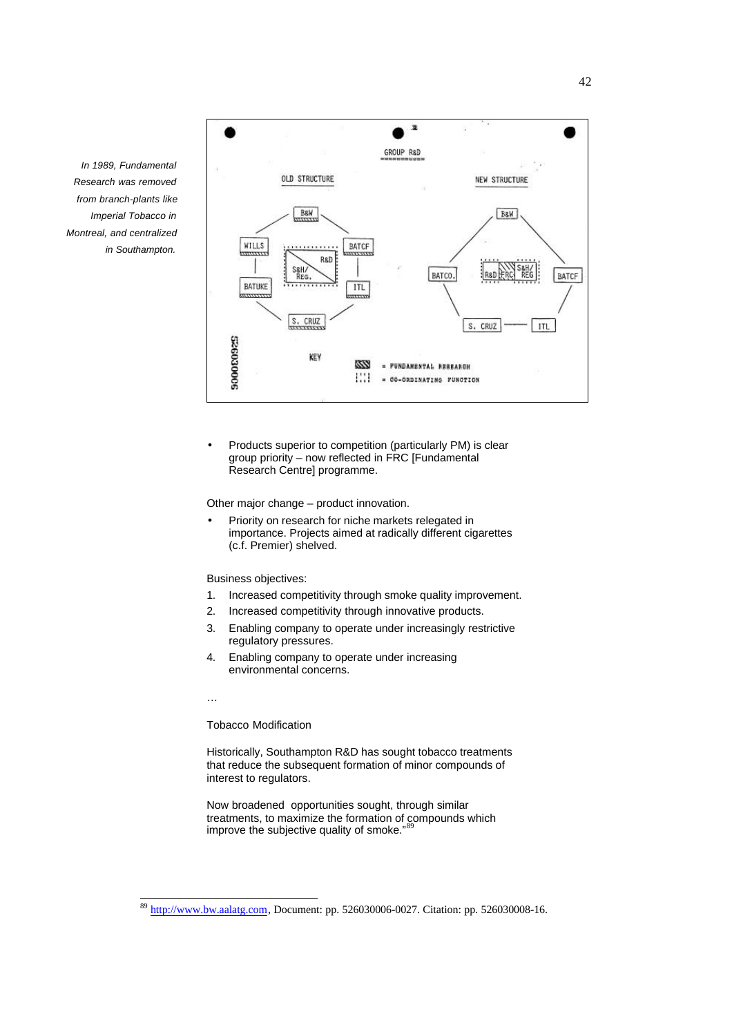*In 1989, Fundamental Research was removed from branch-plants like Imperial Tobacco in Montreal, and centralized in Southampton.*

GROUP R&D

OLD STRUCTURE — NEW STRUCTURE

KEY

= FUNDAMENTAL RESEARCH

= CO-ORDINATING FUNCTION

- Products superior to competition (particularly PM) is clear group priority – now reflected in FRC [Fundamental Research Centre] programme.

Other major change – product innovation.

- Priority on research for niche markets relegated in importance. Projects aimed at radically different cigarettes (c.f. Premier) shelved.

Business objectives:

1. Increased competitivity through smoke quality improvement.
2. Increased competitivity through innovative products.
3. Enabling company to operate under increasingly restrictive regulatory pressures.
4. Enabling company to operate under increasing environmental concerns.

…

Tobacco Modification

Historically, Southampton R&D has sought tobacco treatments that reduce the subsequent formation of minor compounds of interest to regulators.

Now broadened opportunities sought, through similar treatments, to maximize the formation of compounds which improve the subjective quality of smoke."[89]

---

[89] http://www.bw.aalatg.com, Document: pp. 526030006-0027. Citation: pp. 526030008-16.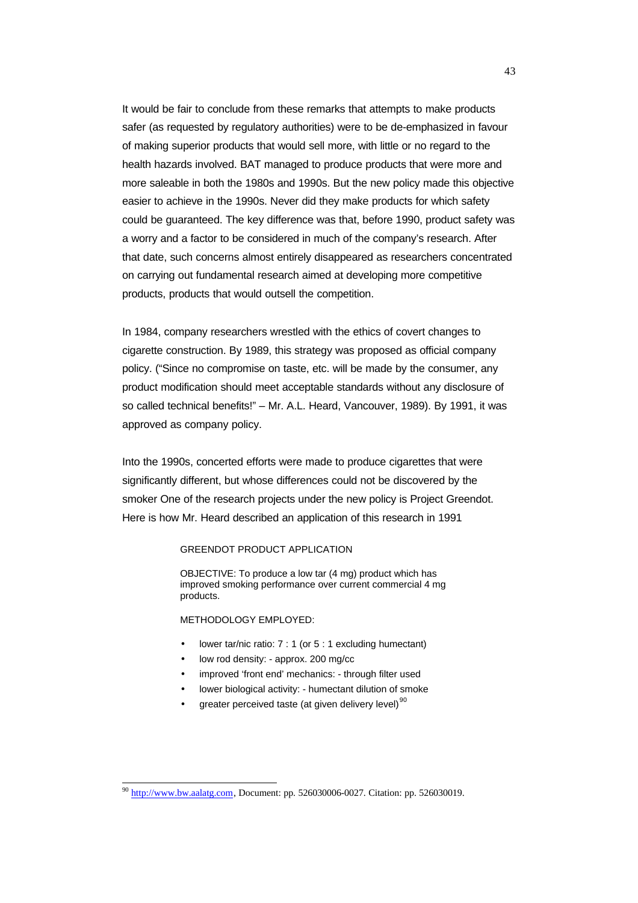It would be fair to conclude from these remarks that attempts to make products safer (as requested by regulatory authorities) were to be de-emphasized in favour of making superior products that would sell more, with little or no regard to the health hazards involved. BAT managed to produce products that were more and more saleable in both the 1980s and 1990s. But the new policy made this objective easier to achieve in the 1990s. Never did they make products for which safety could be guaranteed. The key difference was that, before 1990, product safety was a worry and a factor to be considered in much of the company's research. After that date, such concerns almost entirely disappeared as researchers concentrated on carrying out fundamental research aimed at developing more competitive products, products that would outsell the competition.

In 1984, company researchers wrestled with the ethics of covert changes to cigarette construction. By 1989, this strategy was proposed as official company policy. ("Since no compromise on taste, etc. will be made by the consumer, any product modification should meet acceptable standards without any disclosure of so called technical benefits!" – Mr. A.L. Heard, Vancouver, 1989). By 1991, it was approved as company policy.

Into the 1990s, concerted efforts were made to produce cigarettes that were significantly different, but whose differences could not be discovered by the smoker One of the research projects under the new policy is Project Greendot. Here is how Mr. Heard described an application of this research in 1991

> GREENDOT PRODUCT APPLICATION
>
> OBJECTIVE: To produce a low tar (4 mg) product which has improved smoking performance over current commercial 4 mg products.
>
> METHODOLOGY EMPLOYED:
>
> - lower tar/nic ratio: 7 : 1 (or 5 : 1 excluding humectant)
> - low rod density: - approx. 200 mg/cc
> - improved 'front end' mechanics: - through filter used
> - lower biological activity: - humectant dilution of smoke
> - greater perceived taste (at given delivery level)[90]

[90] http://www.bw.aalatg.com, Document: pp. 526030006-0027. Citation: pp. 526030019.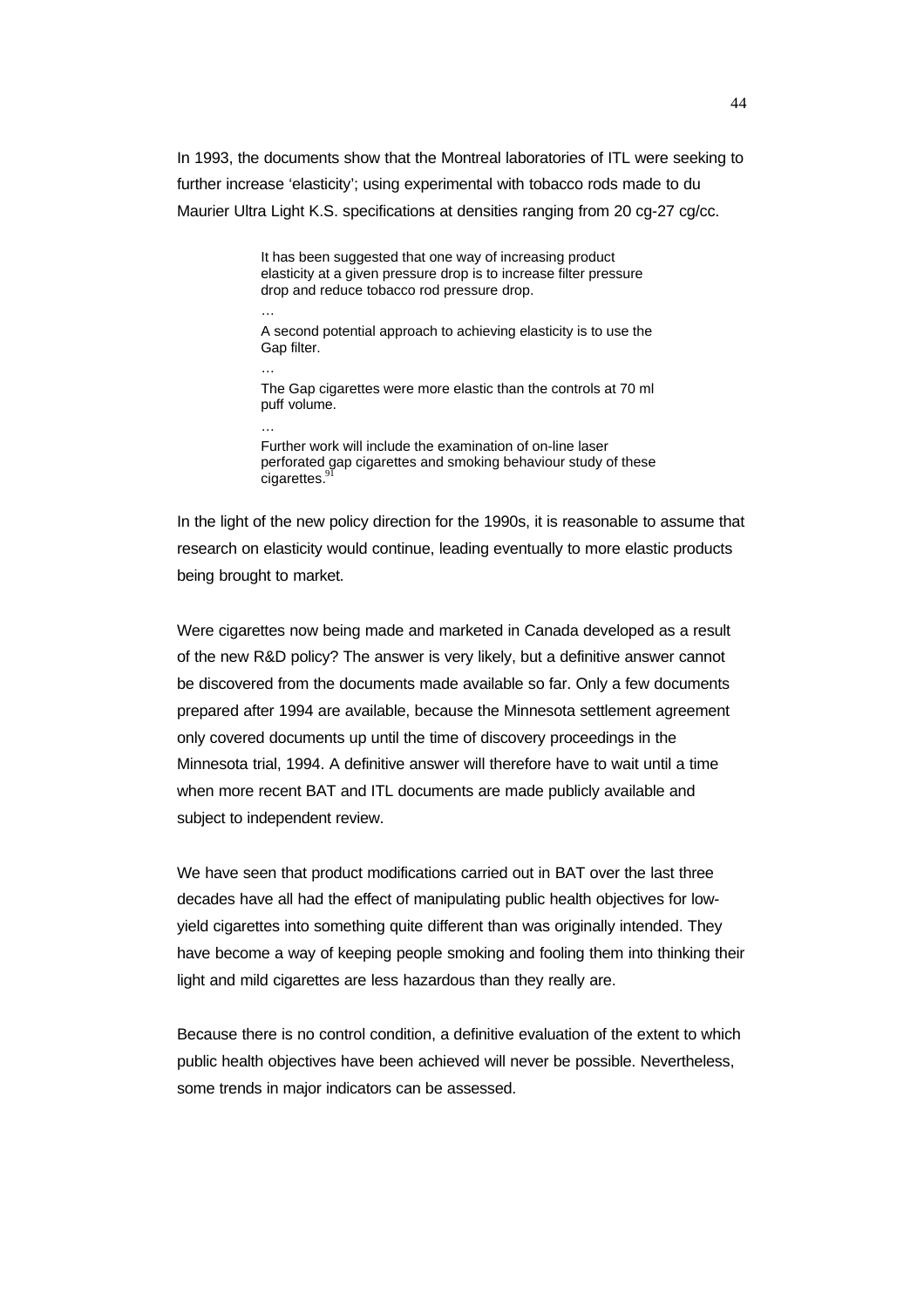In 1993, the documents show that the Montreal laboratories of ITL were seeking to further increase 'elasticity'; using experimental with tobacco rods made to du Maurier Ultra Light K.S. specifications at densities ranging from 20 cg-27 cg/cc.

> It has been suggested that one way of increasing product elasticity at a given pressure drop is to increase filter pressure drop and reduce tobacco rod pressure drop.
>
> …
>
> A second potential approach to achieving elasticity is to use the Gap filter.
>
> …
>
> The Gap cigarettes were more elastic than the controls at 70 ml puff volume.
>
> …
>
> Further work will include the examination of on-line laser perforated gap cigarettes and smoking behaviour study of these cigarettes.[91]

In the light of the new policy direction for the 1990s, it is reasonable to assume that research on elasticity would continue, leading eventually to more elastic products being brought to market.

Were cigarettes now being made and marketed in Canada developed as a result of the new R&D policy? The answer is very likely, but a definitive answer cannot be discovered from the documents made available so far. Only a few documents prepared after 1994 are available, because the Minnesota settlement agreement only covered documents up until the time of discovery proceedings in the Minnesota trial, 1994. A definitive answer will therefore have to wait until a time when more recent BAT and ITL documents are made publicly available and subject to independent review.

We have seen that product modifications carried out in BAT over the last three decades have all had the effect of manipulating public health objectives for low-yield cigarettes into something quite different than was originally intended. They have become a way of keeping people smoking and fooling them into thinking their light and mild cigarettes are less hazardous than they really are.

Because there is no control condition, a definitive evaluation of the extent to which public health objectives have been achieved will never be possible. Nevertheless, some trends in major indicators can be assessed.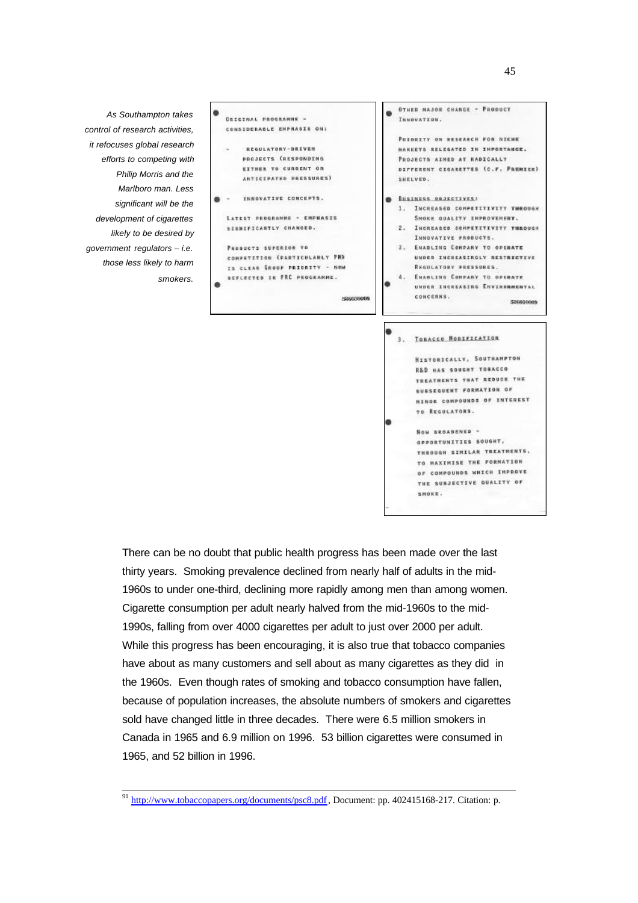*As Southampton takes control of research activities, it refocuses global research efforts to competing with Philip Morris and the Marlboro man. Less significant will be the development of cigarettes likely to be desired by government regulators – i.e. those less likely to harm smokers.*

- ORIGINAL PROGRAMME – CONSIDERABLE EMPHASIS ON:
  - REGULATORY-DRIVEN PROJECTS (RESPONDING EITHER TO CURRENT OR ANTICIPATED PRESSURES)
- INNOVATIVE CONCEPTS.

LATEST PROGRAMME – EMPHASIS SIGNIFICANTLY CHANGED.

PRODUCTS SUPERIOR TO COMPETITION (PARTICULARLY PM) IS CLEAR GROUP PRIORITY – NOW REFLECTED IN FRC PROGRAMME.

- OTHER MAJOR CHANGE – PRODUCT INNOVATION.

PRIORITY ON RESEARCH FOR NICHE MARKETS RELEGATED IN IMPORTANCE. PROJECTS AIMED AT RADICALLY DIFFERENT CIGARETTES (C.F. PREMIER) SHELVED.

- BUSINESS OBJECTIVES:
  1. INCREASED COMPETITIVITY THROUGH SMOKE QUALITY IMPROVEMENT.
  2. INCREASED COMPETITIVITY THROUGH INNOVATIVE PRODUCTS.
  3. ENABLING COMPANY TO OPERATE UNDER INCREASINGLY RESTRICTIVE REGULATORY PRESSURES.
  4. ENABLING COMPANY TO OPERATE UNDER INCREASING ENVIRONMENTAL CONCERNS.

3. TOBACCO MODIFICATION

- HISTORICALLY, SOUTHAMPTON R&D HAS SOUGHT TOBACCO TREATMENTS THAT REDUCE THE SUBSEQUENT FORMATION OF MINOR COMPOUNDS OF INTEREST TO REGULATORS.
- NOW BROADENED – OPPORTUNITIES SOUGHT, THROUGH SIMILAR TREATMENTS, TO MAXIMISE THE FORMATION OF COMPOUNDS WHICH IMPROVE THE SUBJECTIVE QUALITY OF SMOKE.

There can be no doubt that public health progress has been made over the last thirty years. Smoking prevalence declined from nearly half of adults in the mid-1960s to under one-third, declining more rapidly among men than among women. Cigarette consumption per adult nearly halved from the mid-1960s to the mid-1990s, falling from over 4000 cigarettes per adult to just over 2000 per adult. While this progress has been encouraging, it is also true that tobacco companies have about as many customers and sell about as many cigarettes as they did in the 1960s. Even though rates of smoking and tobacco consumption have fallen, because of population increases, the absolute numbers of smokers and cigarettes sold have changed little in three decades. There were 6.5 million smokers in Canada in 1965 and 6.9 million on 1996. 53 billion cigarettes were consumed in 1965, and 52 billion in 1996.

---

[91] http://www.tobaccopapers.org/documents/psc8.pdf, Document: pp. 402415168-217. Citation: p.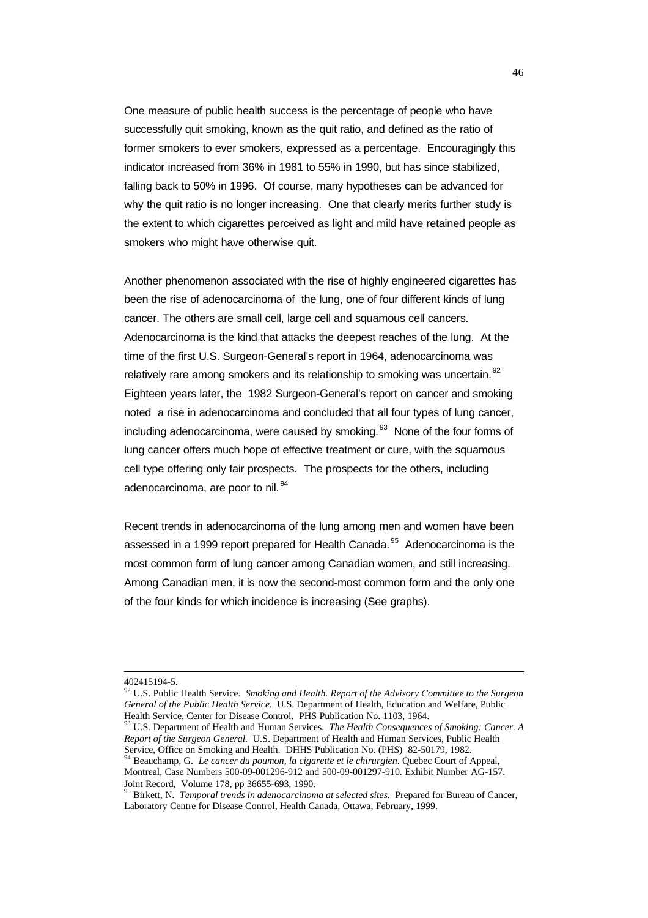One measure of public health success is the percentage of people who have successfully quit smoking, known as the quit ratio, and defined as the ratio of former smokers to ever smokers, expressed as a percentage. Encouragingly this indicator increased from 36% in 1981 to 55% in 1990, but has since stabilized, falling back to 50% in 1996. Of course, many hypotheses can be advanced for why the quit ratio is no longer increasing. One that clearly merits further study is the extent to which cigarettes perceived as light and mild have retained people as smokers who might have otherwise quit.

Another phenomenon associated with the rise of highly engineered cigarettes has been the rise of adenocarcinoma of the lung, one of four different kinds of lung cancer. The others are small cell, large cell and squamous cell cancers. Adenocarcinoma is the kind that attacks the deepest reaches of the lung. At the time of the first U.S. Surgeon-General's report in 1964, adenocarcinoma was relatively rare among smokers and its relationship to smoking was uncertain.[92] Eighteen years later, the 1982 Surgeon-General's report on cancer and smoking noted a rise in adenocarcinoma and concluded that all four types of lung cancer, including adenocarcinoma, were caused by smoking.[93] None of the four forms of lung cancer offers much hope of effective treatment or cure, with the squamous cell type offering only fair prospects. The prospects for the others, including adenocarcinoma, are poor to nil.[94]

Recent trends in adenocarcinoma of the lung among men and women have been assessed in a 1999 report prepared for Health Canada.[95] Adenocarcinoma is the most common form of lung cancer among Canadian women, and still increasing. Among Canadian men, it is now the second-most common form and the only one of the four kinds for which incidence is increasing (See graphs).

---

402415194-5.

[92] U.S. Public Health Service. *Smoking and Health. Report of the Advisory Committee to the Surgeon General of the Public Health Service.* U.S. Department of Health, Education and Welfare, Public Health Service, Center for Disease Control. PHS Publication No. 1103, 1964.

[93] U.S. Department of Health and Human Services. *The Health Consequences of Smoking: Cancer. A Report of the Surgeon General.* U.S. Department of Health and Human Services, Public Health Service, Office on Smoking and Health. DHHS Publication No. (PHS) 82-50179, 1982.

[94] Beauchamp, G. *Le cancer du poumon, la cigarette et le chirurgien*. Quebec Court of Appeal, Montreal, Case Numbers 500-09-001296-912 and 500-09-001297-910. Exhibit Number AG-157. Joint Record, Volume 178, pp 36655-693, 1990.

[95] Birkett, N. *Temporal trends in adenocarcinoma at selected sites.* Prepared for Bureau of Cancer, Laboratory Centre for Disease Control, Health Canada, Ottawa, February, 1999.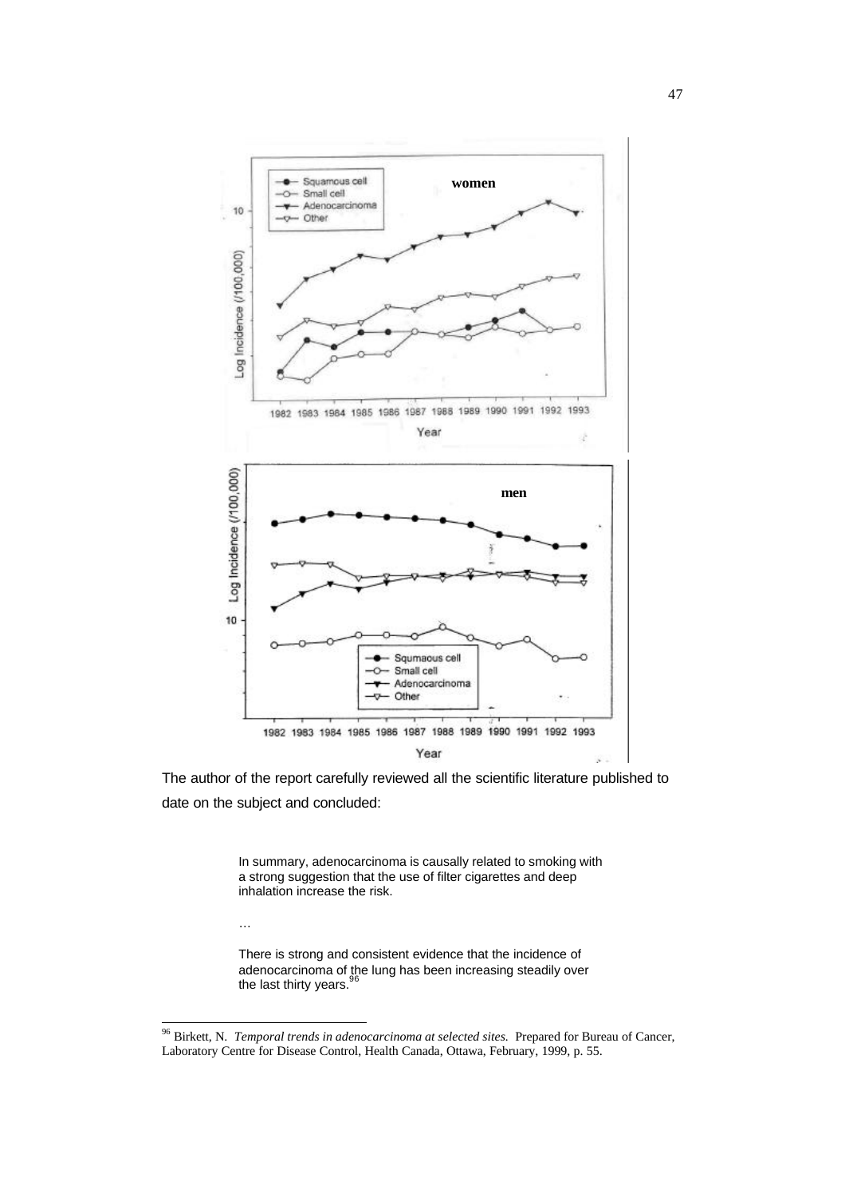The author of the report carefully reviewed all the scientific literature published to date on the subject and concluded:

> In summary, adenocarcinoma is causally related to smoking with a strong suggestion that the use of filter cigarettes and deep inhalation increase the risk.
>
> …
>
> There is strong and consistent evidence that the incidence of adenocarcinoma of the lung has been increasing steadily over the last thirty years.[96]

---

[96] Birkett, N. *Temporal trends in adenocarcinoma at selected sites.* Prepared for Bureau of Cancer, Laboratory Centre for Disease Control, Health Canada, Ottawa, February, 1999, p. 55.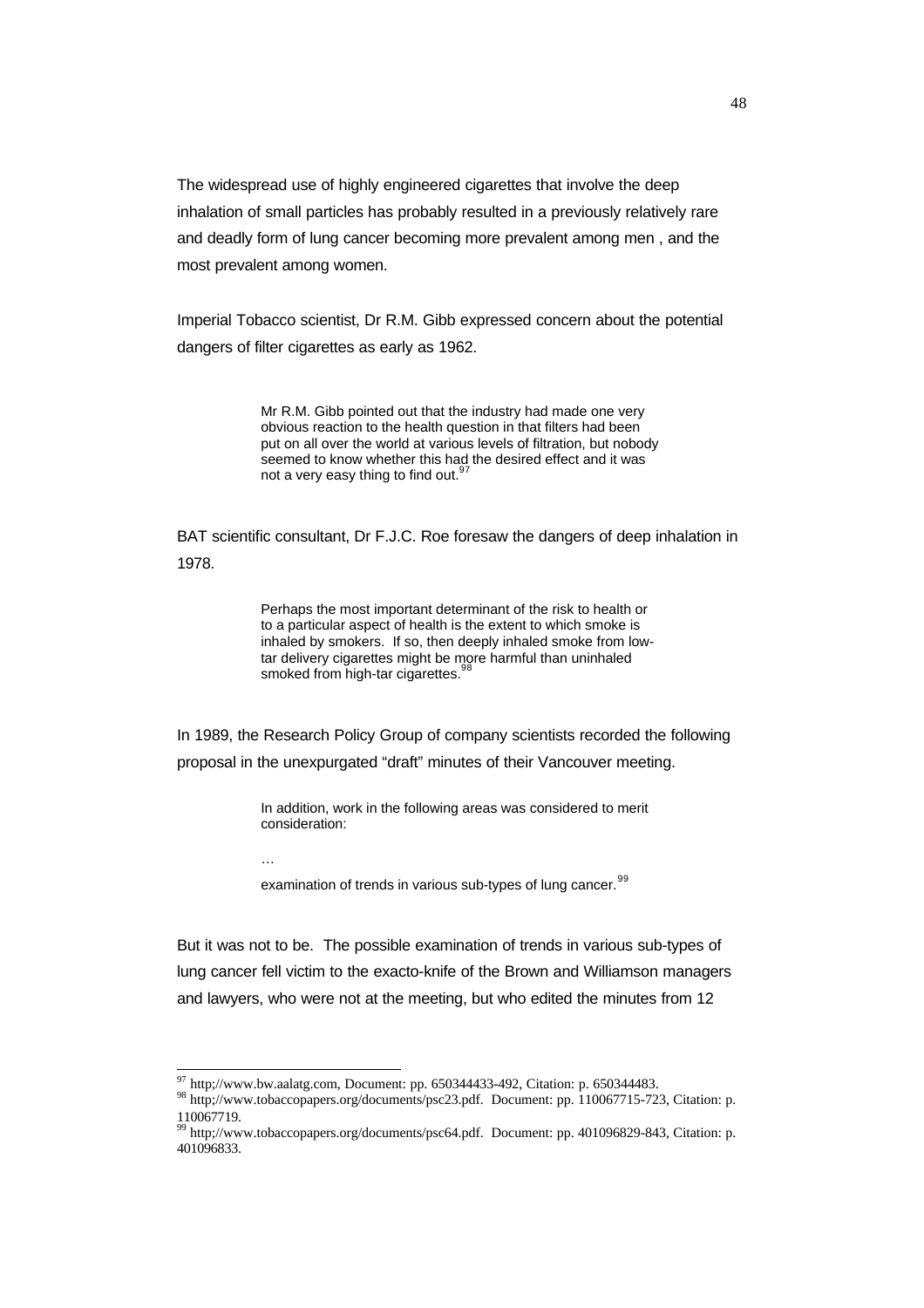The widespread use of highly engineered cigarettes that involve the deep inhalation of small particles has probably resulted in a previously relatively rare and deadly form of lung cancer becoming more prevalent among men , and the most prevalent among women.

Imperial Tobacco scientist, Dr R.M. Gibb expressed concern about the potential dangers of filter cigarettes as early as 1962.

> Mr R.M. Gibb pointed out that the industry had made one very obvious reaction to the health question in that filters had been put on all over the world at various levels of filtration, but nobody seemed to know whether this had the desired effect and it was not a very easy thing to find out.[97]

BAT scientific consultant, Dr F.J.C. Roe foresaw the dangers of deep inhalation in 1978.

> Perhaps the most important determinant of the risk to health or to a particular aspect of health is the extent to which smoke is inhaled by smokers. If so, then deeply inhaled smoke from low-tar delivery cigarettes might be more harmful than uninhaled smoked from high-tar cigarettes.[98]

In 1989, the Research Policy Group of company scientists recorded the following proposal in the unexpurgated "draft" minutes of their Vancouver meeting.

> In addition, work in the following areas was considered to merit consideration:
>
> …
>
> examination of trends in various sub-types of lung cancer.[99]

But it was not to be. The possible examination of trends in various sub-types of lung cancer fell victim to the exacto-knife of the Brown and Williamson managers and lawyers, who were not at the meeting, but who edited the minutes from 12

---

[97] http;//www.bw.aalatg.com, Document: pp. 650344433-492, Citation: p. 650344483.

[98] http;//www.tobaccopapers.org/documents/psc23.pdf. Document: pp. 110067715-723, Citation: p. 110067719.

[99] http;//www.tobaccopapers.org/documents/psc64.pdf. Document: pp. 401096829-843, Citation: p. 401096833.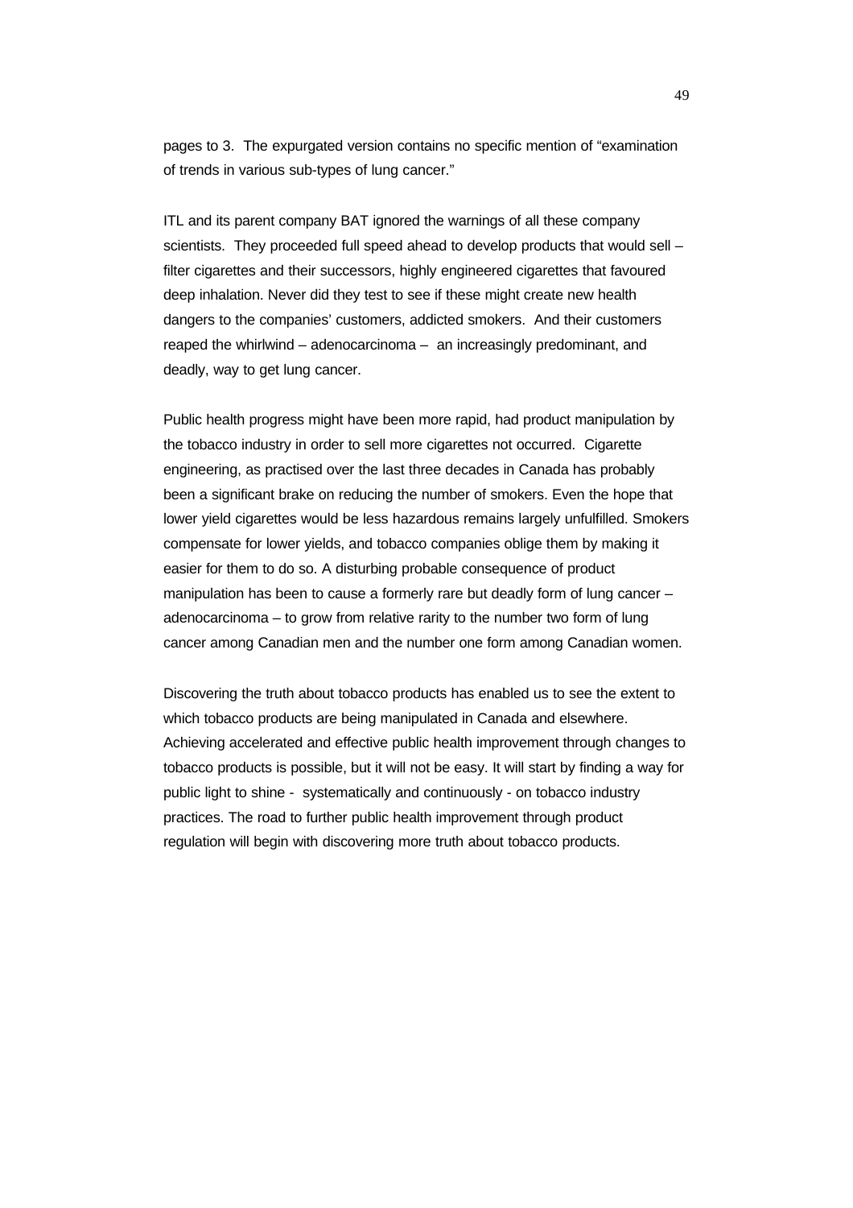pages to 3. The expurgated version contains no specific mention of "examination of trends in various sub-types of lung cancer."

ITL and its parent company BAT ignored the warnings of all these company scientists. They proceeded full speed ahead to develop products that would sell – filter cigarettes and their successors, highly engineered cigarettes that favoured deep inhalation. Never did they test to see if these might create new health dangers to the companies' customers, addicted smokers. And their customers reaped the whirlwind – adenocarcinoma – an increasingly predominant, and deadly, way to get lung cancer.

Public health progress might have been more rapid, had product manipulation by the tobacco industry in order to sell more cigarettes not occurred. Cigarette engineering, as practised over the last three decades in Canada has probably been a significant brake on reducing the number of smokers. Even the hope that lower yield cigarettes would be less hazardous remains largely unfulfilled. Smokers compensate for lower yields, and tobacco companies oblige them by making it easier for them to do so. A disturbing probable consequence of product manipulation has been to cause a formerly rare but deadly form of lung cancer – adenocarcinoma – to grow from relative rarity to the number two form of lung cancer among Canadian men and the number one form among Canadian women.

Discovering the truth about tobacco products has enabled us to see the extent to which tobacco products are being manipulated in Canada and elsewhere. Achieving accelerated and effective public health improvement through changes to tobacco products is possible, but it will not be easy. It will start by finding a way for public light to shine - systematically and continuously - on tobacco industry practices. The road to further public health improvement through product regulation will begin with discovering more truth about tobacco products.